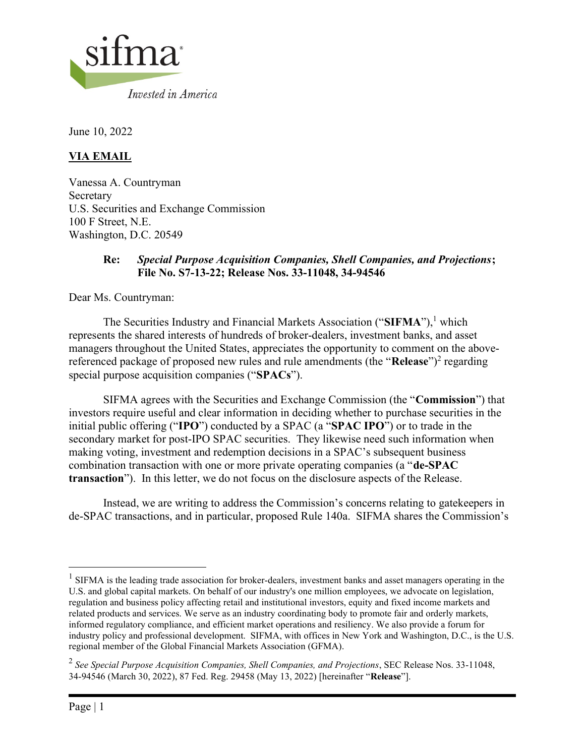sifma

*Invested in America*

June 10, 2022

**VIA EMAIL**

Vanessa A. Countryman
Secretary
U.S. Securities and Exchange Commission
100 F Street, N.E.
Washington, D.C. 20549

> **Re:** ***Special Purpose Acquisition Companies, Shell Companies, and Projections*; File No. S7-13-22; Release Nos. 33-11048, 34-94546**

Dear Ms. Countryman:

The Securities Industry and Financial Markets Association ("**SIFMA**"),[1] which represents the shared interests of hundreds of broker-dealers, investment banks, and asset managers throughout the United States, appreciates the opportunity to comment on the above-referenced package of proposed new rules and rule amendments (the "**Release**")[2] regarding special purpose acquisition companies ("**SPACs**").

SIFMA agrees with the Securities and Exchange Commission (the "**Commission**") that investors require useful and clear information in deciding whether to purchase securities in the initial public offering ("**IPO**") conducted by a SPAC (a "**SPAC IPO**") or to trade in the secondary market for post-IPO SPAC securities. They likewise need such information when making voting, investment and redemption decisions in a SPAC's subsequent business combination transaction with one or more private operating companies (a "**de-SPAC transaction**"). In this letter, we do not focus on the disclosure aspects of the Release.

Instead, we are writing to address the Commission's concerns relating to gatekeepers in de-SPAC transactions, and in particular, proposed Rule 140a. SIFMA shares the Commission's

---

[1] SIFMA is the leading trade association for broker-dealers, investment banks and asset managers operating in the U.S. and global capital markets. On behalf of our industry's one million employees, we advocate on legislation, regulation and business policy affecting retail and institutional investors, equity and fixed income markets and related products and services. We serve as an industry coordinating body to promote fair and orderly markets, informed regulatory compliance, and efficient market operations and resiliency. We also provide a forum for industry policy and professional development. SIFMA, with offices in New York and Washington, D.C., is the U.S. regional member of the Global Financial Markets Association (GFMA).

[2] *See Special Purpose Acquisition Companies, Shell Companies, and Projections*, SEC Release Nos. 33-11048, 34-94546 (March 30, 2022), 87 Fed. Reg. 29458 (May 13, 2022) [hereinafter "**Release**"].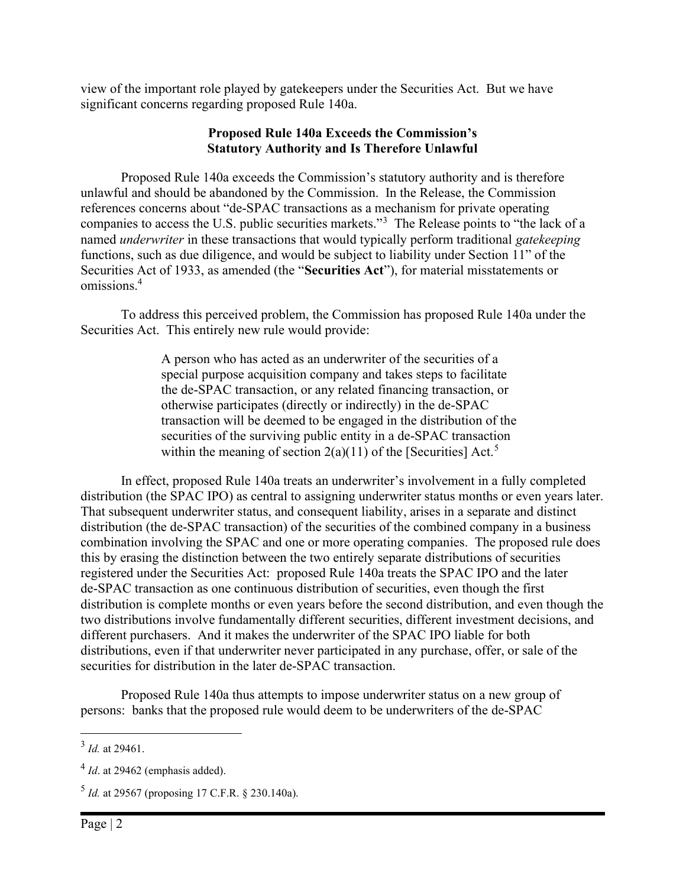view of the important role played by gatekeepers under the Securities Act. But we have significant concerns regarding proposed Rule 140a.

**Proposed Rule 140a Exceeds the Commission's Statutory Authority and Is Therefore Unlawful**

Proposed Rule 140a exceeds the Commission's statutory authority and is therefore unlawful and should be abandoned by the Commission. In the Release, the Commission references concerns about "de-SPAC transactions as a mechanism for private operating companies to access the U.S. public securities markets."[3] The Release points to "the lack of a named *underwriter* in these transactions that would typically perform traditional *gatekeeping* functions, such as due diligence, and would be subject to liability under Section 11" of the Securities Act of 1933, as amended (the "**Securities Act**"), for material misstatements or omissions.[4]

To address this perceived problem, the Commission has proposed Rule 140a under the Securities Act. This entirely new rule would provide:

> A person who has acted as an underwriter of the securities of a special purpose acquisition company and takes steps to facilitate the de-SPAC transaction, or any related financing transaction, or otherwise participates (directly or indirectly) in the de-SPAC transaction will be deemed to be engaged in the distribution of the securities of the surviving public entity in a de-SPAC transaction within the meaning of section 2(a)(11) of the [Securities] Act.[5]

In effect, proposed Rule 140a treats an underwriter's involvement in a fully completed distribution (the SPAC IPO) as central to assigning underwriter status months or even years later. That subsequent underwriter status, and consequent liability, arises in a separate and distinct distribution (the de-SPAC transaction) of the securities of the combined company in a business combination involving the SPAC and one or more operating companies. The proposed rule does this by erasing the distinction between the two entirely separate distributions of securities registered under the Securities Act: proposed Rule 140a treats the SPAC IPO and the later de-SPAC transaction as one continuous distribution of securities, even though the first distribution is complete months or even years before the second distribution, and even though the two distributions involve fundamentally different securities, different investment decisions, and different purchasers. And it makes the underwriter of the SPAC IPO liable for both distributions, even if that underwriter never participated in any purchase, offer, or sale of the securities for distribution in the later de-SPAC transaction.

Proposed Rule 140a thus attempts to impose underwriter status on a new group of persons: banks that the proposed rule would deem to be underwriters of the de-SPAC

---

[3] *Id.* at 29461.

[4] *Id*. at 29462 (emphasis added).

[5] *Id.* at 29567 (proposing 17 C.F.R. § 230.140a).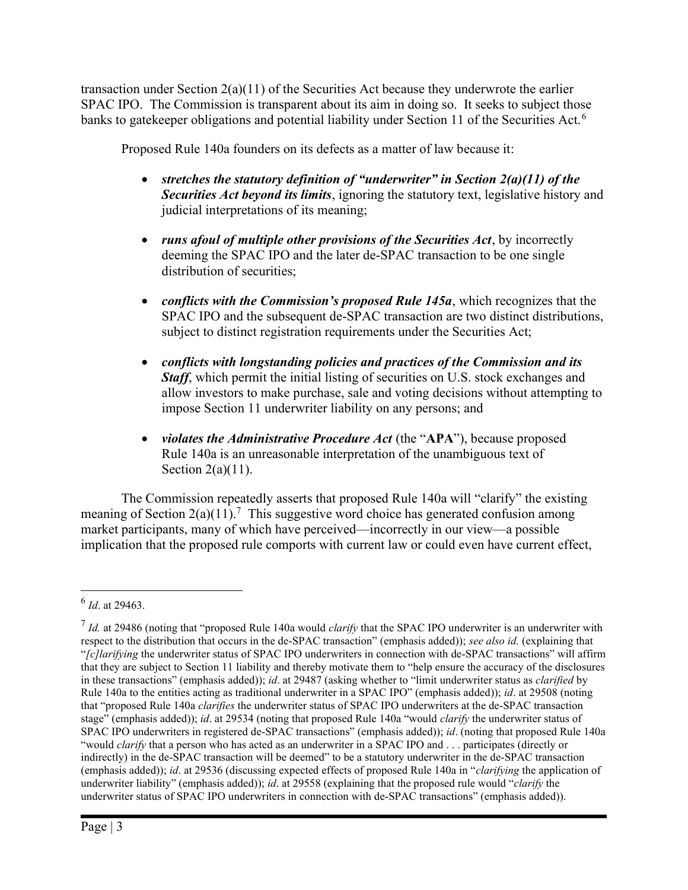transaction under Section 2(a)(11) of the Securities Act because they underwrote the earlier SPAC IPO. The Commission is transparent about its aim in doing so. It seeks to subject those banks to gatekeeper obligations and potential liability under Section 11 of the Securities Act.[6]

Proposed Rule 140a founders on its defects as a matter of law because it:

- ***stretches the statutory definition of "underwriter" in Section 2(a)(11) of the Securities Act beyond its limits***, ignoring the statutory text, legislative history and judicial interpretations of its meaning;
- ***runs afoul of multiple other provisions of the Securities Act***, by incorrectly deeming the SPAC IPO and the later de-SPAC transaction to be one single distribution of securities;
- ***conflicts with the Commission's proposed Rule 145a***, which recognizes that the SPAC IPO and the subsequent de-SPAC transaction are two distinct distributions, subject to distinct registration requirements under the Securities Act;
- ***conflicts with longstanding policies and practices of the Commission and its Staff***, which permit the initial listing of securities on U.S. stock exchanges and allow investors to make purchase, sale and voting decisions without attempting to impose Section 11 underwriter liability on any persons; and
- ***violates the Administrative Procedure Act*** (the "**APA**"), because proposed Rule 140a is an unreasonable interpretation of the unambiguous text of Section 2(a)(11).

The Commission repeatedly asserts that proposed Rule 140a will "clarify" the existing meaning of Section 2(a)(11).[7] This suggestive word choice has generated confusion among market participants, many of which have perceived—incorrectly in our view—a possible implication that the proposed rule comports with current law or could even have current effect,

---

[6] *Id*. at 29463.

[7] *Id.* at 29486 (noting that "proposed Rule 140a would *clarify* that the SPAC IPO underwriter is an underwriter with respect to the distribution that occurs in the de-SPAC transaction" (emphasis added)); *see also id.* (explaining that "*[c]larifying* the underwriter status of SPAC IPO underwriters in connection with de-SPAC transactions" will affirm that they are subject to Section 11 liability and thereby motivate them to "help ensure the accuracy of the disclosures in these transactions" (emphasis added)); *id*. at 29487 (asking whether to "limit underwriter status as *clarified* by Rule 140a to the entities acting as traditional underwriter in a SPAC IPO" (emphasis added)); *id*. at 29508 (noting that "proposed Rule 140a *clarifies* the underwriter status of SPAC IPO underwriters at the de-SPAC transaction stage" (emphasis added)); *id*. at 29534 (noting that proposed Rule 140a "would *clarify* the underwriter status of SPAC IPO underwriters in registered de-SPAC transactions" (emphasis added)); *id*. (noting that proposed Rule 140a "would *clarify* that a person who has acted as an underwriter in a SPAC IPO and . . . participates (directly or indirectly) in the de-SPAC transaction will be deemed" to be a statutory underwriter in the de-SPAC transaction (emphasis added)); *id*. at 29536 (discussing expected effects of proposed Rule 140a in "*clarifying* the application of underwriter liability" (emphasis added)); *id*. at 29558 (explaining that the proposed rule would "*clarify* the underwriter status of SPAC IPO underwriters in connection with de-SPAC transactions" (emphasis added)).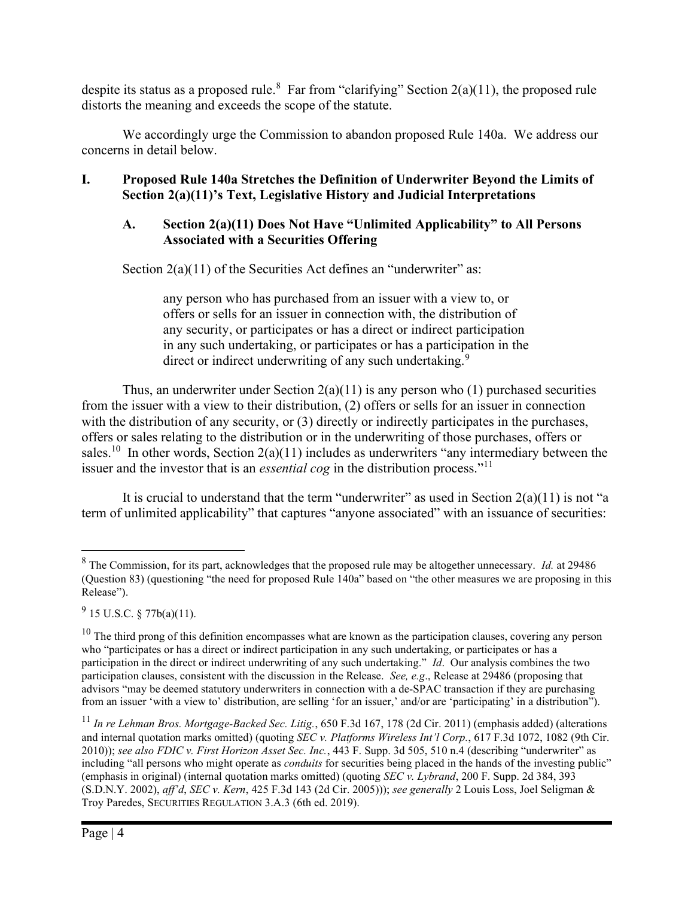despite its status as a proposed rule.[8] Far from "clarifying" Section 2(a)(11), the proposed rule distorts the meaning and exceeds the scope of the statute.

We accordingly urge the Commission to abandon proposed Rule 140a. We address our concerns in detail below.

## I. Proposed Rule 140a Stretches the Definition of Underwriter Beyond the Limits of Section 2(a)(11)'s Text, Legislative History and Judicial Interpretations

### A. Section 2(a)(11) Does Not Have "Unlimited Applicability" to All Persons Associated with a Securities Offering

Section 2(a)(11) of the Securities Act defines an "underwriter" as:

> any person who has purchased from an issuer with a view to, or offers or sells for an issuer in connection with, the distribution of any security, or participates or has a direct or indirect participation in any such undertaking, or participates or has a participation in the direct or indirect underwriting of any such undertaking.[9]

Thus, an underwriter under Section 2(a)(11) is any person who (1) purchased securities from the issuer with a view to their distribution, (2) offers or sells for an issuer in connection with the distribution of any security, or (3) directly or indirectly participates in the purchases, offers or sales relating to the distribution or in the underwriting of those purchases, offers or sales.[10] In other words, Section 2(a)(11) includes as underwriters "any intermediary between the issuer and the investor that is an *essential cog* in the distribution process."[11]

It is crucial to understand that the term "underwriter" as used in Section 2(a)(11) is not "a term of unlimited applicability" that captures "anyone associated" with an issuance of securities:

---

[8] The Commission, for its part, acknowledges that the proposed rule may be altogether unnecessary. *Id.* at 29486 (Question 83) (questioning "the need for proposed Rule 140a" based on "the other measures we are proposing in this Release").

[9] 15 U.S.C. § 77b(a)(11).

[10] The third prong of this definition encompasses what are known as the participation clauses, covering any person who "participates or has a direct or indirect participation in any such undertaking, or participates or has a participation in the direct or indirect underwriting of any such undertaking." *Id*. Our analysis combines the two participation clauses, consistent with the discussion in the Release. *See, e.g*., Release at 29486 (proposing that advisors "may be deemed statutory underwriters in connection with a de-SPAC transaction if they are purchasing from an issuer 'with a view to' distribution, are selling 'for an issuer,' and/or are 'participating' in a distribution").

[11] *In re Lehman Bros. Mortgage-Backed Sec. Litig.*, 650 F.3d 167, 178 (2d Cir. 2011) (emphasis added) (alterations and internal quotation marks omitted) (quoting *SEC v. Platforms Wireless Int'l Corp.*, 617 F.3d 1072, 1082 (9th Cir. 2010)); *see also FDIC v. First Horizon Asset Sec. Inc.*, 443 F. Supp. 3d 505, 510 n.4 (describing "underwriter" as including "all persons who might operate as *conduits* for securities being placed in the hands of the investing public" (emphasis in original) (internal quotation marks omitted) (quoting *SEC v. Lybrand*, 200 F. Supp. 2d 384, 393 (S.D.N.Y. 2002), *aff'd*, *SEC v. Kern*, 425 F.3d 143 (2d Cir. 2005))); *see generally* 2 Louis Loss, Joel Seligman & Troy Paredes, SECURITIES REGULATION 3.A.3 (6th ed. 2019).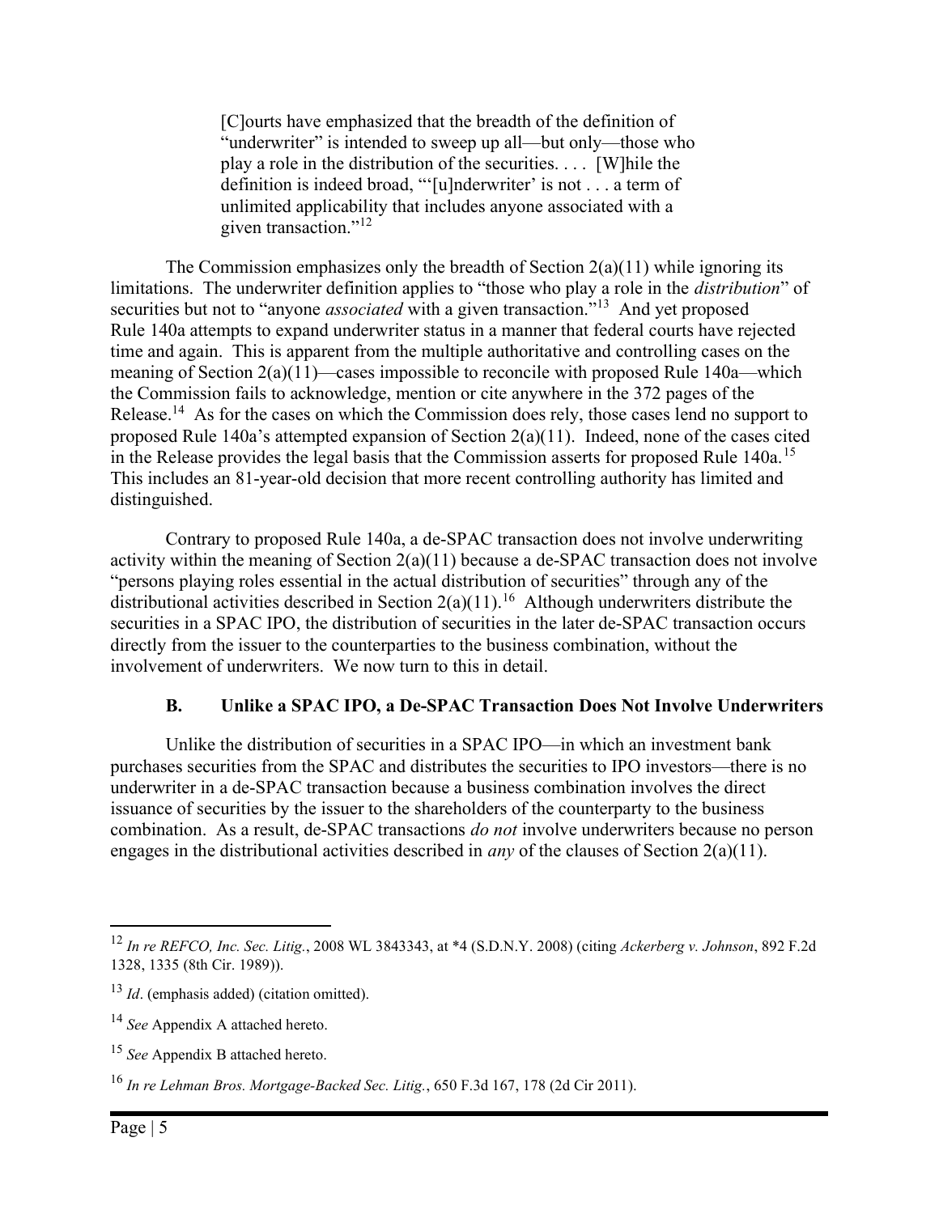> [C]ourts have emphasized that the breadth of the definition of "underwriter" is intended to sweep up all—but only—those who play a role in the distribution of the securities. . . . [W]hile the definition is indeed broad, "'[u]nderwriter' is not . . . a term of unlimited applicability that includes anyone associated with a given transaction."[12]

The Commission emphasizes only the breadth of Section 2(a)(11) while ignoring its limitations. The underwriter definition applies to "those who play a role in the *distribution*" of securities but not to "anyone *associated* with a given transaction."[13] And yet proposed Rule 140a attempts to expand underwriter status in a manner that federal courts have rejected time and again. This is apparent from the multiple authoritative and controlling cases on the meaning of Section 2(a)(11)—cases impossible to reconcile with proposed Rule 140a—which the Commission fails to acknowledge, mention or cite anywhere in the 372 pages of the Release.[14] As for the cases on which the Commission does rely, those cases lend no support to proposed Rule 140a's attempted expansion of Section 2(a)(11). Indeed, none of the cases cited in the Release provides the legal basis that the Commission asserts for proposed Rule 140a.[15] This includes an 81-year-old decision that more recent controlling authority has limited and distinguished.

Contrary to proposed Rule 140a, a de-SPAC transaction does not involve underwriting activity within the meaning of Section 2(a)(11) because a de-SPAC transaction does not involve "persons playing roles essential in the actual distribution of securities" through any of the distributional activities described in Section 2(a)(11).[16] Although underwriters distribute the securities in a SPAC IPO, the distribution of securities in the later de-SPAC transaction occurs directly from the issuer to the counterparties to the business combination, without the involvement of underwriters. We now turn to this in detail.

### B. Unlike a SPAC IPO, a De-SPAC Transaction Does Not Involve Underwriters

Unlike the distribution of securities in a SPAC IPO—in which an investment bank purchases securities from the SPAC and distributes the securities to IPO investors—there is no underwriter in a de-SPAC transaction because a business combination involves the direct issuance of securities by the issuer to the shareholders of the counterparty to the business combination. As a result, de-SPAC transactions *do not* involve underwriters because no person engages in the distributional activities described in *any* of the clauses of Section 2(a)(11).

---

[12] *In re REFCO, Inc. Sec. Litig.*, 2008 WL 3843343, at *4 (S.D.N.Y. 2008) (citing *Ackerberg v. Johnson*, 892 F.2d 1328, 1335 (8th Cir. 1989)).

[13] *Id*. (emphasis added) (citation omitted).

[14] *See* Appendix A attached hereto.

[15] *See* Appendix B attached hereto.

[16] *In re Lehman Bros. Mortgage-Backed Sec. Litig.*, 650 F.3d 167, 178 (2d Cir 2011).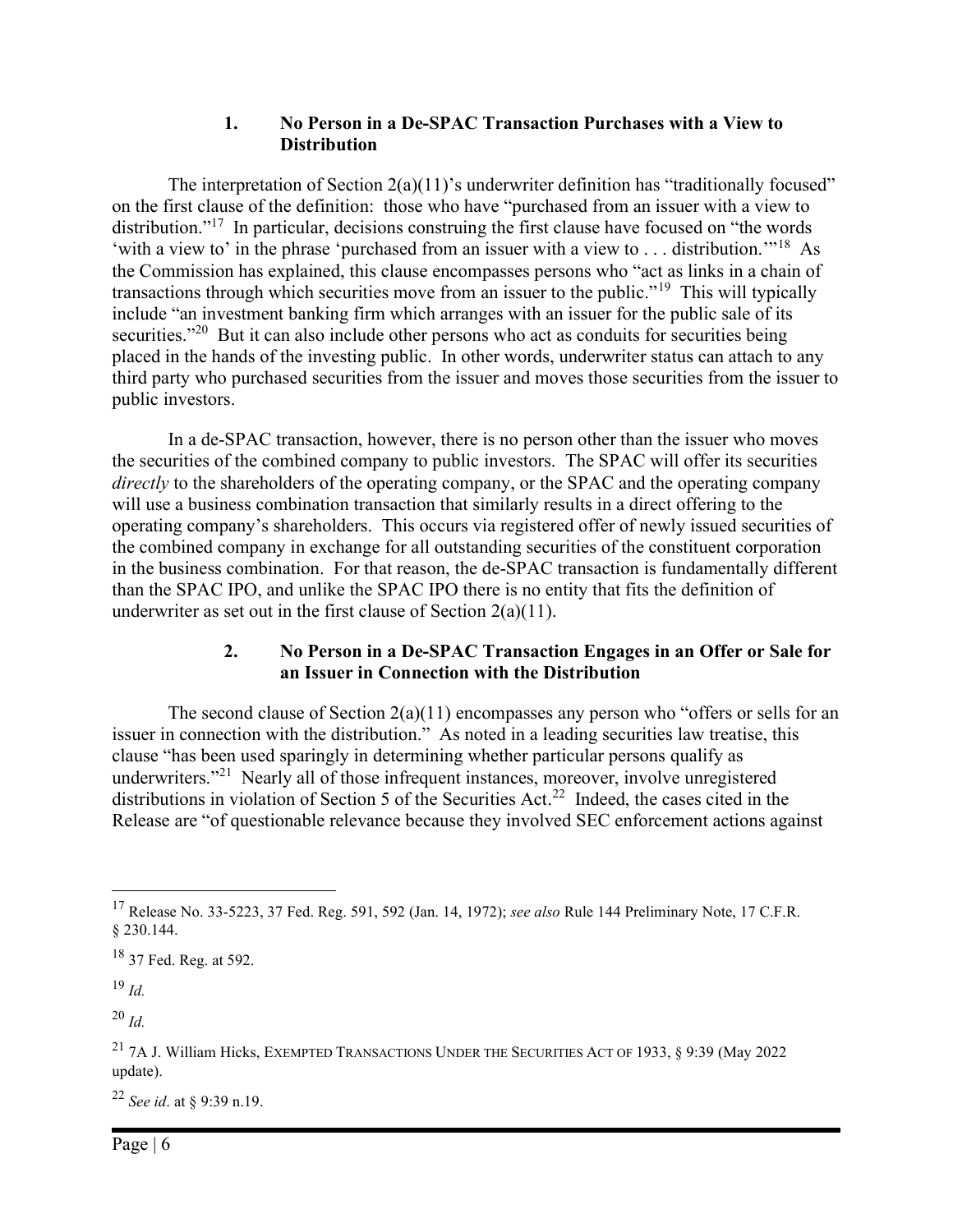### 1. No Person in a De-SPAC Transaction Purchases with a View to Distribution

The interpretation of Section 2(a)(11)'s underwriter definition has "traditionally focused" on the first clause of the definition: those who have "purchased from an issuer with a view to distribution."[17] In particular, decisions construing the first clause have focused on "the words 'with a view to' in the phrase 'purchased from an issuer with a view to . . . distribution.'"[18] As the Commission has explained, this clause encompasses persons who "act as links in a chain of transactions through which securities move from an issuer to the public."[19] This will typically include "an investment banking firm which arranges with an issuer for the public sale of its securities."[20] But it can also include other persons who act as conduits for securities being placed in the hands of the investing public. In other words, underwriter status can attach to any third party who purchased securities from the issuer and moves those securities from the issuer to public investors.

In a de-SPAC transaction, however, there is no person other than the issuer who moves the securities of the combined company to public investors. The SPAC will offer its securities *directly* to the shareholders of the operating company, or the SPAC and the operating company will use a business combination transaction that similarly results in a direct offering to the operating company's shareholders. This occurs via registered offer of newly issued securities of the combined company in exchange for all outstanding securities of the constituent corporation in the business combination. For that reason, the de-SPAC transaction is fundamentally different than the SPAC IPO, and unlike the SPAC IPO there is no entity that fits the definition of underwriter as set out in the first clause of Section 2(a)(11).

### 2. No Person in a De-SPAC Transaction Engages in an Offer or Sale for an Issuer in Connection with the Distribution

The second clause of Section 2(a)(11) encompasses any person who "offers or sells for an issuer in connection with the distribution." As noted in a leading securities law treatise, this clause "has been used sparingly in determining whether particular persons qualify as underwriters."[21] Nearly all of those infrequent instances, moreover, involve unregistered distributions in violation of Section 5 of the Securities Act.[22] Indeed, the cases cited in the Release are "of questionable relevance because they involved SEC enforcement actions against

---

[17] Release No. 33-5223, 37 Fed. Reg. 591, 592 (Jan. 14, 1972); *see also* Rule 144 Preliminary Note, 17 C.F.R. § 230.144.

[18] 37 Fed. Reg. at 592.

[19] *Id.*

[20] *Id.*

[21] 7A J. William Hicks, EXEMPTED TRANSACTIONS UNDER THE SECURITIES ACT OF 1933, § 9:39 (May 2022 update).

[22] *See id*. at § 9:39 n.19.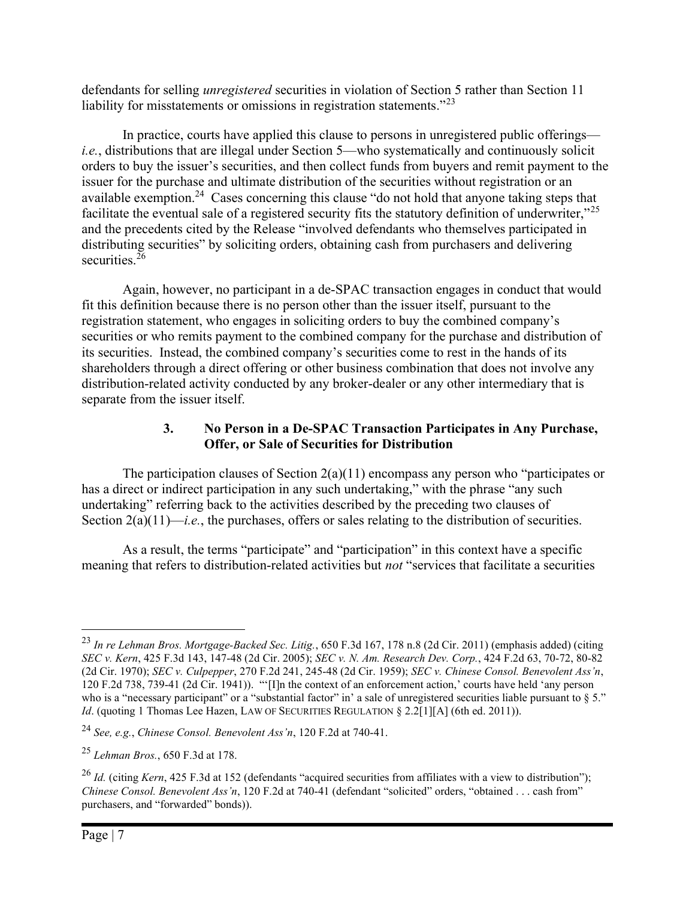defendants for selling *unregistered* securities in violation of Section 5 rather than Section 11 liability for misstatements or omissions in registration statements."[23]

In practice, courts have applied this clause to persons in unregistered public offerings—*i.e.*, distributions that are illegal under Section 5—who systematically and continuously solicit orders to buy the issuer's securities, and then collect funds from buyers and remit payment to the issuer for the purchase and ultimate distribution of the securities without registration or an available exemption.[24] Cases concerning this clause "do not hold that anyone taking steps that facilitate the eventual sale of a registered security fits the statutory definition of underwriter,"[25] and the precedents cited by the Release "involved defendants who themselves participated in distributing securities" by soliciting orders, obtaining cash from purchasers and delivering securities.[26]

Again, however, no participant in a de-SPAC transaction engages in conduct that would fit this definition because there is no person other than the issuer itself, pursuant to the registration statement, who engages in soliciting orders to buy the combined company's securities or who remits payment to the combined company for the purchase and distribution of its securities. Instead, the combined company's securities come to rest in the hands of its shareholders through a direct offering or other business combination that does not involve any distribution-related activity conducted by any broker-dealer or any other intermediary that is separate from the issuer itself.

### 3. No Person in a De-SPAC Transaction Participates in Any Purchase, Offer, or Sale of Securities for Distribution

The participation clauses of Section 2(a)(11) encompass any person who "participates or has a direct or indirect participation in any such undertaking," with the phrase "any such undertaking" referring back to the activities described by the preceding two clauses of Section 2(a)(11)—*i.e.*, the purchases, offers or sales relating to the distribution of securities.

As a result, the terms "participate" and "participation" in this context have a specific meaning that refers to distribution-related activities but *not* "services that facilitate a securities

---

[23] *In re Lehman Bros. Mortgage-Backed Sec. Litig.*, 650 F.3d 167, 178 n.8 (2d Cir. 2011) (emphasis added) (citing *SEC v. Kern*, 425 F.3d 143, 147-48 (2d Cir. 2005); *SEC v. N. Am. Research Dev. Corp.*, 424 F.2d 63, 70-72, 80-82 (2d Cir. 1970); *SEC v. Culpepper*, 270 F.2d 241, 245-48 (2d Cir. 1959); *SEC v. Chinese Consol. Benevolent Ass'n*, 120 F.2d 738, 739-41 (2d Cir. 1941)). "'[I]n the context of an enforcement action,' courts have held 'any person who is a "necessary participant" or a "substantial factor" in' a sale of unregistered securities liable pursuant to § 5." *Id*. (quoting 1 Thomas Lee Hazen, LAW OF SECURITIES REGULATION § 2.2[1][A] (6th ed. 2011)).

[24] *See, e.g.*, *Chinese Consol. Benevolent Ass'n*, 120 F.2d at 740-41.

[25] *Lehman Bros.*, 650 F.3d at 178.

[26] *Id.* (citing *Kern*, 425 F.3d at 152 (defendants "acquired securities from affiliates with a view to distribution"); *Chinese Consol. Benevolent Ass'n*, 120 F.2d at 740-41 (defendant "solicited" orders, "obtained . . . cash from" purchasers, and "forwarded" bonds)).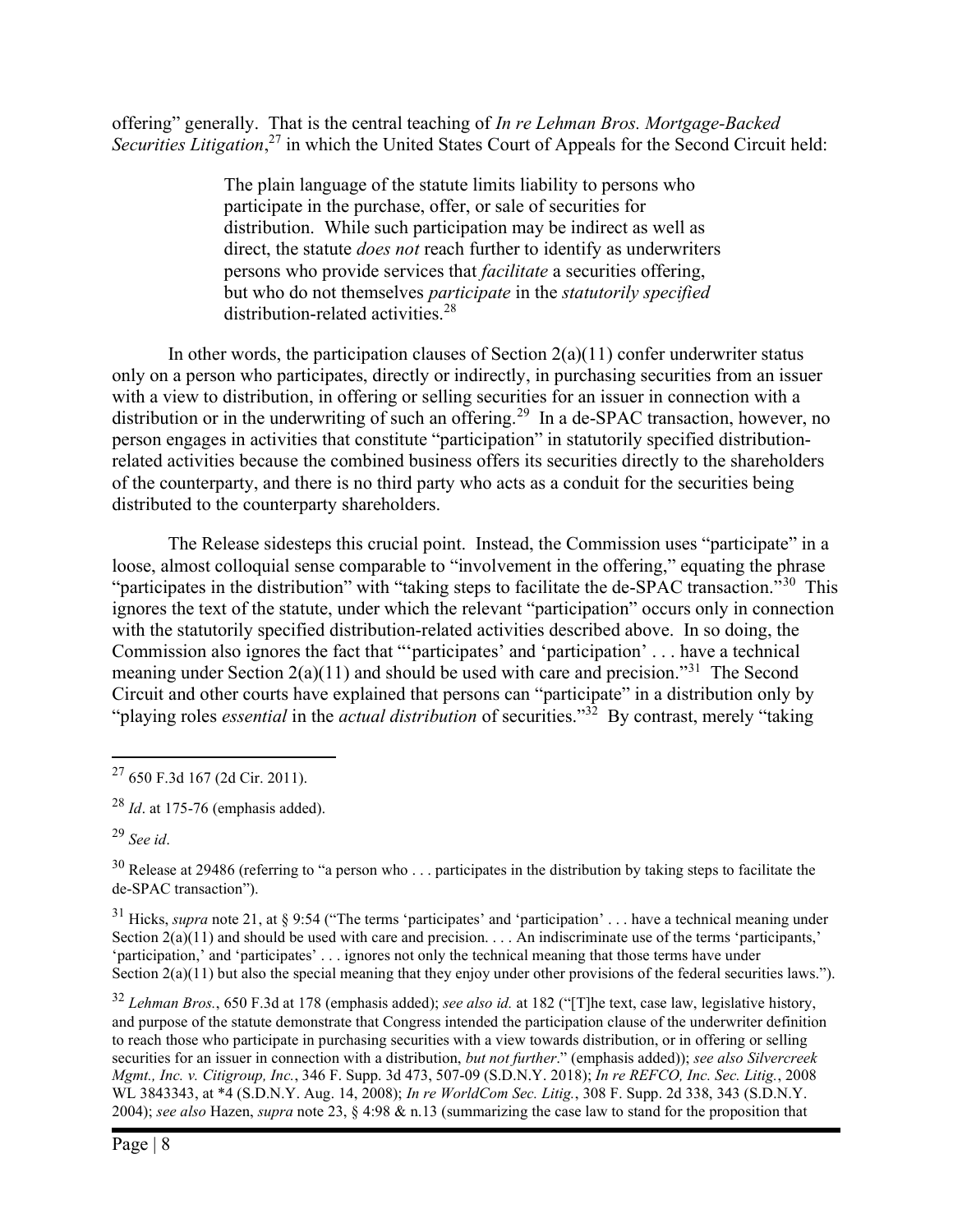offering" generally. That is the central teaching of *In re Lehman Bros. Mortgage-Backed Securities Litigation*,[27] in which the United States Court of Appeals for the Second Circuit held:

> The plain language of the statute limits liability to persons who participate in the purchase, offer, or sale of securities for distribution. While such participation may be indirect as well as direct, the statute *does not* reach further to identify as underwriters persons who provide services that *facilitate* a securities offering, but who do not themselves *participate* in the *statutorily specified* distribution-related activities.[28]

In other words, the participation clauses of Section 2(a)(11) confer underwriter status only on a person who participates, directly or indirectly, in purchasing securities from an issuer with a view to distribution, in offering or selling securities for an issuer in connection with a distribution or in the underwriting of such an offering.[29] In a de-SPAC transaction, however, no person engages in activities that constitute "participation" in statutorily specified distribution-related activities because the combined business offers its securities directly to the shareholders of the counterparty, and there is no third party who acts as a conduit for the securities being distributed to the counterparty shareholders.

The Release sidesteps this crucial point. Instead, the Commission uses "participate" in a loose, almost colloquial sense comparable to "involvement in the offering," equating the phrase "participates in the distribution" with "taking steps to facilitate the de-SPAC transaction."[30] This ignores the text of the statute, under which the relevant "participation" occurs only in connection with the statutorily specified distribution-related activities described above. In so doing, the Commission also ignores the fact that "'participates' and 'participation' . . . have a technical meaning under Section 2(a)(11) and should be used with care and precision."[31] The Second Circuit and other courts have explained that persons can "participate" in a distribution only by "playing roles *essential* in the *actual distribution* of securities."[32] By contrast, merely "taking

---

[27] 650 F.3d 167 (2d Cir. 2011).

[28] *Id*. at 175-76 (emphasis added).

[29] *See id*.

[30] Release at 29486 (referring to "a person who . . . participates in the distribution by taking steps to facilitate the de-SPAC transaction").

[31] Hicks, *supra* note 21, at § 9:54 ("The terms 'participates' and 'participation' . . . have a technical meaning under Section 2(a)(11) and should be used with care and precision. . . . An indiscriminate use of the terms 'participants,' 'participation,' and 'participates' . . . ignores not only the technical meaning that those terms have under Section 2(a)(11) but also the special meaning that they enjoy under other provisions of the federal securities laws.").

[32] *Lehman Bros.*, 650 F.3d at 178 (emphasis added); *see also id.* at 182 ("[T]he text, case law, legislative history, and purpose of the statute demonstrate that Congress intended the participation clause of the underwriter definition to reach those who participate in purchasing securities with a view towards distribution, or in offering or selling securities for an issuer in connection with a distribution, *but not further*." (emphasis added)); *see also Silvercreek Mgmt., Inc. v. Citigroup, Inc.*, 346 F. Supp. 3d 473, 507-09 (S.D.N.Y. 2018); *In re REFCO, Inc. Sec. Litig.*, 2008 WL 3843343, at *4 (S.D.N.Y. Aug. 14, 2008); *In re WorldCom Sec. Litig.*, 308 F. Supp. 2d 338, 343 (S.D.N.Y. 2004); *see also* Hazen, *supra* note 23, § 4:98 & n.13 (summarizing the case law to stand for the proposition that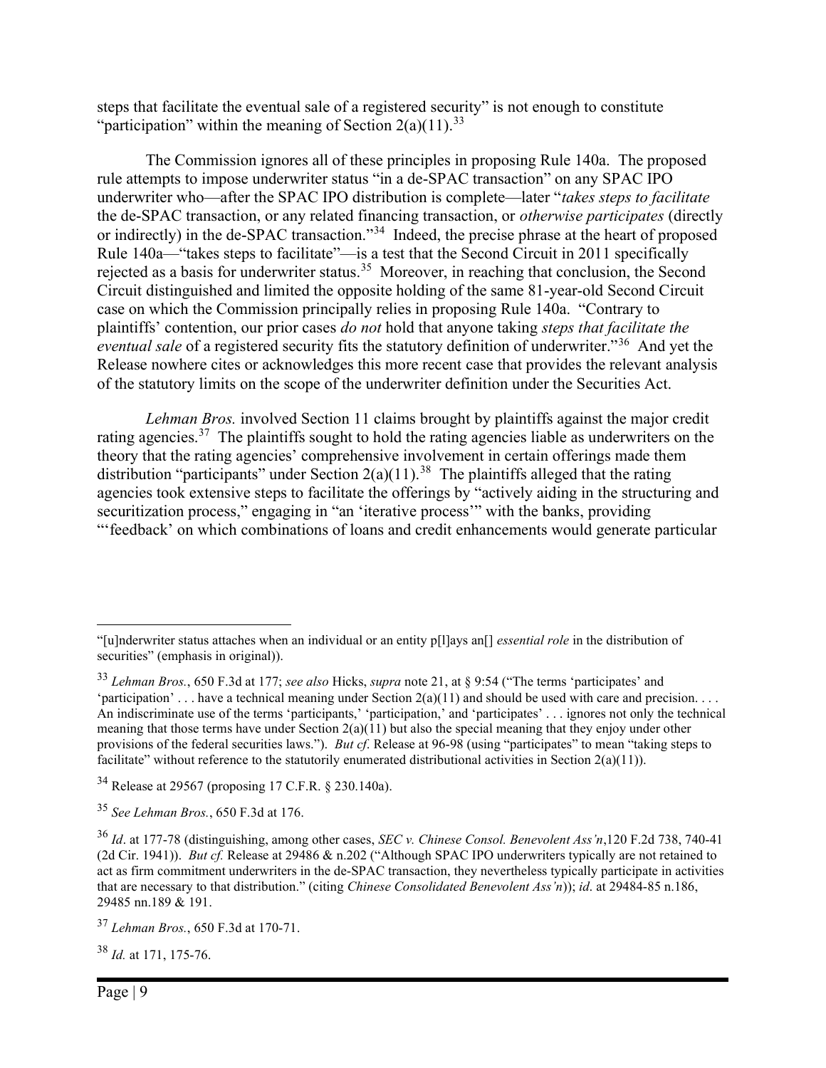steps that facilitate the eventual sale of a registered security" is not enough to constitute "participation" within the meaning of Section 2(a)(11).[33]

The Commission ignores all of these principles in proposing Rule 140a. The proposed rule attempts to impose underwriter status "in a de-SPAC transaction" on any SPAC IPO underwriter who—after the SPAC IPO distribution is complete—later "*takes steps to facilitate* the de-SPAC transaction, or any related financing transaction, or *otherwise participates* (directly or indirectly) in the de-SPAC transaction."[34] Indeed, the precise phrase at the heart of proposed Rule 140a—"takes steps to facilitate"—is a test that the Second Circuit in 2011 specifically rejected as a basis for underwriter status.[35] Moreover, in reaching that conclusion, the Second Circuit distinguished and limited the opposite holding of the same 81-year-old Second Circuit case on which the Commission principally relies in proposing Rule 140a. "Contrary to plaintiffs' contention, our prior cases *do not* hold that anyone taking *steps that facilitate the eventual sale* of a registered security fits the statutory definition of underwriter."[36] And yet the Release nowhere cites or acknowledges this more recent case that provides the relevant analysis of the statutory limits on the scope of the underwriter definition under the Securities Act.

*Lehman Bros.* involved Section 11 claims brought by plaintiffs against the major credit rating agencies.[37] The plaintiffs sought to hold the rating agencies liable as underwriters on the theory that the rating agencies' comprehensive involvement in certain offerings made them distribution "participants" under Section 2(a)(11).[38] The plaintiffs alleged that the rating agencies took extensive steps to facilitate the offerings by "actively aiding in the structuring and securitization process," engaging in "an 'iterative process'" with the banks, providing "'feedback' on which combinations of loans and credit enhancements would generate particular

---

"[u]nderwriter status attaches when an individual or an entity p[l]ays an[] *essential role* in the distribution of securities" (emphasis in original)).

[33] *Lehman Bros.*, 650 F.3d at 177; *see also* Hicks, *supra* note 21, at § 9:54 ("The terms 'participates' and 'participation' . . . have a technical meaning under Section 2(a)(11) and should be used with care and precision. . . . An indiscriminate use of the terms 'participants,' 'participation,' and 'participates' . . . ignores not only the technical meaning that those terms have under Section 2(a)(11) but also the special meaning that they enjoy under other provisions of the federal securities laws."). *But cf*. Release at 96-98 (using "participates" to mean "taking steps to facilitate" without reference to the statutorily enumerated distributional activities in Section 2(a)(11)).

[34] Release at 29567 (proposing 17 C.F.R. § 230.140a).

[35] *See Lehman Bros.*, 650 F.3d at 176.

[36] *Id*. at 177-78 (distinguishing, among other cases, *SEC v. Chinese Consol. Benevolent Ass'n*,120 F.2d 738, 740-41 (2d Cir. 1941)). *But cf.* Release at 29486 & n.202 ("Although SPAC IPO underwriters typically are not retained to act as firm commitment underwriters in the de-SPAC transaction, they nevertheless typically participate in activities that are necessary to that distribution." (citing *Chinese Consolidated Benevolent Ass'n*)); *id*. at 29484-85 n.186, 29485 nn.189 & 191.

[37] *Lehman Bros.*, 650 F.3d at 170-71.

[38] *Id.* at 171, 175-76.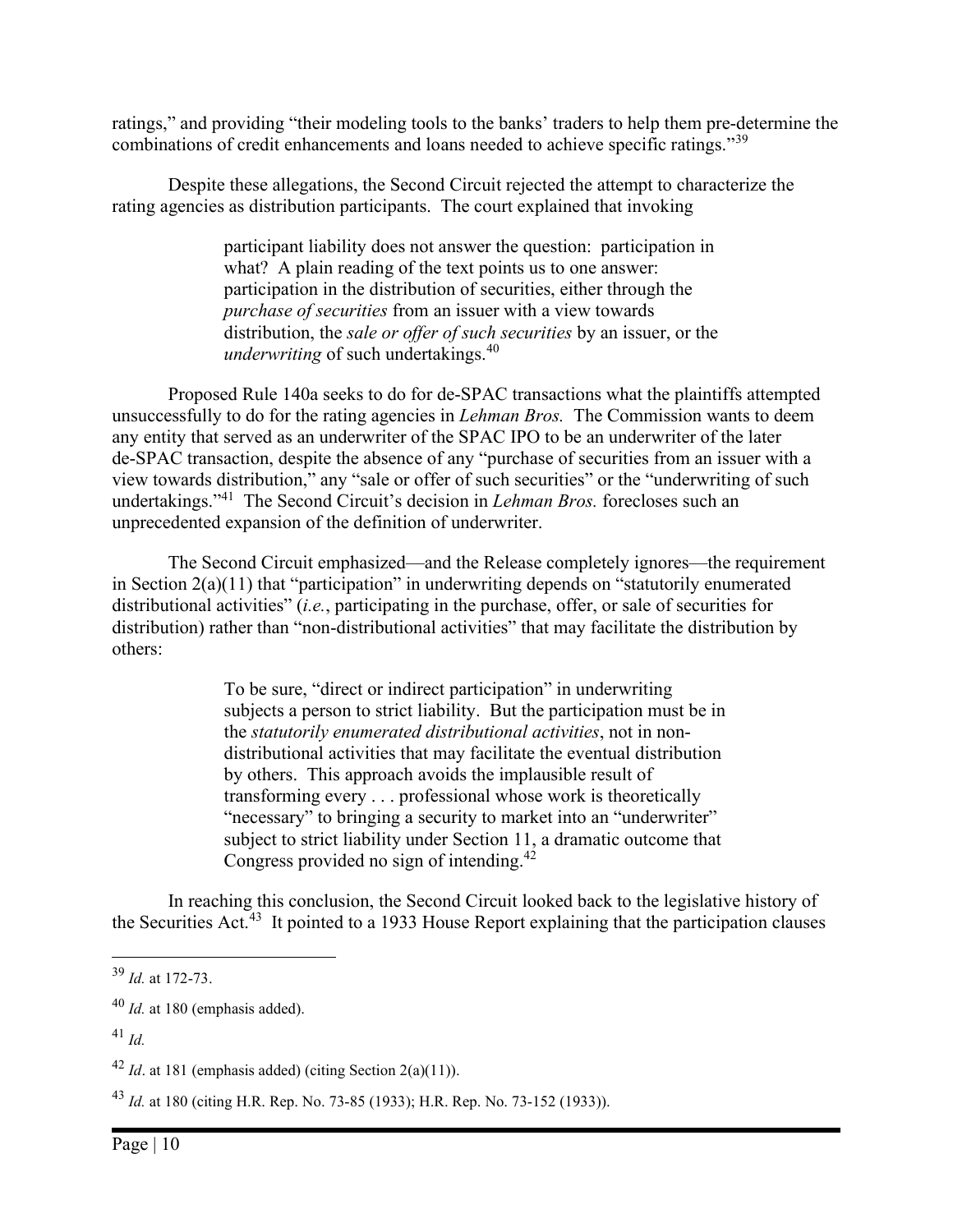ratings," and providing "their modeling tools to the banks' traders to help them pre-determine the combinations of credit enhancements and loans needed to achieve specific ratings."[39]

Despite these allegations, the Second Circuit rejected the attempt to characterize the rating agencies as distribution participants. The court explained that invoking

> participant liability does not answer the question: participation in what? A plain reading of the text points us to one answer: participation in the distribution of securities, either through the *purchase of securities* from an issuer with a view towards distribution, the *sale or offer of such securities* by an issuer, or the *underwriting* of such undertakings.[40]

Proposed Rule 140a seeks to do for de-SPAC transactions what the plaintiffs attempted unsuccessfully to do for the rating agencies in *Lehman Bros.* The Commission wants to deem any entity that served as an underwriter of the SPAC IPO to be an underwriter of the later de-SPAC transaction, despite the absence of any "purchase of securities from an issuer with a view towards distribution," any "sale or offer of such securities" or the "underwriting of such undertakings."[41] The Second Circuit's decision in *Lehman Bros.* forecloses such an unprecedented expansion of the definition of underwriter.

The Second Circuit emphasized—and the Release completely ignores—the requirement in Section 2(a)(11) that "participation" in underwriting depends on "statutorily enumerated distributional activities" (*i.e.*, participating in the purchase, offer, or sale of securities for distribution) rather than "non-distributional activities" that may facilitate the distribution by others:

> To be sure, "direct or indirect participation" in underwriting subjects a person to strict liability. But the participation must be in the *statutorily enumerated distributional activities*, not in non-distributional activities that may facilitate the eventual distribution by others. This approach avoids the implausible result of transforming every . . . professional whose work is theoretically "necessary" to bringing a security to market into an "underwriter" subject to strict liability under Section 11, a dramatic outcome that Congress provided no sign of intending.[42]

In reaching this conclusion, the Second Circuit looked back to the legislative history of the Securities Act.[43] It pointed to a 1933 House Report explaining that the participation clauses

---

[39] *Id.* at 172-73.

[40] *Id.* at 180 (emphasis added).

[41] *Id.*

[42] *Id*. at 181 (emphasis added) (citing Section 2(a)(11)).

[43] *Id.* at 180 (citing H.R. Rep. No. 73-85 (1933); H.R. Rep. No. 73-152 (1933)).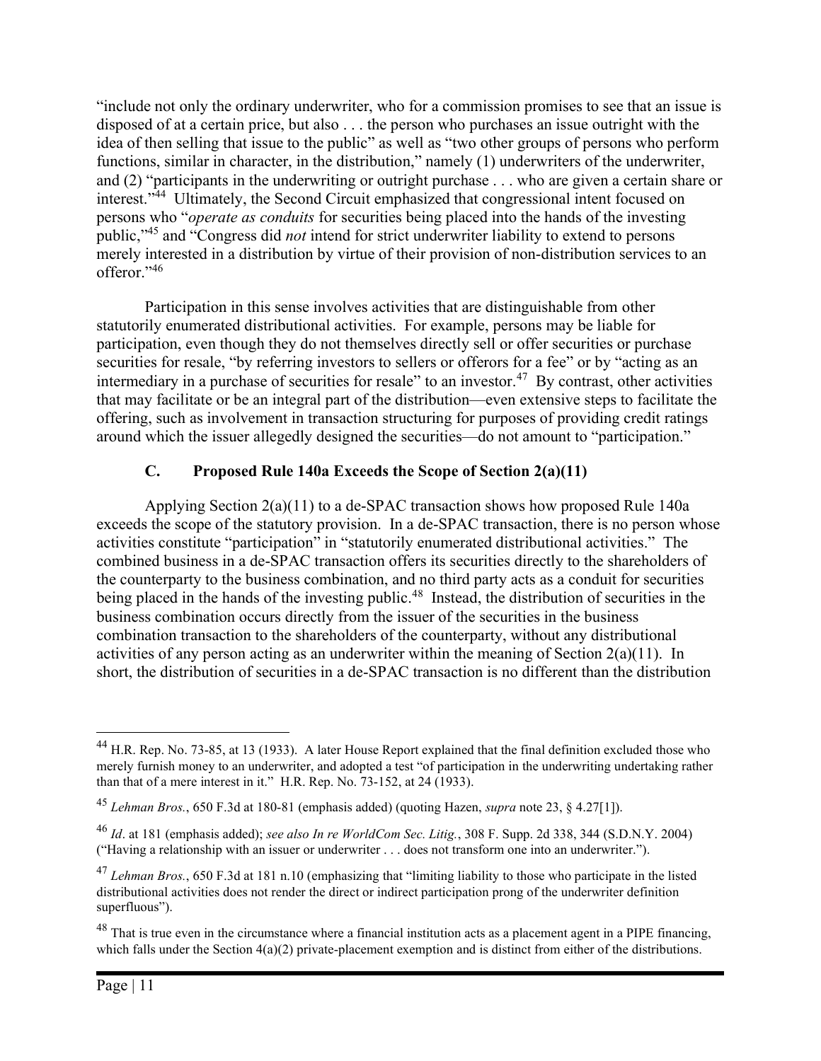"include not only the ordinary underwriter, who for a commission promises to see that an issue is disposed of at a certain price, but also . . . the person who purchases an issue outright with the idea of then selling that issue to the public" as well as "two other groups of persons who perform functions, similar in character, in the distribution," namely (1) underwriters of the underwriter, and (2) "participants in the underwriting or outright purchase . . . who are given a certain share or interest."[44] Ultimately, the Second Circuit emphasized that congressional intent focused on persons who "*operate as conduits* for securities being placed into the hands of the investing public,"[45] and "Congress did *not* intend for strict underwriter liability to extend to persons merely interested in a distribution by virtue of their provision of non-distribution services to an offeror."[46]

Participation in this sense involves activities that are distinguishable from other statutorily enumerated distributional activities. For example, persons may be liable for participation, even though they do not themselves directly sell or offer securities or purchase securities for resale, "by referring investors to sellers or offerors for a fee" or by "acting as an intermediary in a purchase of securities for resale" to an investor.[47] By contrast, other activities that may facilitate or be an integral part of the distribution—even extensive steps to facilitate the offering, such as involvement in transaction structuring for purposes of providing credit ratings around which the issuer allegedly designed the securities—do not amount to "participation."

### C. Proposed Rule 140a Exceeds the Scope of Section 2(a)(11)

Applying Section 2(a)(11) to a de-SPAC transaction shows how proposed Rule 140a exceeds the scope of the statutory provision. In a de-SPAC transaction, there is no person whose activities constitute "participation" in "statutorily enumerated distributional activities." The combined business in a de-SPAC transaction offers its securities directly to the shareholders of the counterparty to the business combination, and no third party acts as a conduit for securities being placed in the hands of the investing public.[48] Instead, the distribution of securities in the business combination occurs directly from the issuer of the securities in the business combination transaction to the shareholders of the counterparty, without any distributional activities of any person acting as an underwriter within the meaning of Section 2(a)(11). In short, the distribution of securities in a de-SPAC transaction is no different than the distribution

---

[44] H.R. Rep. No. 73-85, at 13 (1933). A later House Report explained that the final definition excluded those who merely furnish money to an underwriter, and adopted a test "of participation in the underwriting undertaking rather than that of a mere interest in it." H.R. Rep. No. 73-152, at 24 (1933).

[45] *Lehman Bros.*, 650 F.3d at 180-81 (emphasis added) (quoting Hazen, *supra* note 23, § 4.27[1]).

[46] *Id*. at 181 (emphasis added); *see also In re WorldCom Sec. Litig.*, 308 F. Supp. 2d 338, 344 (S.D.N.Y. 2004) ("Having a relationship with an issuer or underwriter . . . does not transform one into an underwriter.").

[47] *Lehman Bros.*, 650 F.3d at 181 n.10 (emphasizing that "limiting liability to those who participate in the listed distributional activities does not render the direct or indirect participation prong of the underwriter definition superfluous").

[48] That is true even in the circumstance where a financial institution acts as a placement agent in a PIPE financing, which falls under the Section 4(a)(2) private-placement exemption and is distinct from either of the distributions.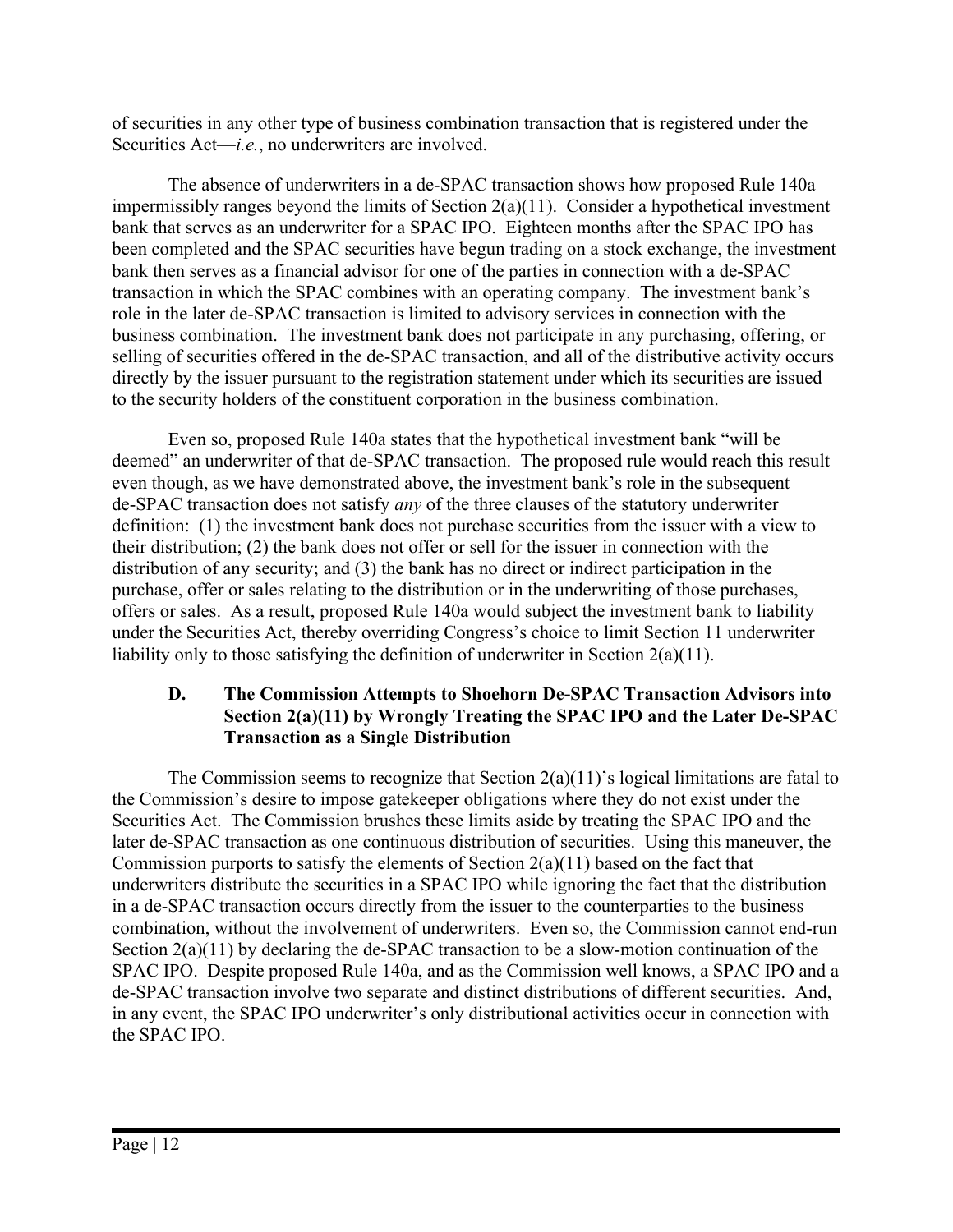of securities in any other type of business combination transaction that is registered under the Securities Act—*i.e.*, no underwriters are involved.

The absence of underwriters in a de-SPAC transaction shows how proposed Rule 140a impermissibly ranges beyond the limits of Section 2(a)(11). Consider a hypothetical investment bank that serves as an underwriter for a SPAC IPO. Eighteen months after the SPAC IPO has been completed and the SPAC securities have begun trading on a stock exchange, the investment bank then serves as a financial advisor for one of the parties in connection with a de-SPAC transaction in which the SPAC combines with an operating company. The investment bank's role in the later de-SPAC transaction is limited to advisory services in connection with the business combination. The investment bank does not participate in any purchasing, offering, or selling of securities offered in the de-SPAC transaction, and all of the distributive activity occurs directly by the issuer pursuant to the registration statement under which its securities are issued to the security holders of the constituent corporation in the business combination.

Even so, proposed Rule 140a states that the hypothetical investment bank "will be deemed" an underwriter of that de-SPAC transaction. The proposed rule would reach this result even though, as we have demonstrated above, the investment bank's role in the subsequent de-SPAC transaction does not satisfy *any* of the three clauses of the statutory underwriter definition: (1) the investment bank does not purchase securities from the issuer with a view to their distribution; (2) the bank does not offer or sell for the issuer in connection with the distribution of any security; and (3) the bank has no direct or indirect participation in the purchase, offer or sales relating to the distribution or in the underwriting of those purchases, offers or sales. As a result, proposed Rule 140a would subject the investment bank to liability under the Securities Act, thereby overriding Congress's choice to limit Section 11 underwriter liability only to those satisfying the definition of underwriter in Section 2(a)(11).

### D. The Commission Attempts to Shoehorn De-SPAC Transaction Advisors into Section 2(a)(11) by Wrongly Treating the SPAC IPO and the Later De-SPAC Transaction as a Single Distribution

The Commission seems to recognize that Section 2(a)(11)'s logical limitations are fatal to the Commission's desire to impose gatekeeper obligations where they do not exist under the Securities Act. The Commission brushes these limits aside by treating the SPAC IPO and the later de-SPAC transaction as one continuous distribution of securities. Using this maneuver, the Commission purports to satisfy the elements of Section 2(a)(11) based on the fact that underwriters distribute the securities in a SPAC IPO while ignoring the fact that the distribution in a de-SPAC transaction occurs directly from the issuer to the counterparties to the business combination, without the involvement of underwriters. Even so, the Commission cannot end-run Section 2(a)(11) by declaring the de-SPAC transaction to be a slow-motion continuation of the SPAC IPO. Despite proposed Rule 140a, and as the Commission well knows, a SPAC IPO and a de-SPAC transaction involve two separate and distinct distributions of different securities. And, in any event, the SPAC IPO underwriter's only distributional activities occur in connection with the SPAC IPO.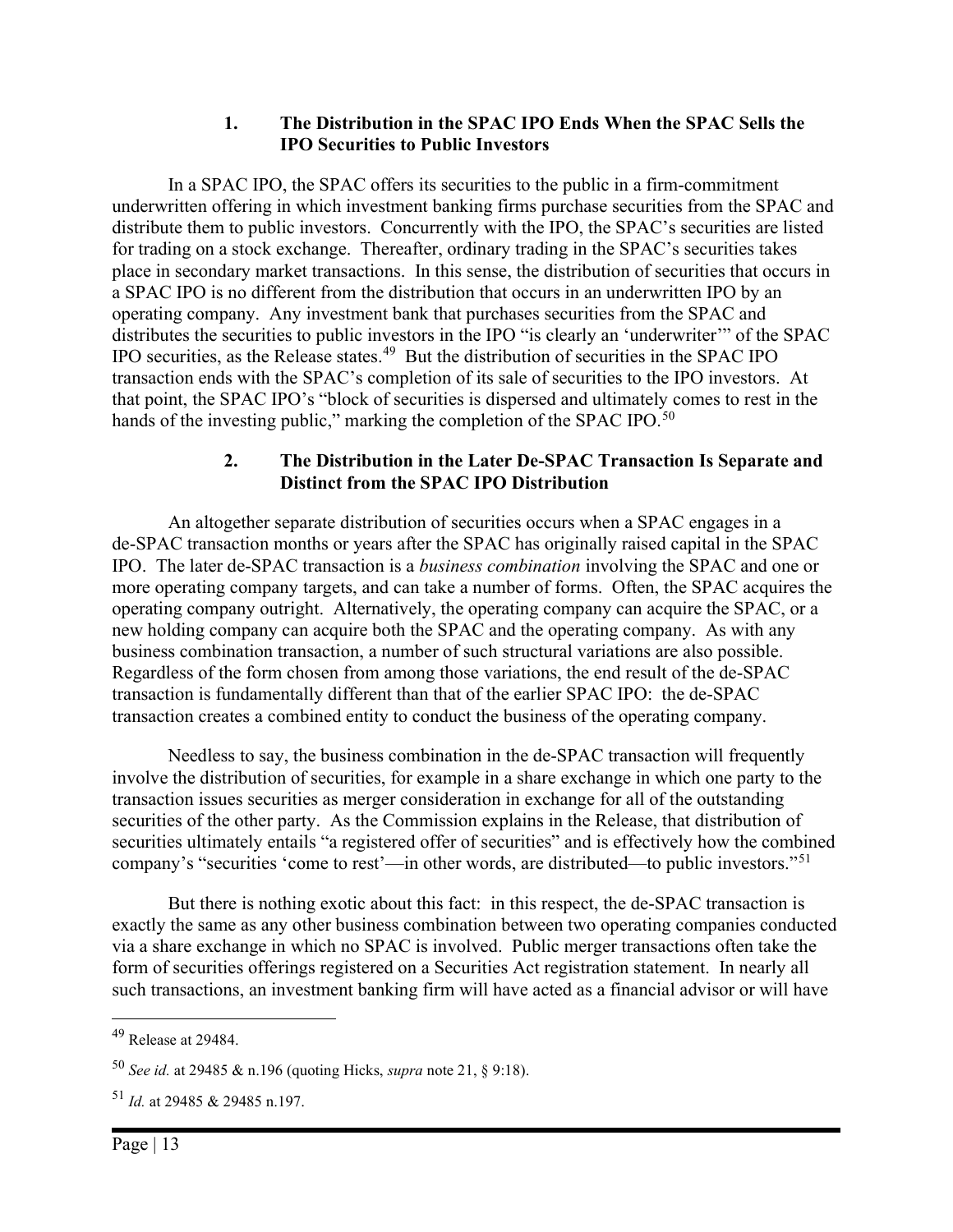### 1. The Distribution in the SPAC IPO Ends When the SPAC Sells the IPO Securities to Public Investors

In a SPAC IPO, the SPAC offers its securities to the public in a firm-commitment underwritten offering in which investment banking firms purchase securities from the SPAC and distribute them to public investors. Concurrently with the IPO, the SPAC's securities are listed for trading on a stock exchange. Thereafter, ordinary trading in the SPAC's securities takes place in secondary market transactions. In this sense, the distribution of securities that occurs in a SPAC IPO is no different from the distribution that occurs in an underwritten IPO by an operating company. Any investment bank that purchases securities from the SPAC and distributes the securities to public investors in the IPO "is clearly an 'underwriter'" of the SPAC IPO securities, as the Release states.[49] But the distribution of securities in the SPAC IPO transaction ends with the SPAC's completion of its sale of securities to the IPO investors. At that point, the SPAC IPO's "block of securities is dispersed and ultimately comes to rest in the hands of the investing public," marking the completion of the SPAC IPO.[50]

### 2. The Distribution in the Later De-SPAC Transaction Is Separate and Distinct from the SPAC IPO Distribution

An altogether separate distribution of securities occurs when a SPAC engages in a de-SPAC transaction months or years after the SPAC has originally raised capital in the SPAC IPO. The later de-SPAC transaction is a *business combination* involving the SPAC and one or more operating company targets, and can take a number of forms. Often, the SPAC acquires the operating company outright. Alternatively, the operating company can acquire the SPAC, or a new holding company can acquire both the SPAC and the operating company. As with any business combination transaction, a number of such structural variations are also possible. Regardless of the form chosen from among those variations, the end result of the de-SPAC transaction is fundamentally different than that of the earlier SPAC IPO: the de-SPAC transaction creates a combined entity to conduct the business of the operating company.

Needless to say, the business combination in the de-SPAC transaction will frequently involve the distribution of securities, for example in a share exchange in which one party to the transaction issues securities as merger consideration in exchange for all of the outstanding securities of the other party. As the Commission explains in the Release, that distribution of securities ultimately entails "a registered offer of securities" and is effectively how the combined company's "securities 'come to rest'—in other words, are distributed—to public investors."[51]

But there is nothing exotic about this fact: in this respect, the de-SPAC transaction is exactly the same as any other business combination between two operating companies conducted via a share exchange in which no SPAC is involved. Public merger transactions often take the form of securities offerings registered on a Securities Act registration statement. In nearly all such transactions, an investment banking firm will have acted as a financial advisor or will have

---

[49] Release at 29484.

[50] *See id.* at 29485 & n.196 (quoting Hicks, *supra* note 21, § 9:18).

[51] *Id.* at 29485 & 29485 n.197.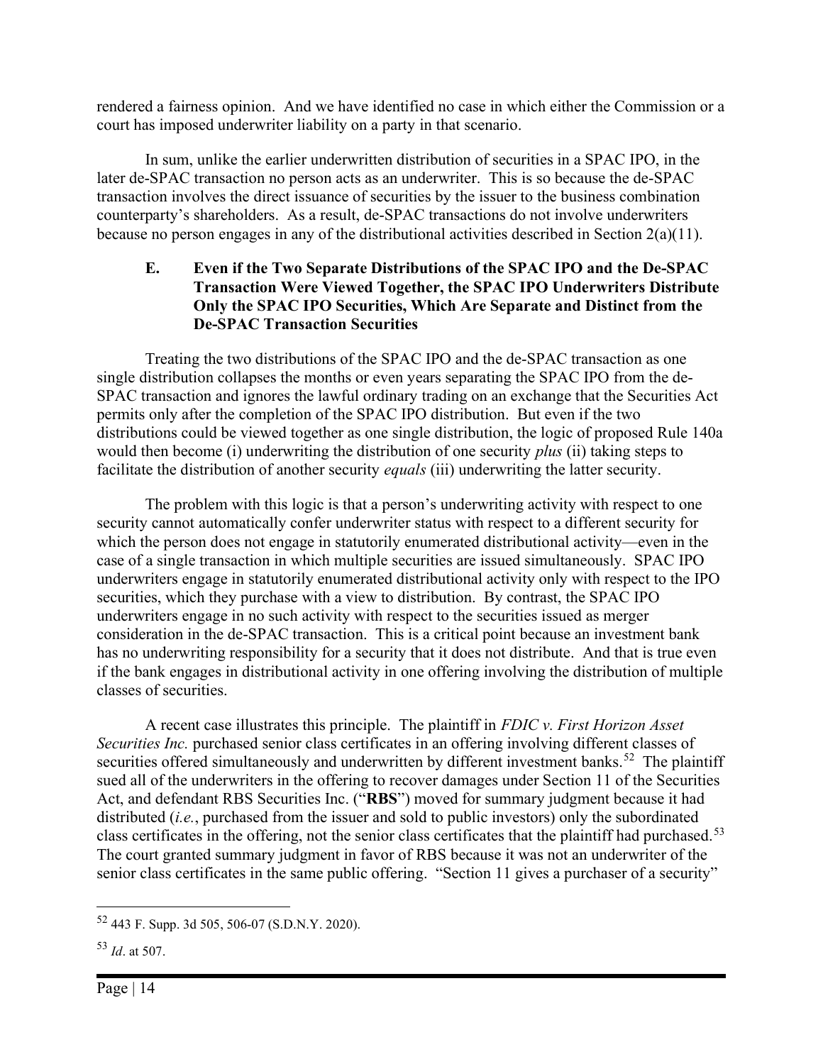rendered a fairness opinion. And we have identified no case in which either the Commission or a court has imposed underwriter liability on a party in that scenario.

In sum, unlike the earlier underwritten distribution of securities in a SPAC IPO, in the later de-SPAC transaction no person acts as an underwriter. This is so because the de-SPAC transaction involves the direct issuance of securities by the issuer to the business combination counterparty's shareholders. As a result, de-SPAC transactions do not involve underwriters because no person engages in any of the distributional activities described in Section 2(a)(11).

### E. Even if the Two Separate Distributions of the SPAC IPO and the De-SPAC Transaction Were Viewed Together, the SPAC IPO Underwriters Distribute Only the SPAC IPO Securities, Which Are Separate and Distinct from the De-SPAC Transaction Securities

Treating the two distributions of the SPAC IPO and the de-SPAC transaction as one single distribution collapses the months or even years separating the SPAC IPO from the de-SPAC transaction and ignores the lawful ordinary trading on an exchange that the Securities Act permits only after the completion of the SPAC IPO distribution. But even if the two distributions could be viewed together as one single distribution, the logic of proposed Rule 140a would then become (i) underwriting the distribution of one security *plus* (ii) taking steps to facilitate the distribution of another security *equals* (iii) underwriting the latter security.

The problem with this logic is that a person's underwriting activity with respect to one security cannot automatically confer underwriter status with respect to a different security for which the person does not engage in statutorily enumerated distributional activity—even in the case of a single transaction in which multiple securities are issued simultaneously. SPAC IPO underwriters engage in statutorily enumerated distributional activity only with respect to the IPO securities, which they purchase with a view to distribution. By contrast, the SPAC IPO underwriters engage in no such activity with respect to the securities issued as merger consideration in the de-SPAC transaction. This is a critical point because an investment bank has no underwriting responsibility for a security that it does not distribute. And that is true even if the bank engages in distributional activity in one offering involving the distribution of multiple classes of securities.

A recent case illustrates this principle. The plaintiff in *FDIC v. First Horizon Asset Securities Inc.* purchased senior class certificates in an offering involving different classes of securities offered simultaneously and underwritten by different investment banks.[52] The plaintiff sued all of the underwriters in the offering to recover damages under Section 11 of the Securities Act, and defendant RBS Securities Inc. ("**RBS**") moved for summary judgment because it had distributed (*i.e.*, purchased from the issuer and sold to public investors) only the subordinated class certificates in the offering, not the senior class certificates that the plaintiff had purchased.[53] The court granted summary judgment in favor of RBS because it was not an underwriter of the senior class certificates in the same public offering. "Section 11 gives a purchaser of a security"

---

[52] 443 F. Supp. 3d 505, 506-07 (S.D.N.Y. 2020).

[53] *Id*. at 507.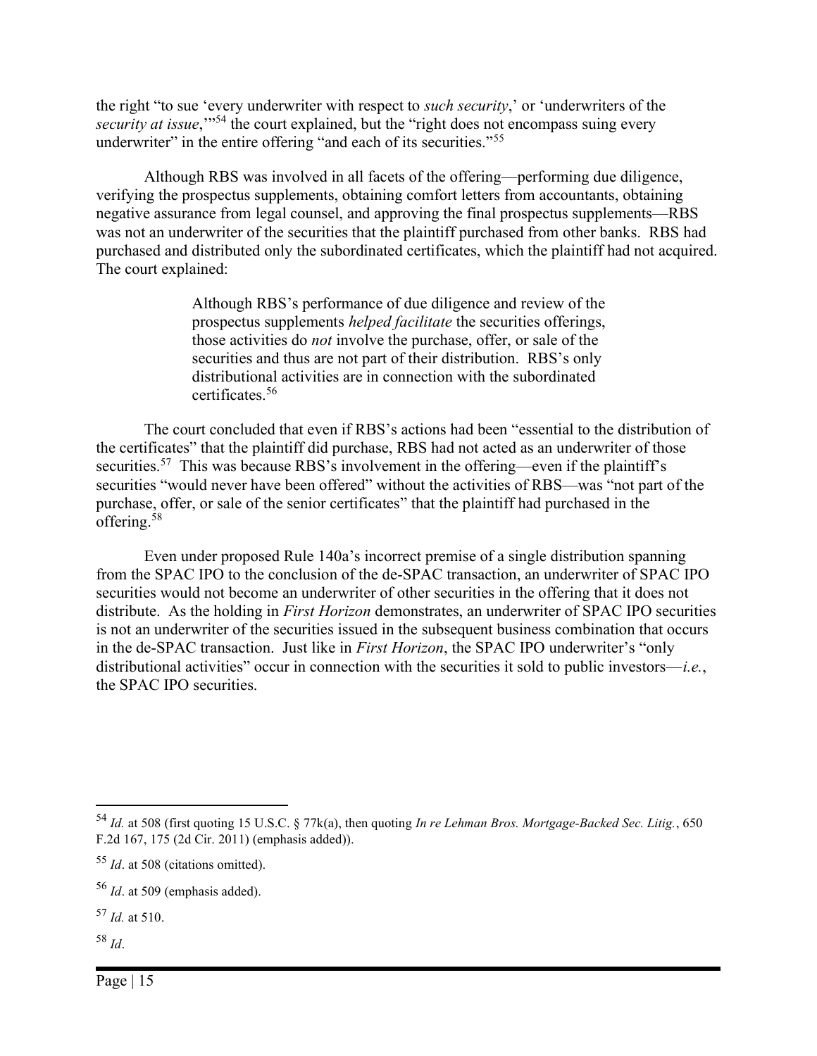the right "to sue 'every underwriter with respect to *such security*,' or 'underwriters of the *security at issue*,'"[54] the court explained, but the "right does not encompass suing every underwriter" in the entire offering "and each of its securities."[55]

Although RBS was involved in all facets of the offering—performing due diligence, verifying the prospectus supplements, obtaining comfort letters from accountants, obtaining negative assurance from legal counsel, and approving the final prospectus supplements—RBS was not an underwriter of the securities that the plaintiff purchased from other banks. RBS had purchased and distributed only the subordinated certificates, which the plaintiff had not acquired. The court explained:

> Although RBS's performance of due diligence and review of the prospectus supplements *helped facilitate* the securities offerings, those activities do *not* involve the purchase, offer, or sale of the securities and thus are not part of their distribution. RBS's only distributional activities are in connection with the subordinated certificates.[56]

The court concluded that even if RBS's actions had been "essential to the distribution of the certificates" that the plaintiff did purchase, RBS had not acted as an underwriter of those securities.[57] This was because RBS's involvement in the offering—even if the plaintiff's securities "would never have been offered" without the activities of RBS—was "not part of the purchase, offer, or sale of the senior certificates" that the plaintiff had purchased in the offering.[58]

Even under proposed Rule 140a's incorrect premise of a single distribution spanning from the SPAC IPO to the conclusion of the de-SPAC transaction, an underwriter of SPAC IPO securities would not become an underwriter of other securities in the offering that it does not distribute. As the holding in *First Horizon* demonstrates, an underwriter of SPAC IPO securities is not an underwriter of the securities issued in the subsequent business combination that occurs in the de-SPAC transaction. Just like in *First Horizon*, the SPAC IPO underwriter's "only distributional activities" occur in connection with the securities it sold to public investors—*i.e.*, the SPAC IPO securities.

---

[54] *Id.* at 508 (first quoting 15 U.S.C. § 77k(a), then quoting *In re Lehman Bros. Mortgage-Backed Sec. Litig.*, 650 F.2d 167, 175 (2d Cir. 2011) (emphasis added)).

[55] *Id*. at 508 (citations omitted).

[56] *Id*. at 509 (emphasis added).

[57] *Id.* at 510.

[58] *Id*.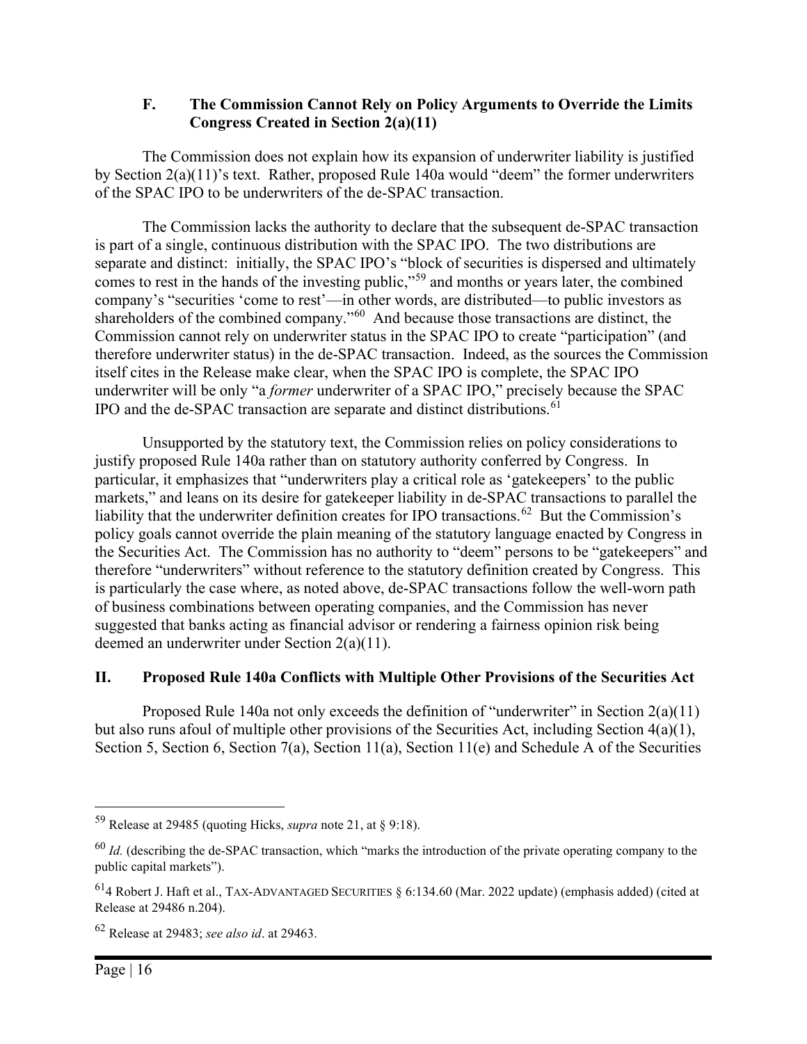### F. The Commission Cannot Rely on Policy Arguments to Override the Limits Congress Created in Section 2(a)(11)

The Commission does not explain how its expansion of underwriter liability is justified by Section 2(a)(11)'s text. Rather, proposed Rule 140a would "deem" the former underwriters of the SPAC IPO to be underwriters of the de-SPAC transaction.

The Commission lacks the authority to declare that the subsequent de-SPAC transaction is part of a single, continuous distribution with the SPAC IPO. The two distributions are separate and distinct: initially, the SPAC IPO's "block of securities is dispersed and ultimately comes to rest in the hands of the investing public,"[59] and months or years later, the combined company's "securities 'come to rest'—in other words, are distributed—to public investors as shareholders of the combined company."[60] And because those transactions are distinct, the Commission cannot rely on underwriter status in the SPAC IPO to create "participation" (and therefore underwriter status) in the de-SPAC transaction. Indeed, as the sources the Commission itself cites in the Release make clear, when the SPAC IPO is complete, the SPAC IPO underwriter will be only "a *former* underwriter of a SPAC IPO," precisely because the SPAC IPO and the de-SPAC transaction are separate and distinct distributions.[61]

Unsupported by the statutory text, the Commission relies on policy considerations to justify proposed Rule 140a rather than on statutory authority conferred by Congress. In particular, it emphasizes that "underwriters play a critical role as 'gatekeepers' to the public markets," and leans on its desire for gatekeeper liability in de-SPAC transactions to parallel the liability that the underwriter definition creates for IPO transactions.[62] But the Commission's policy goals cannot override the plain meaning of the statutory language enacted by Congress in the Securities Act. The Commission has no authority to "deem" persons to be "gatekeepers" and therefore "underwriters" without reference to the statutory definition created by Congress. This is particularly the case where, as noted above, de-SPAC transactions follow the well-worn path of business combinations between operating companies, and the Commission has never suggested that banks acting as financial advisor or rendering a fairness opinion risk being deemed an underwriter under Section 2(a)(11).

## II. Proposed Rule 140a Conflicts with Multiple Other Provisions of the Securities Act

Proposed Rule 140a not only exceeds the definition of "underwriter" in Section 2(a)(11) but also runs afoul of multiple other provisions of the Securities Act, including Section 4(a)(1), Section 5, Section 6, Section 7(a), Section 11(a), Section 11(e) and Schedule A of the Securities

---

[59] Release at 29485 (quoting Hicks, *supra* note 21, at § 9:18).

[60] *Id.* (describing the de-SPAC transaction, which "marks the introduction of the private operating company to the public capital markets").

[61] 4 Robert J. Haft et al., TAX-ADVANTAGED SECURITIES § 6:134.60 (Mar. 2022 update) (emphasis added) (cited at Release at 29486 n.204).

[62] Release at 29483; *see also id*. at 29463.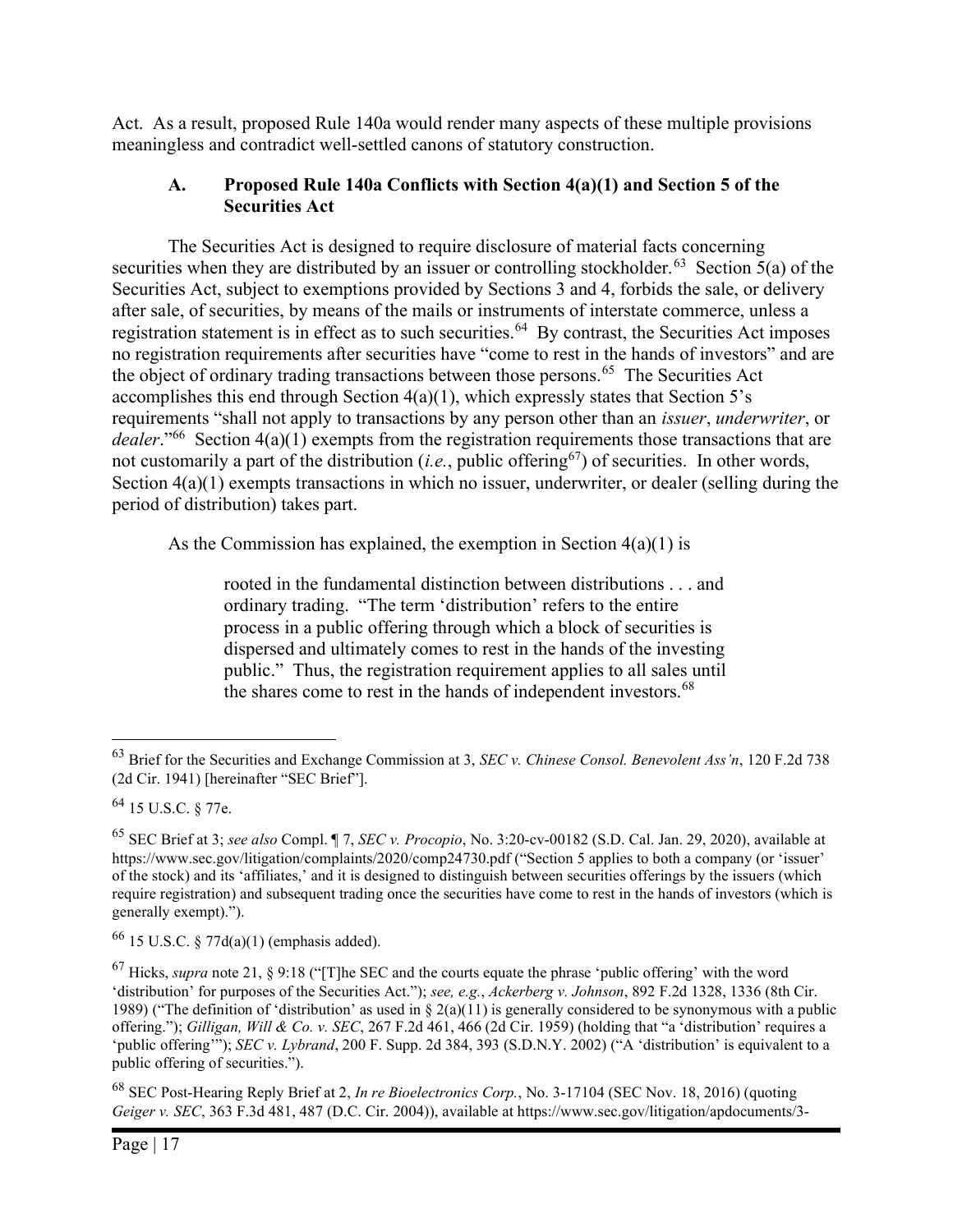Act. As a result, proposed Rule 140a would render many aspects of these multiple provisions meaningless and contradict well-settled canons of statutory construction.

### A. Proposed Rule 140a Conflicts with Section 4(a)(1) and Section 5 of the Securities Act

The Securities Act is designed to require disclosure of material facts concerning securities when they are distributed by an issuer or controlling stockholder.[63] Section 5(a) of the Securities Act, subject to exemptions provided by Sections 3 and 4, forbids the sale, or delivery after sale, of securities, by means of the mails or instruments of interstate commerce, unless a registration statement is in effect as to such securities.[64] By contrast, the Securities Act imposes no registration requirements after securities have "come to rest in the hands of investors" and are the object of ordinary trading transactions between those persons.[65] The Securities Act accomplishes this end through Section 4(a)(1), which expressly states that Section 5's requirements "shall not apply to transactions by any person other than an *issuer*, *underwriter*, or *dealer*."[66] Section 4(a)(1) exempts from the registration requirements those transactions that are not customarily a part of the distribution (*i.e.*, public offering[67]) of securities. In other words, Section 4(a)(1) exempts transactions in which no issuer, underwriter, or dealer (selling during the period of distribution) takes part.

As the Commission has explained, the exemption in Section 4(a)(1) is

> rooted in the fundamental distinction between distributions . . . and ordinary trading. "The term 'distribution' refers to the entire process in a public offering through which a block of securities is dispersed and ultimately comes to rest in the hands of the investing public." Thus, the registration requirement applies to all sales until the shares come to rest in the hands of independent investors.[68]

---

[63] Brief for the Securities and Exchange Commission at 3, *SEC v. Chinese Consol. Benevolent Ass'n*, 120 F.2d 738 (2d Cir. 1941) [hereinafter "SEC Brief"].

[64] 15 U.S.C. § 77e.

[65] SEC Brief at 3; *see also* Compl. ¶ 7, *SEC v. Procopio*, No. 3:20-cv-00182 (S.D. Cal. Jan. 29, 2020), available at https://www.sec.gov/litigation/complaints/2020/comp24730.pdf ("Section 5 applies to both a company (or 'issuer' of the stock) and its 'affiliates,' and it is designed to distinguish between securities offerings by the issuers (which require registration) and subsequent trading once the securities have come to rest in the hands of investors (which is generally exempt).").

[66] 15 U.S.C. § 77d(a)(1) (emphasis added).

[67] Hicks, *supra* note 21, § 9:18 ("[T]he SEC and the courts equate the phrase 'public offering' with the word 'distribution' for purposes of the Securities Act."); *see, e.g.*, *Ackerberg v. Johnson*, 892 F.2d 1328, 1336 (8th Cir. 1989) ("The definition of 'distribution' as used in § 2(a)(11) is generally considered to be synonymous with a public offering."); *Gilligan, Will & Co. v. SEC*, 267 F.2d 461, 466 (2d Cir. 1959) (holding that "a 'distribution' requires a 'public offering'"); *SEC v. Lybrand*, 200 F. Supp. 2d 384, 393 (S.D.N.Y. 2002) ("A 'distribution' is equivalent to a public offering of securities.").

[68] SEC Post-Hearing Reply Brief at 2, *In re Bioelectronics Corp.*, No. 3-17104 (SEC Nov. 18, 2016) (quoting *Geiger v. SEC*, 363 F.3d 481, 487 (D.C. Cir. 2004)), available at https://www.sec.gov/litigation/apdocuments/3-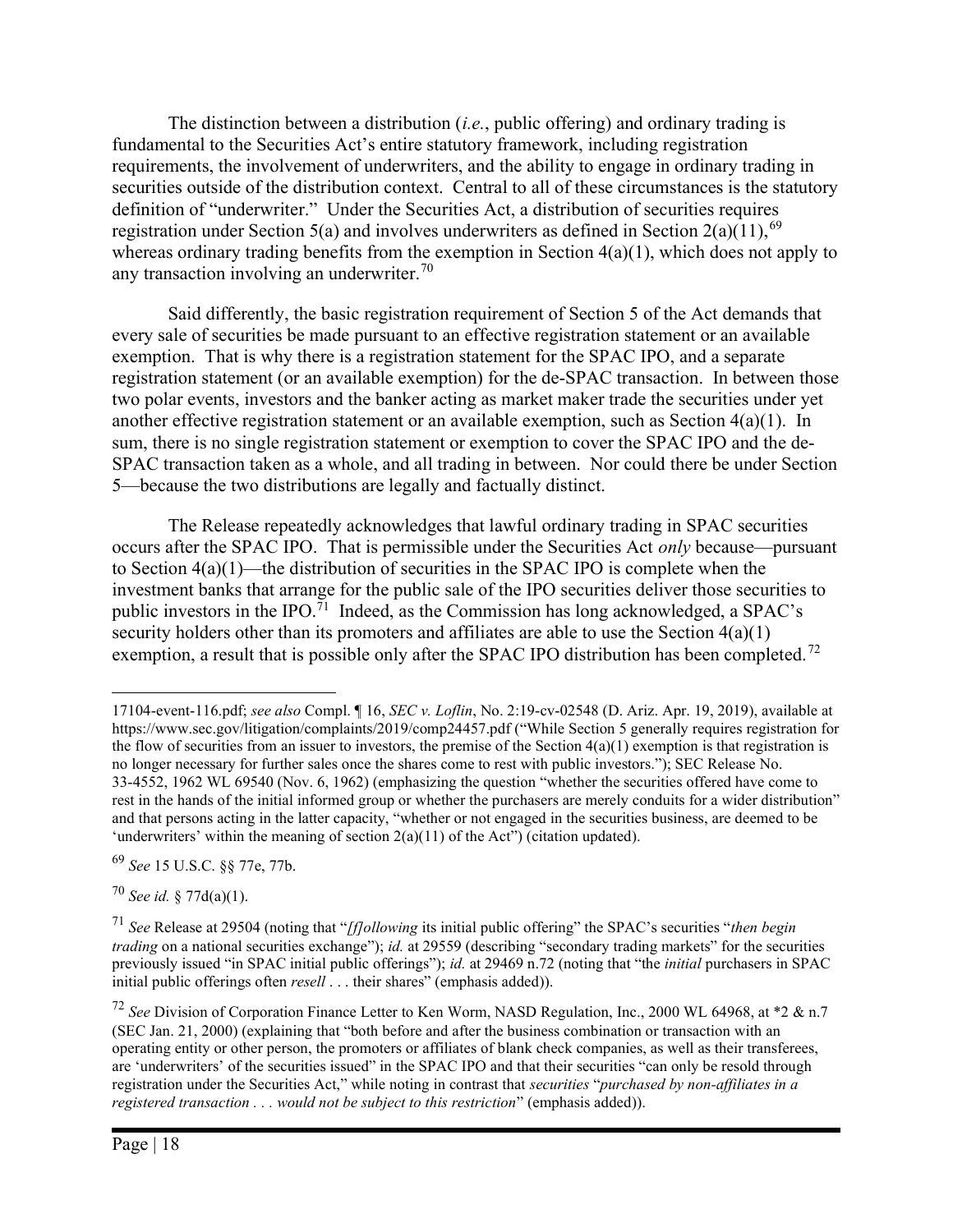The distinction between a distribution (*i.e.*, public offering) and ordinary trading is fundamental to the Securities Act's entire statutory framework, including registration requirements, the involvement of underwriters, and the ability to engage in ordinary trading in securities outside of the distribution context. Central to all of these circumstances is the statutory definition of "underwriter." Under the Securities Act, a distribution of securities requires registration under Section 5(a) and involves underwriters as defined in Section 2(a)(11),[69] whereas ordinary trading benefits from the exemption in Section 4(a)(1), which does not apply to any transaction involving an underwriter.[70]

Said differently, the basic registration requirement of Section 5 of the Act demands that every sale of securities be made pursuant to an effective registration statement or an available exemption. That is why there is a registration statement for the SPAC IPO, and a separate registration statement (or an available exemption) for the de-SPAC transaction. In between those two polar events, investors and the banker acting as market maker trade the securities under yet another effective registration statement or an available exemption, such as Section 4(a)(1). In sum, there is no single registration statement or exemption to cover the SPAC IPO and the de-SPAC transaction taken as a whole, and all trading in between. Nor could there be under Section 5—because the two distributions are legally and factually distinct.

The Release repeatedly acknowledges that lawful ordinary trading in SPAC securities occurs after the SPAC IPO. That is permissible under the Securities Act *only* because—pursuant to Section 4(a)(1)—the distribution of securities in the SPAC IPO is complete when the investment banks that arrange for the public sale of the IPO securities deliver those securities to public investors in the IPO.[71] Indeed, as the Commission has long acknowledged, a SPAC's security holders other than its promoters and affiliates are able to use the Section 4(a)(1) exemption, a result that is possible only after the SPAC IPO distribution has been completed.[72]

---

17104-event-116.pdf; *see also* Compl. ¶ 16, *SEC v. Loflin*, No. 2:19-cv-02548 (D. Ariz. Apr. 19, 2019), available at https://www.sec.gov/litigation/complaints/2019/comp24457.pdf ("While Section 5 generally requires registration for the flow of securities from an issuer to investors, the premise of the Section 4(a)(1) exemption is that registration is no longer necessary for further sales once the shares come to rest with public investors."); SEC Release No. 33-4552, 1962 WL 69540 (Nov. 6, 1962) (emphasizing the question "whether the securities offered have come to rest in the hands of the initial informed group or whether the purchasers are merely conduits for a wider distribution" and that persons acting in the latter capacity, "whether or not engaged in the securities business, are deemed to be 'underwriters' within the meaning of section 2(a)(11) of the Act") (citation updated).

[69] *See* 15 U.S.C. §§ 77e, 77b.

[70] *See id.* § 77d(a)(1).

[71] *See* Release at 29504 (noting that "*[f]ollowing* its initial public offering" the SPAC's securities "*then begin trading* on a national securities exchange"); *id.* at 29559 (describing "secondary trading markets" for the securities previously issued "in SPAC initial public offerings"); *id.* at 29469 n.72 (noting that "the *initial* purchasers in SPAC initial public offerings often *resell* . . . their shares" (emphasis added)).

[72] *See* Division of Corporation Finance Letter to Ken Worm, NASD Regulation, Inc., 2000 WL 64968, at *2 & n.7 (SEC Jan. 21, 2000) (explaining that "both before and after the business combination or transaction with an operating entity or other person, the promoters or affiliates of blank check companies, as well as their transferees, are 'underwriters' of the securities issued" in the SPAC IPO and that their securities "can only be resold through registration under the Securities Act," while noting in contrast that *securities* "*purchased by non-affiliates in a registered transaction . . . would not be subject to this restriction*" (emphasis added)).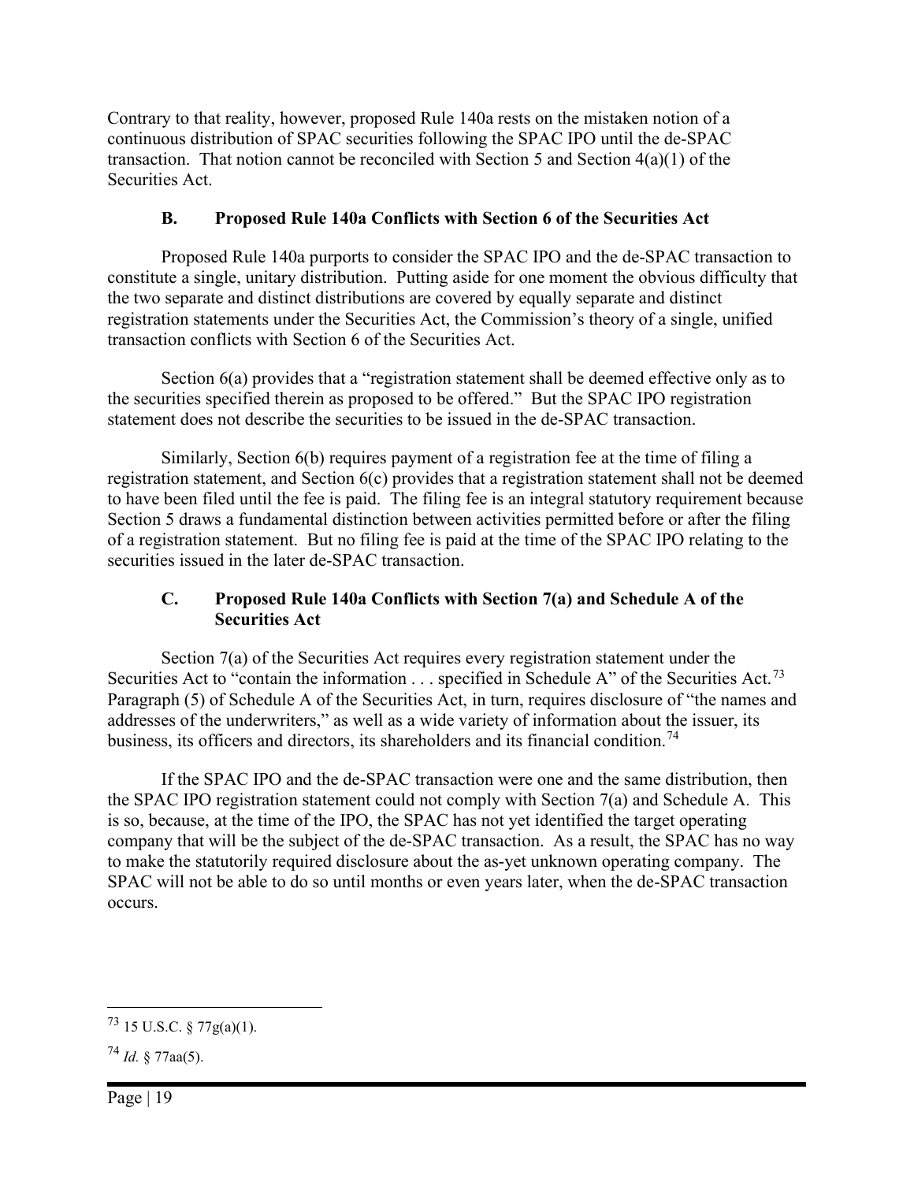Contrary to that reality, however, proposed Rule 140a rests on the mistaken notion of a continuous distribution of SPAC securities following the SPAC IPO until the de-SPAC transaction. That notion cannot be reconciled with Section 5 and Section 4(a)(1) of the Securities Act.

### B. Proposed Rule 140a Conflicts with Section 6 of the Securities Act

Proposed Rule 140a purports to consider the SPAC IPO and the de-SPAC transaction to constitute a single, unitary distribution. Putting aside for one moment the obvious difficulty that the two separate and distinct distributions are covered by equally separate and distinct registration statements under the Securities Act, the Commission's theory of a single, unified transaction conflicts with Section 6 of the Securities Act.

Section 6(a) provides that a "registration statement shall be deemed effective only as to the securities specified therein as proposed to be offered." But the SPAC IPO registration statement does not describe the securities to be issued in the de-SPAC transaction.

Similarly, Section 6(b) requires payment of a registration fee at the time of filing a registration statement, and Section 6(c) provides that a registration statement shall not be deemed to have been filed until the fee is paid. The filing fee is an integral statutory requirement because Section 5 draws a fundamental distinction between activities permitted before or after the filing of a registration statement. But no filing fee is paid at the time of the SPAC IPO relating to the securities issued in the later de-SPAC transaction.

### C. Proposed Rule 140a Conflicts with Section 7(a) and Schedule A of the Securities Act

Section 7(a) of the Securities Act requires every registration statement under the Securities Act to "contain the information . . . specified in Schedule A" of the Securities Act.[73] Paragraph (5) of Schedule A of the Securities Act, in turn, requires disclosure of "the names and addresses of the underwriters," as well as a wide variety of information about the issuer, its business, its officers and directors, its shareholders and its financial condition.[74]

If the SPAC IPO and the de-SPAC transaction were one and the same distribution, then the SPAC IPO registration statement could not comply with Section 7(a) and Schedule A. This is so, because, at the time of the IPO, the SPAC has not yet identified the target operating company that will be the subject of the de-SPAC transaction. As a result, the SPAC has no way to make the statutorily required disclosure about the as-yet unknown operating company. The SPAC will not be able to do so until months or even years later, when the de-SPAC transaction occurs.

---

[73] 15 U.S.C. § 77g(a)(1).

[74] *Id.* § 77aa(5).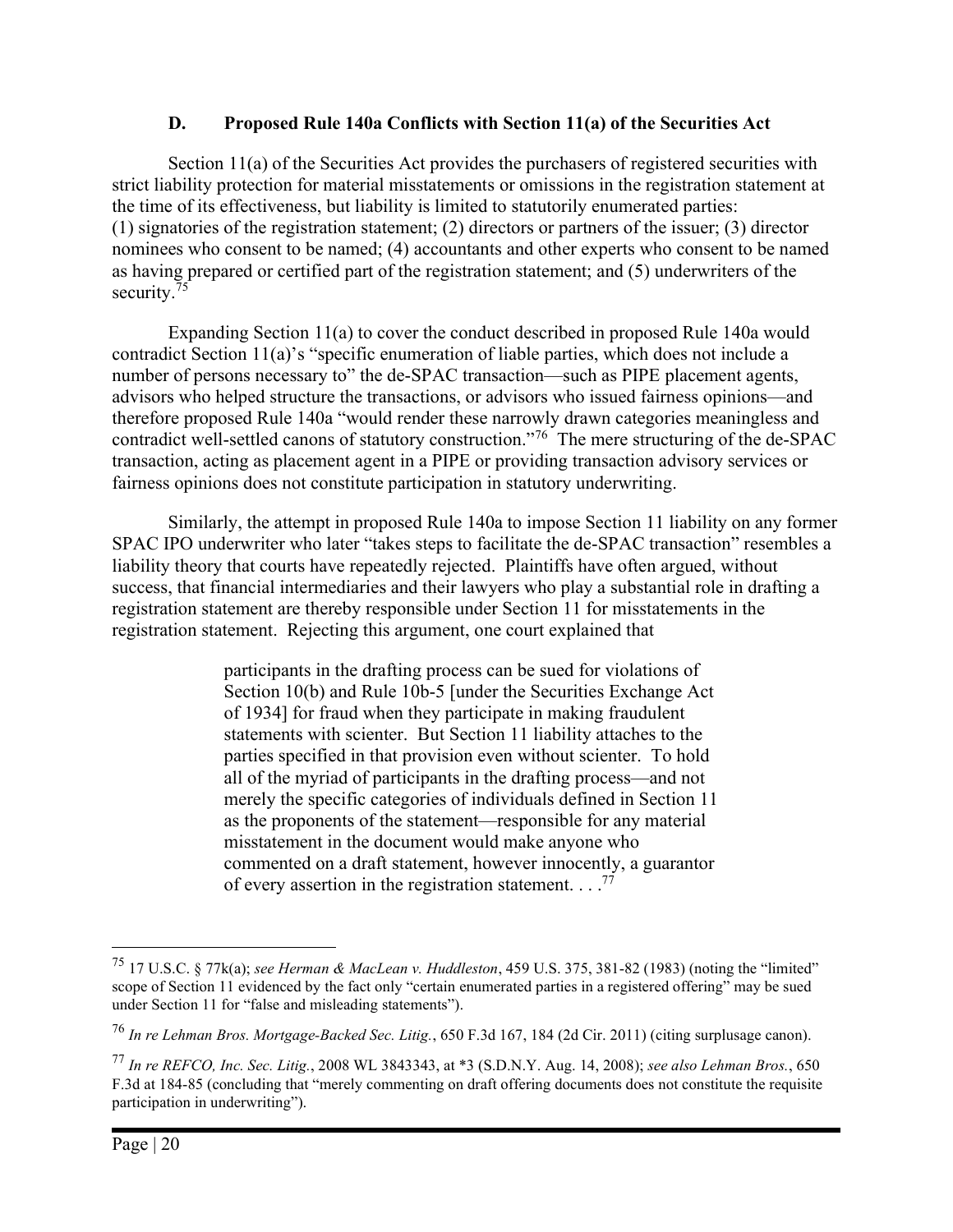### D. Proposed Rule 140a Conflicts with Section 11(a) of the Securities Act

Section 11(a) of the Securities Act provides the purchasers of registered securities with strict liability protection for material misstatements or omissions in the registration statement at the time of its effectiveness, but liability is limited to statutorily enumerated parties: (1) signatories of the registration statement; (2) directors or partners of the issuer; (3) director nominees who consent to be named; (4) accountants and other experts who consent to be named as having prepared or certified part of the registration statement; and (5) underwriters of the security.[75]

Expanding Section 11(a) to cover the conduct described in proposed Rule 140a would contradict Section 11(a)'s "specific enumeration of liable parties, which does not include a number of persons necessary to" the de-SPAC transaction—such as PIPE placement agents, advisors who helped structure the transactions, or advisors who issued fairness opinions—and therefore proposed Rule 140a "would render these narrowly drawn categories meaningless and contradict well-settled canons of statutory construction."[76] The mere structuring of the de-SPAC transaction, acting as placement agent in a PIPE or providing transaction advisory services or fairness opinions does not constitute participation in statutory underwriting.

Similarly, the attempt in proposed Rule 140a to impose Section 11 liability on any former SPAC IPO underwriter who later "takes steps to facilitate the de-SPAC transaction" resembles a liability theory that courts have repeatedly rejected. Plaintiffs have often argued, without success, that financial intermediaries and their lawyers who play a substantial role in drafting a registration statement are thereby responsible under Section 11 for misstatements in the registration statement. Rejecting this argument, one court explained that

> participants in the drafting process can be sued for violations of Section 10(b) and Rule 10b-5 [under the Securities Exchange Act of 1934] for fraud when they participate in making fraudulent statements with scienter. But Section 11 liability attaches to the parties specified in that provision even without scienter. To hold all of the myriad of participants in the drafting process—and not merely the specific categories of individuals defined in Section 11 as the proponents of the statement—responsible for any material misstatement in the document would make anyone who commented on a draft statement, however innocently, a guarantor of every assertion in the registration statement. . . .[77]

---

[75] 17 U.S.C. § 77k(a); *see Herman & MacLean v. Huddleston*, 459 U.S. 375, 381-82 (1983) (noting the "limited" scope of Section 11 evidenced by the fact only "certain enumerated parties in a registered offering" may be sued under Section 11 for "false and misleading statements").

[76] *In re Lehman Bros. Mortgage-Backed Sec. Litig.*, 650 F.3d 167, 184 (2d Cir. 2011) (citing surplusage canon).

[77] *In re REFCO, Inc. Sec. Litig.*, 2008 WL 3843343, at *3 (S.D.N.Y. Aug. 14, 2008); *see also Lehman Bros.*, 650 F.3d at 184-85 (concluding that "merely commenting on draft offering documents does not constitute the requisite participation in underwriting").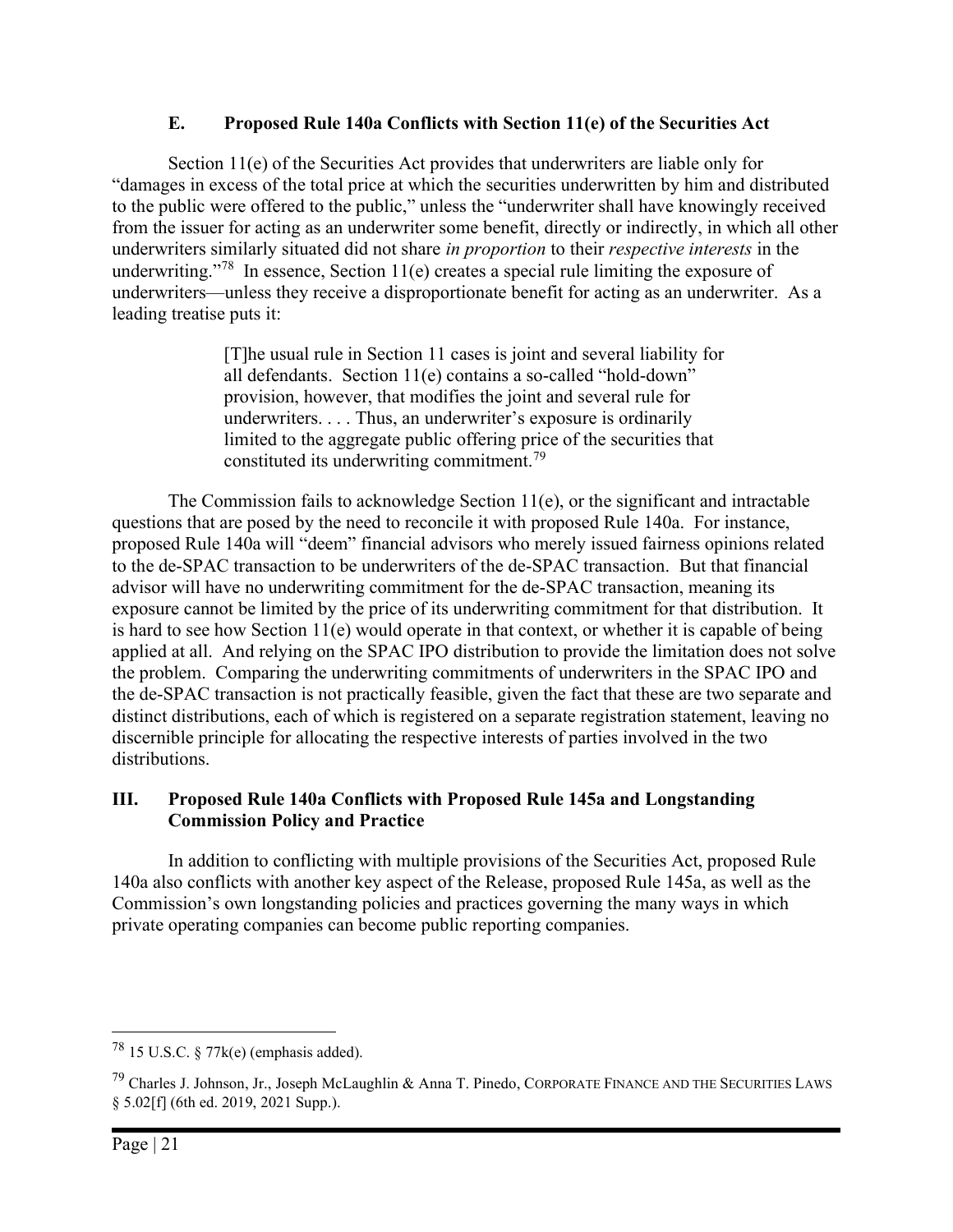### E. Proposed Rule 140a Conflicts with Section 11(e) of the Securities Act

Section 11(e) of the Securities Act provides that underwriters are liable only for "damages in excess of the total price at which the securities underwritten by him and distributed to the public were offered to the public," unless the "underwriter shall have knowingly received from the issuer for acting as an underwriter some benefit, directly or indirectly, in which all other underwriters similarly situated did not share *in proportion* to their *respective interests* in the underwriting."[78] In essence, Section 11(e) creates a special rule limiting the exposure of underwriters—unless they receive a disproportionate benefit for acting as an underwriter. As a leading treatise puts it:

> [T]he usual rule in Section 11 cases is joint and several liability for all defendants. Section 11(e) contains a so-called "hold-down" provision, however, that modifies the joint and several rule for underwriters. . . . Thus, an underwriter's exposure is ordinarily limited to the aggregate public offering price of the securities that constituted its underwriting commitment.[79]

The Commission fails to acknowledge Section 11(e), or the significant and intractable questions that are posed by the need to reconcile it with proposed Rule 140a. For instance, proposed Rule 140a will "deem" financial advisors who merely issued fairness opinions related to the de-SPAC transaction to be underwriters of the de-SPAC transaction. But that financial advisor will have no underwriting commitment for the de-SPAC transaction, meaning its exposure cannot be limited by the price of its underwriting commitment for that distribution. It is hard to see how Section 11(e) would operate in that context, or whether it is capable of being applied at all. And relying on the SPAC IPO distribution to provide the limitation does not solve the problem. Comparing the underwriting commitments of underwriters in the SPAC IPO and the de-SPAC transaction is not practically feasible, given the fact that these are two separate and distinct distributions, each of which is registered on a separate registration statement, leaving no discernible principle for allocating the respective interests of parties involved in the two distributions.

## III. Proposed Rule 140a Conflicts with Proposed Rule 145a and Longstanding Commission Policy and Practice

In addition to conflicting with multiple provisions of the Securities Act, proposed Rule 140a also conflicts with another key aspect of the Release, proposed Rule 145a, as well as the Commission's own longstanding policies and practices governing the many ways in which private operating companies can become public reporting companies.

---

[78] 15 U.S.C. § 77k(e) (emphasis added).

[79] Charles J. Johnson, Jr., Joseph McLaughlin & Anna T. Pinedo, CORPORATE FINANCE AND THE SECURITIES LAWS § 5.02[f] (6th ed. 2019, 2021 Supp.).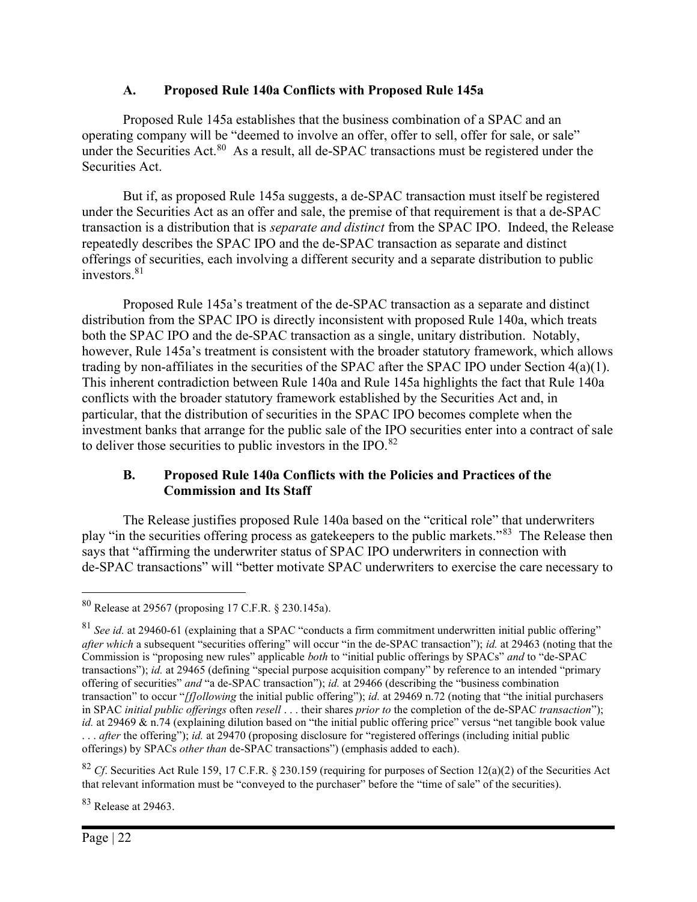### A. Proposed Rule 140a Conflicts with Proposed Rule 145a

Proposed Rule 145a establishes that the business combination of a SPAC and an operating company will be "deemed to involve an offer, offer to sell, offer for sale, or sale" under the Securities Act.[80] As a result, all de-SPAC transactions must be registered under the Securities Act.

But if, as proposed Rule 145a suggests, a de-SPAC transaction must itself be registered under the Securities Act as an offer and sale, the premise of that requirement is that a de-SPAC transaction is a distribution that is *separate and distinct* from the SPAC IPO. Indeed, the Release repeatedly describes the SPAC IPO and the de-SPAC transaction as separate and distinct offerings of securities, each involving a different security and a separate distribution to public investors.[81]

Proposed Rule 145a's treatment of the de-SPAC transaction as a separate and distinct distribution from the SPAC IPO is directly inconsistent with proposed Rule 140a, which treats both the SPAC IPO and the de-SPAC transaction as a single, unitary distribution. Notably, however, Rule 145a's treatment is consistent with the broader statutory framework, which allows trading by non-affiliates in the securities of the SPAC after the SPAC IPO under Section 4(a)(1). This inherent contradiction between Rule 140a and Rule 145a highlights the fact that Rule 140a conflicts with the broader statutory framework established by the Securities Act and, in particular, that the distribution of securities in the SPAC IPO becomes complete when the investment banks that arrange for the public sale of the IPO securities enter into a contract of sale to deliver those securities to public investors in the IPO.[82]

### B. Proposed Rule 140a Conflicts with the Policies and Practices of the Commission and Its Staff

The Release justifies proposed Rule 140a based on the "critical role" that underwriters play "in the securities offering process as gatekeepers to the public markets."[83] The Release then says that "affirming the underwriter status of SPAC IPO underwriters in connection with de-SPAC transactions" will "better motivate SPAC underwriters to exercise the care necessary to

---

[80] Release at 29567 (proposing 17 C.F.R. § 230.145a).

[81] *See id.* at 29460-61 (explaining that a SPAC "conducts a firm commitment underwritten initial public offering" *after which* a subsequent "securities offering" will occur "in the de-SPAC transaction"); *id.* at 29463 (noting that the Commission is "proposing new rules" applicable *both* to "initial public offerings by SPACs" *and* to "de-SPAC transactions"); *id.* at 29465 (defining "special purpose acquisition company" by reference to an intended "primary offering of securities" *and* "a de-SPAC transaction"); *id.* at 29466 (describing the "business combination transaction" to occur "*[f]ollowing* the initial public offering"); *id.* at 29469 n.72 (noting that "the initial purchasers in SPAC *initial public offerings* often *resell* . . . their shares *prior to* the completion of the de-SPAC *transaction*"); *id.* at 29469 & n.74 (explaining dilution based on "the initial public offering price" versus "net tangible book value . . . *after* the offering"); *id.* at 29470 (proposing disclosure for "registered offerings (including initial public offerings) by SPACs *other than* de-SPAC transactions") (emphasis added to each).

[82] *Cf.* Securities Act Rule 159, 17 C.F.R. § 230.159 (requiring for purposes of Section 12(a)(2) of the Securities Act that relevant information must be "conveyed to the purchaser" before the "time of sale" of the securities).

[83] Release at 29463.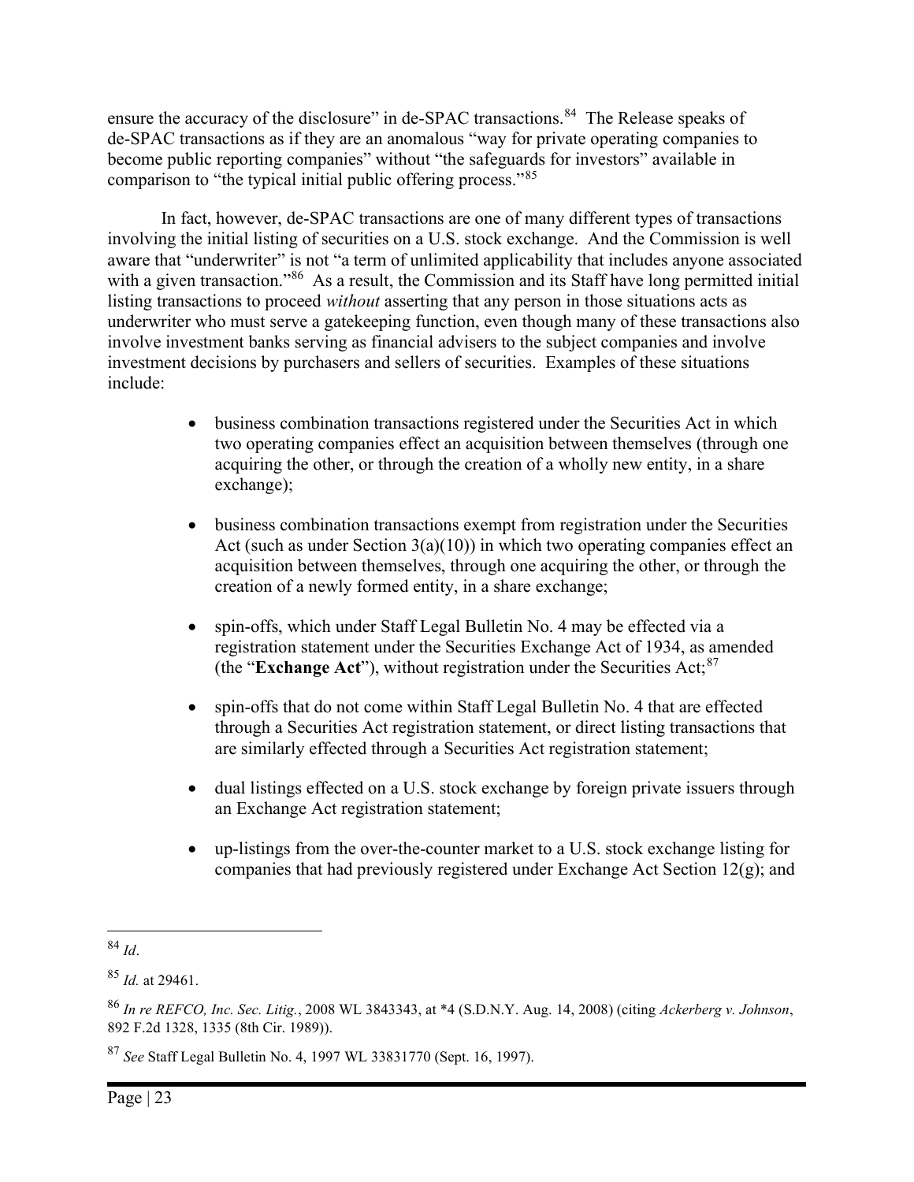ensure the accuracy of the disclosure" in de-SPAC transactions.[84] The Release speaks of de-SPAC transactions as if they are an anomalous "way for private operating companies to become public reporting companies" without "the safeguards for investors" available in comparison to "the typical initial public offering process."[85]

In fact, however, de-SPAC transactions are one of many different types of transactions involving the initial listing of securities on a U.S. stock exchange. And the Commission is well aware that "underwriter" is not "a term of unlimited applicability that includes anyone associated with a given transaction."[86] As a result, the Commission and its Staff have long permitted initial listing transactions to proceed *without* asserting that any person in those situations acts as underwriter who must serve a gatekeeping function, even though many of these transactions also involve investment banks serving as financial advisers to the subject companies and involve investment decisions by purchasers and sellers of securities. Examples of these situations include:

- business combination transactions registered under the Securities Act in which two operating companies effect an acquisition between themselves (through one acquiring the other, or through the creation of a wholly new entity, in a share exchange);
- business combination transactions exempt from registration under the Securities Act (such as under Section 3(a)(10)) in which two operating companies effect an acquisition between themselves, through one acquiring the other, or through the creation of a newly formed entity, in a share exchange;
- spin-offs, which under Staff Legal Bulletin No. 4 may be effected via a registration statement under the Securities Exchange Act of 1934, as amended (the "**Exchange Act**"), without registration under the Securities Act;[87]
- spin-offs that do not come within Staff Legal Bulletin No. 4 that are effected through a Securities Act registration statement, or direct listing transactions that are similarly effected through a Securities Act registration statement;
- dual listings effected on a U.S. stock exchange by foreign private issuers through an Exchange Act registration statement;
- up-listings from the over-the-counter market to a U.S. stock exchange listing for companies that had previously registered under Exchange Act Section 12(g); and

---

[84] *Id*.

[85] *Id.* at 29461.

[86] *In re REFCO, Inc. Sec. Litig.*, 2008 WL 3843343, at *4 (S.D.N.Y. Aug. 14, 2008) (citing *Ackerberg v. Johnson*, 892 F.2d 1328, 1335 (8th Cir. 1989)).

[87] *See* Staff Legal Bulletin No. 4, 1997 WL 33831770 (Sept. 16, 1997).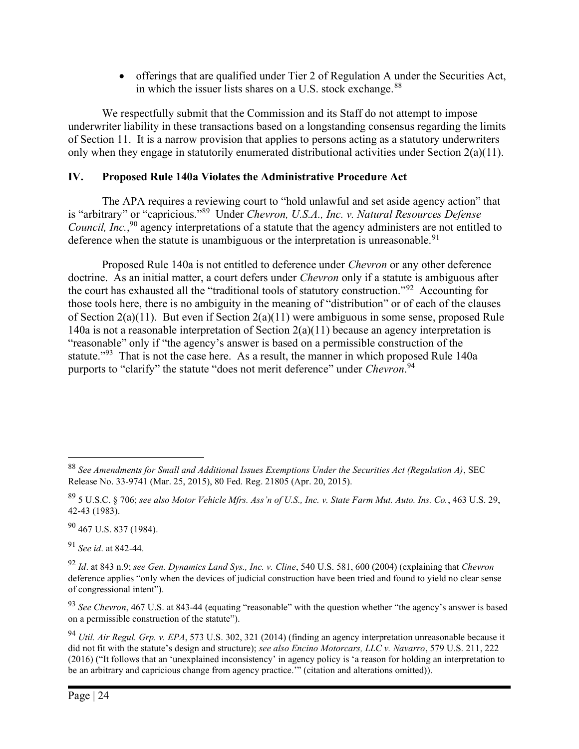- offerings that are qualified under Tier 2 of Regulation A under the Securities Act, in which the issuer lists shares on a U.S. stock exchange.[88]

We respectfully submit that the Commission and its Staff do not attempt to impose underwriter liability in these transactions based on a longstanding consensus regarding the limits of Section 11. It is a narrow provision that applies to persons acting as a statutory underwriters only when they engage in statutorily enumerated distributional activities under Section 2(a)(11).

## IV. Proposed Rule 140a Violates the Administrative Procedure Act

The APA requires a reviewing court to "hold unlawful and set aside agency action" that is "arbitrary" or "capricious."[89] Under *Chevron, U.S.A., Inc. v. Natural Resources Defense Council, Inc.*,[90] agency interpretations of a statute that the agency administers are not entitled to deference when the statute is unambiguous or the interpretation is unreasonable.[91]

Proposed Rule 140a is not entitled to deference under *Chevron* or any other deference doctrine. As an initial matter, a court defers under *Chevron* only if a statute is ambiguous after the court has exhausted all the "traditional tools of statutory construction."[92] Accounting for those tools here, there is no ambiguity in the meaning of "distribution" or of each of the clauses of Section 2(a)(11). But even if Section 2(a)(11) were ambiguous in some sense, proposed Rule 140a is not a reasonable interpretation of Section 2(a)(11) because an agency interpretation is "reasonable" only if "the agency's answer is based on a permissible construction of the statute."[93] That is not the case here. As a result, the manner in which proposed Rule 140a purports to "clarify" the statute "does not merit deference" under *Chevron*.[94]

---

[88] *See Amendments for Small and Additional Issues Exemptions Under the Securities Act (Regulation A)*, SEC Release No. 33-9741 (Mar. 25, 2015), 80 Fed. Reg. 21805 (Apr. 20, 2015).

[89] 5 U.S.C. § 706; *see also Motor Vehicle Mfrs. Ass'n of U.S., Inc. v. State Farm Mut. Auto. Ins. Co.*, 463 U.S. 29, 42-43 (1983).

[90] 467 U.S. 837 (1984).

[91] *See id*. at 842-44.

[92] *Id*. at 843 n.9; *see Gen. Dynamics Land Sys., Inc. v. Cline*, 540 U.S. 581, 600 (2004) (explaining that *Chevron* deference applies "only when the devices of judicial construction have been tried and found to yield no clear sense of congressional intent").

[93] *See Chevron*, 467 U.S. at 843-44 (equating "reasonable" with the question whether "the agency's answer is based on a permissible construction of the statute").

[94] *Util. Air Regul. Grp. v. EPA*, 573 U.S. 302, 321 (2014) (finding an agency interpretation unreasonable because it did not fit with the statute's design and structure); *see also Encino Motorcars, LLC v. Navarro*, 579 U.S. 211, 222 (2016) ("It follows that an 'unexplained inconsistency' in agency policy is 'a reason for holding an interpretation to be an arbitrary and capricious change from agency practice.'" (citation and alterations omitted)).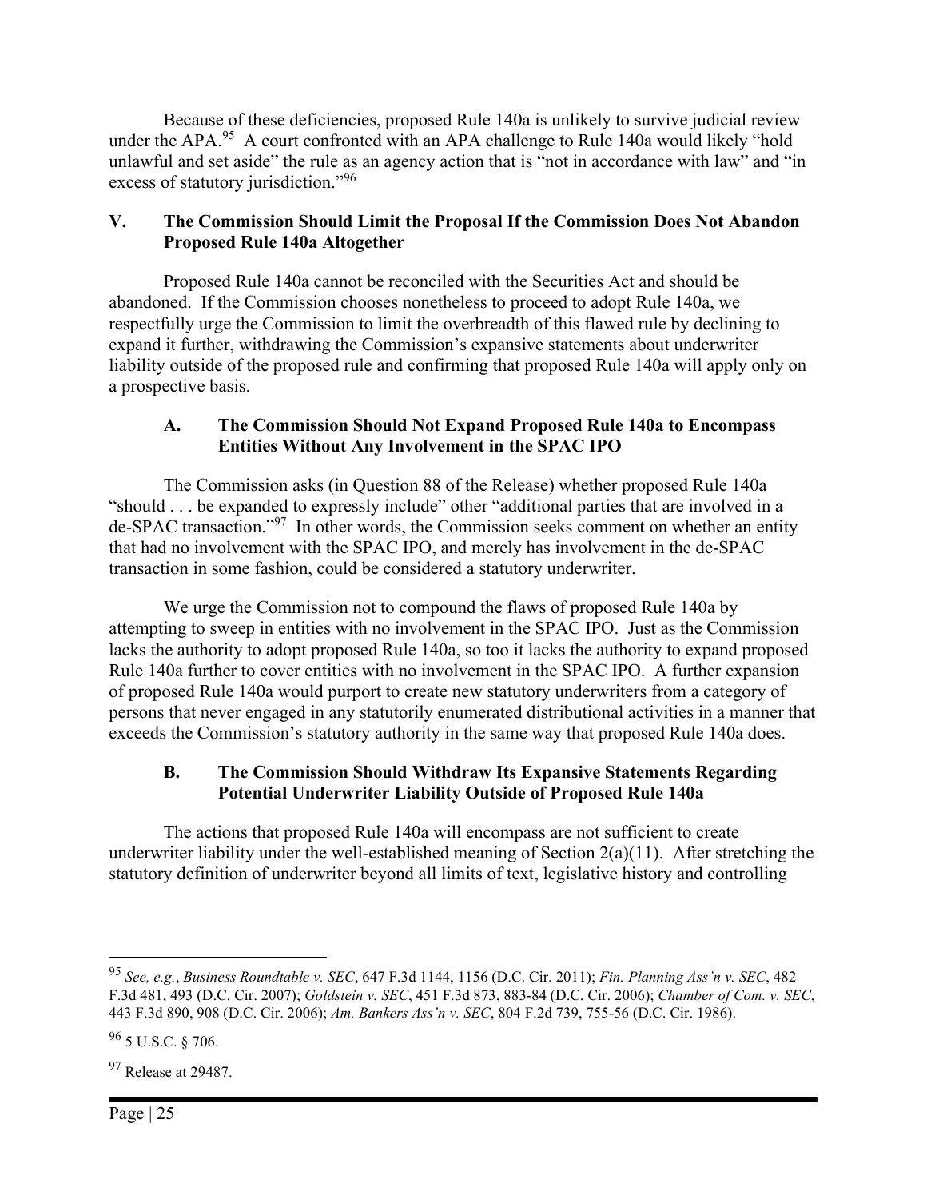Because of these deficiencies, proposed Rule 140a is unlikely to survive judicial review under the APA.[95] A court confronted with an APA challenge to Rule 140a would likely "hold unlawful and set aside" the rule as an agency action that is "not in accordance with law" and "in excess of statutory jurisdiction."[96]

## V. The Commission Should Limit the Proposal If the Commission Does Not Abandon Proposed Rule 140a Altogether

Proposed Rule 140a cannot be reconciled with the Securities Act and should be abandoned. If the Commission chooses nonetheless to proceed to adopt Rule 140a, we respectfully urge the Commission to limit the overbreadth of this flawed rule by declining to expand it further, withdrawing the Commission's expansive statements about underwriter liability outside of the proposed rule and confirming that proposed Rule 140a will apply only on a prospective basis.

### A. The Commission Should Not Expand Proposed Rule 140a to Encompass Entities Without Any Involvement in the SPAC IPO

The Commission asks (in Question 88 of the Release) whether proposed Rule 140a "should . . . be expanded to expressly include" other "additional parties that are involved in a de-SPAC transaction."[97] In other words, the Commission seeks comment on whether an entity that had no involvement with the SPAC IPO, and merely has involvement in the de-SPAC transaction in some fashion, could be considered a statutory underwriter.

We urge the Commission not to compound the flaws of proposed Rule 140a by attempting to sweep in entities with no involvement in the SPAC IPO. Just as the Commission lacks the authority to adopt proposed Rule 140a, so too it lacks the authority to expand proposed Rule 140a further to cover entities with no involvement in the SPAC IPO. A further expansion of proposed Rule 140a would purport to create new statutory underwriters from a category of persons that never engaged in any statutorily enumerated distributional activities in a manner that exceeds the Commission's statutory authority in the same way that proposed Rule 140a does.

### B. The Commission Should Withdraw Its Expansive Statements Regarding Potential Underwriter Liability Outside of Proposed Rule 140a

The actions that proposed Rule 140a will encompass are not sufficient to create underwriter liability under the well-established meaning of Section 2(a)(11). After stretching the statutory definition of underwriter beyond all limits of text, legislative history and controlling

---

[95] *See, e.g.*, *Business Roundtable v. SEC*, 647 F.3d 1144, 1156 (D.C. Cir. 2011); *Fin. Planning Ass'n v. SEC*, 482 F.3d 481, 493 (D.C. Cir. 2007); *Goldstein v. SEC*, 451 F.3d 873, 883-84 (D.C. Cir. 2006); *Chamber of Com. v. SEC*, 443 F.3d 890, 908 (D.C. Cir. 2006); *Am. Bankers Ass'n v. SEC*, 804 F.2d 739, 755-56 (D.C. Cir. 1986).

[96] 5 U.S.C. § 706.

[97] Release at 29487.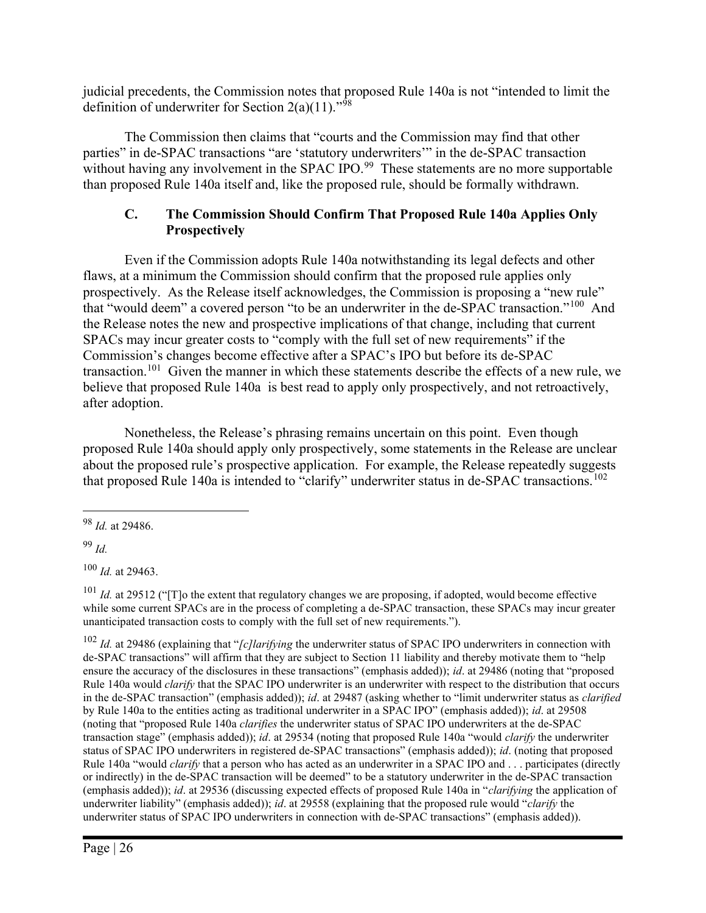judicial precedents, the Commission notes that proposed Rule 140a is not "intended to limit the definition of underwriter for Section 2(a)(11)."[98]

The Commission then claims that "courts and the Commission may find that other parties" in de-SPAC transactions "are 'statutory underwriters'" in the de-SPAC transaction without having any involvement in the SPAC IPO.[99] These statements are no more supportable than proposed Rule 140a itself and, like the proposed rule, should be formally withdrawn.

### C. The Commission Should Confirm That Proposed Rule 140a Applies Only Prospectively

Even if the Commission adopts Rule 140a notwithstanding its legal defects and other flaws, at a minimum the Commission should confirm that the proposed rule applies only prospectively. As the Release itself acknowledges, the Commission is proposing a "new rule" that "would deem" a covered person "to be an underwriter in the de-SPAC transaction."[100] And the Release notes the new and prospective implications of that change, including that current SPACs may incur greater costs to "comply with the full set of new requirements" if the Commission's changes become effective after a SPAC's IPO but before its de-SPAC transaction.[101] Given the manner in which these statements describe the effects of a new rule, we believe that proposed Rule 140a is best read to apply only prospectively, and not retroactively, after adoption.

Nonetheless, the Release's phrasing remains uncertain on this point. Even though proposed Rule 140a should apply only prospectively, some statements in the Release are unclear about the proposed rule's prospective application. For example, the Release repeatedly suggests that proposed Rule 140a is intended to "clarify" underwriter status in de-SPAC transactions.[102]

---

[98] *Id.* at 29486.

[99] *Id.*

[100] *Id.* at 29463.

[101] *Id.* at 29512 ("[T]o the extent that regulatory changes we are proposing, if adopted, would become effective while some current SPACs are in the process of completing a de-SPAC transaction, these SPACs may incur greater unanticipated transaction costs to comply with the full set of new requirements.").

[102] *Id.* at 29486 (explaining that "*[c]larifying* the underwriter status of SPAC IPO underwriters in connection with de-SPAC transactions" will affirm that they are subject to Section 11 liability and thereby motivate them to "help ensure the accuracy of the disclosures in these transactions" (emphasis added)); *id*. at 29486 (noting that "proposed Rule 140a would *clarify* that the SPAC IPO underwriter is an underwriter with respect to the distribution that occurs in the de-SPAC transaction" (emphasis added)); *id*. at 29487 (asking whether to "limit underwriter status as *clarified* by Rule 140a to the entities acting as traditional underwriter in a SPAC IPO" (emphasis added)); *id*. at 29508 (noting that "proposed Rule 140a *clarifies* the underwriter status of SPAC IPO underwriters at the de-SPAC transaction stage" (emphasis added)); *id*. at 29534 (noting that proposed Rule 140a "would *clarify* the underwriter status of SPAC IPO underwriters in registered de-SPAC transactions" (emphasis added)); *id*. (noting that proposed Rule 140a "would *clarify* that a person who has acted as an underwriter in a SPAC IPO and . . . participates (directly or indirectly) in the de-SPAC transaction will be deemed" to be a statutory underwriter in the de-SPAC transaction (emphasis added)); *id*. at 29536 (discussing expected effects of proposed Rule 140a in "*clarifying* the application of underwriter liability" (emphasis added)); *id*. at 29558 (explaining that the proposed rule would "*clarify* the underwriter status of SPAC IPO underwriters in connection with de-SPAC transactions" (emphasis added)).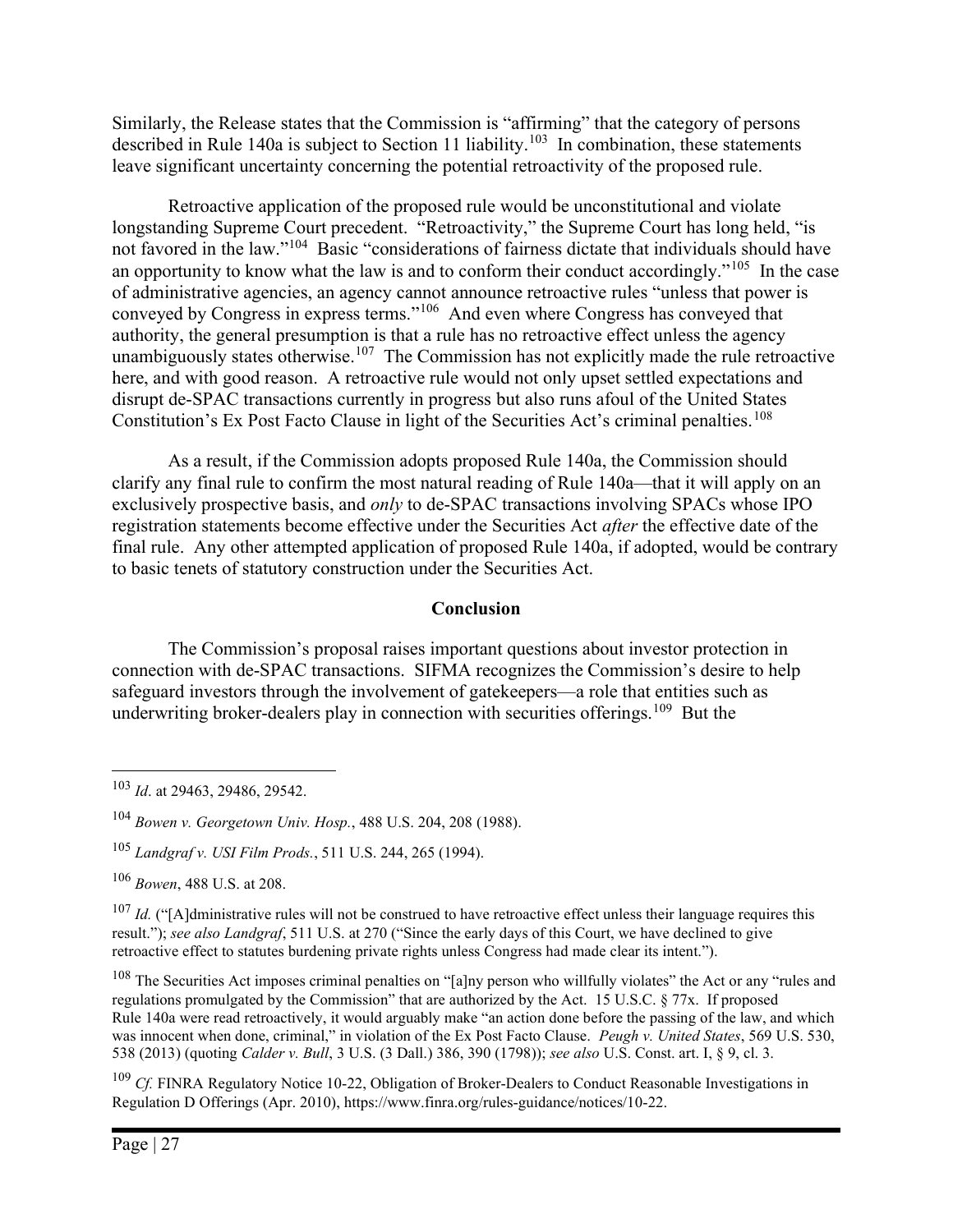Similarly, the Release states that the Commission is "affirming" that the category of persons described in Rule 140a is subject to Section 11 liability.[103] In combination, these statements leave significant uncertainty concerning the potential retroactivity of the proposed rule.

Retroactive application of the proposed rule would be unconstitutional and violate longstanding Supreme Court precedent. "Retroactivity," the Supreme Court has long held, "is not favored in the law."[104] Basic "considerations of fairness dictate that individuals should have an opportunity to know what the law is and to conform their conduct accordingly."[105] In the case of administrative agencies, an agency cannot announce retroactive rules "unless that power is conveyed by Congress in express terms."[106] And even where Congress has conveyed that authority, the general presumption is that a rule has no retroactive effect unless the agency unambiguously states otherwise.[107] The Commission has not explicitly made the rule retroactive here, and with good reason. A retroactive rule would not only upset settled expectations and disrupt de-SPAC transactions currently in progress but also runs afoul of the United States Constitution's Ex Post Facto Clause in light of the Securities Act's criminal penalties.[108]

As a result, if the Commission adopts proposed Rule 140a, the Commission should clarify any final rule to confirm the most natural reading of Rule 140a—that it will apply on an exclusively prospective basis, and *only* to de-SPAC transactions involving SPACs whose IPO registration statements become effective under the Securities Act *after* the effective date of the final rule. Any other attempted application of proposed Rule 140a, if adopted, would be contrary to basic tenets of statutory construction under the Securities Act.

**Conclusion**

The Commission's proposal raises important questions about investor protection in connection with de-SPAC transactions. SIFMA recognizes the Commission's desire to help safeguard investors through the involvement of gatekeepers—a role that entities such as underwriting broker-dealers play in connection with securities offerings.[109] But the

---

[103] *Id*. at 29463, 29486, 29542.

[104] *Bowen v. Georgetown Univ. Hosp.*, 488 U.S. 204, 208 (1988).

[105] *Landgraf v. USI Film Prods.*, 511 U.S. 244, 265 (1994).

[106] *Bowen*, 488 U.S. at 208.

[107] *Id.* ("[A]dministrative rules will not be construed to have retroactive effect unless their language requires this result."); *see also Landgraf*, 511 U.S. at 270 ("Since the early days of this Court, we have declined to give retroactive effect to statutes burdening private rights unless Congress had made clear its intent.").

[108] The Securities Act imposes criminal penalties on "[a]ny person who willfully violates" the Act or any "rules and regulations promulgated by the Commission" that are authorized by the Act. 15 U.S.C. § 77x. If proposed Rule 140a were read retroactively, it would arguably make "an action done before the passing of the law, and which was innocent when done, criminal," in violation of the Ex Post Facto Clause. *Peugh v. United States*, 569 U.S. 530, 538 (2013) (quoting *Calder v. Bull*, 3 U.S. (3 Dall.) 386, 390 (1798)); *see also* U.S. Const. art. I, § 9, cl. 3.

[109] *Cf.* FINRA Regulatory Notice 10-22, Obligation of Broker-Dealers to Conduct Reasonable Investigations in Regulation D Offerings (Apr. 2010), https://www.finra.org/rules-guidance/notices/10-22.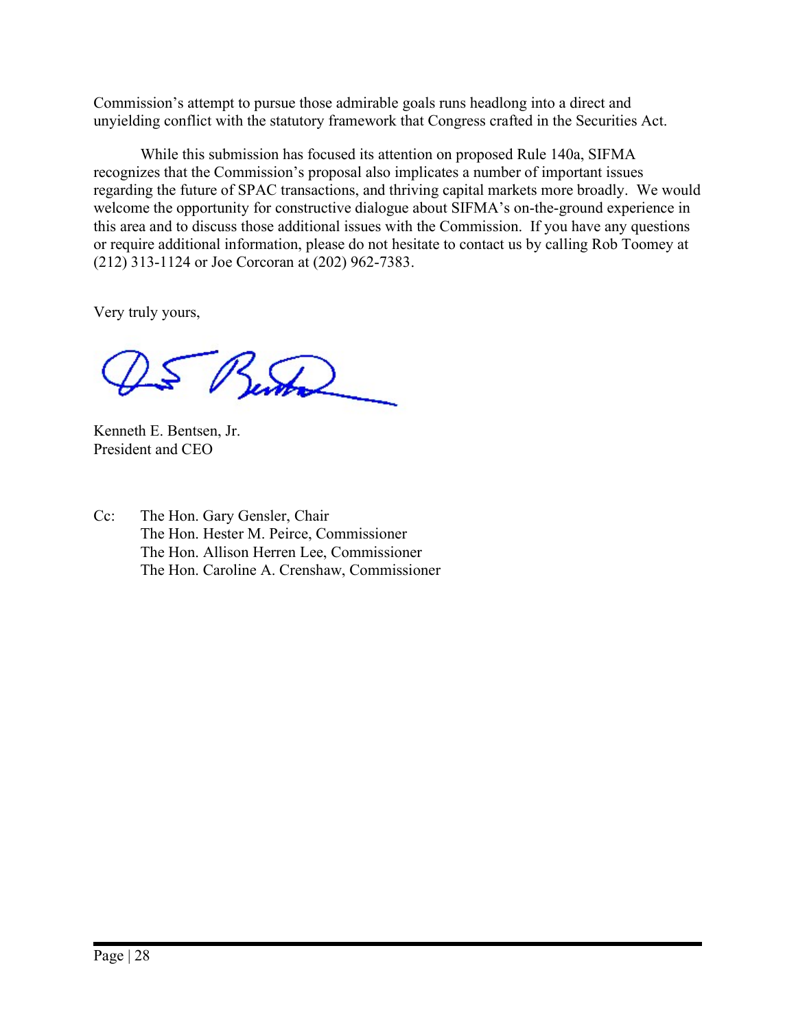Commission's attempt to pursue those admirable goals runs headlong into a direct and unyielding conflict with the statutory framework that Congress crafted in the Securities Act.

While this submission has focused its attention on proposed Rule 140a, SIFMA recognizes that the Commission's proposal also implicates a number of important issues regarding the future of SPAC transactions, and thriving capital markets more broadly. We would welcome the opportunity for constructive dialogue about SIFMA's on-the-ground experience in this area and to discuss those additional issues with the Commission. If you have any questions or require additional information, please do not hesitate to contact us by calling Rob Toomey at (212) 313-1124 or Joe Corcoran at (202) 962-7383.

Very truly yours,

Kenneth E. Bentsen, Jr.
President and CEO

Cc: The Hon. Gary Gensler, Chair
The Hon. Hester M. Peirce, Commissioner
The Hon. Allison Herren Lee, Commissioner
The Hon. Caroline A. Crenshaw, Commissioner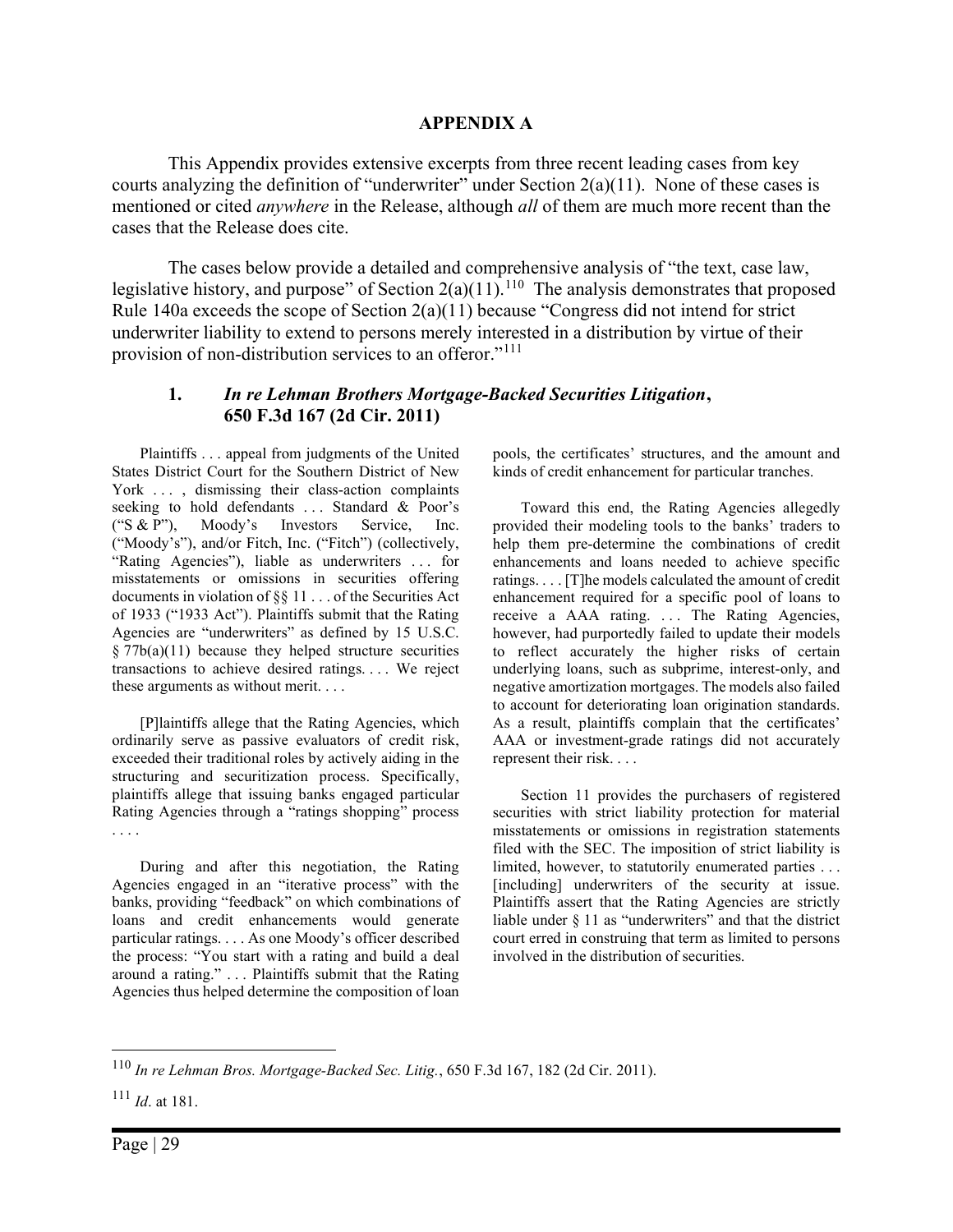## APPENDIX A

This Appendix provides extensive excerpts from three recent leading cases from key courts analyzing the definition of "underwriter" under Section 2(a)(11). None of these cases is mentioned or cited *anywhere* in the Release, although *all* of them are much more recent than the cases that the Release does cite.

The cases below provide a detailed and comprehensive analysis of "the text, case law, legislative history, and purpose" of Section 2(a)(11).[110] The analysis demonstrates that proposed Rule 140a exceeds the scope of Section 2(a)(11) because "Congress did not intend for strict underwriter liability to extend to persons merely interested in a distribution by virtue of their provision of non-distribution services to an offeror."[111]

### 1. *In re Lehman Brothers Mortgage-Backed Securities Litigation*, 650 F.3d 167 (2d Cir. 2011)

Plaintiffs . . . appeal from judgments of the United States District Court for the Southern District of New York . . . , dismissing their class-action complaints seeking to hold defendants . . . Standard & Poor's ("S & P"), Moody's Investors Service, Inc. ("Moody's"), and/or Fitch, Inc. ("Fitch") (collectively, "Rating Agencies"), liable as underwriters . . . for misstatements or omissions in securities offering documents in violation of §§ 11 . . . of the Securities Act of 1933 ("1933 Act"). Plaintiffs submit that the Rating Agencies are "underwriters" as defined by 15 U.S.C. § 77b(a)(11) because they helped structure securities transactions to achieve desired ratings. . . . We reject these arguments as without merit. . . .

[P]laintiffs allege that the Rating Agencies, which ordinarily serve as passive evaluators of credit risk, exceeded their traditional roles by actively aiding in the structuring and securitization process. Specifically, plaintiffs allege that issuing banks engaged particular Rating Agencies through a "ratings shopping" process . . . .

During and after this negotiation, the Rating Agencies engaged in an "iterative process" with the banks, providing "feedback" on which combinations of loans and credit enhancements would generate particular ratings. . . . As one Moody's officer described the process: "You start with a rating and build a deal around a rating." . . . Plaintiffs submit that the Rating Agencies thus helped determine the composition of loan pools, the certificates' structures, and the amount and kinds of credit enhancement for particular tranches.

Toward this end, the Rating Agencies allegedly provided their modeling tools to the banks' traders to help them pre-determine the combinations of credit enhancements and loans needed to achieve specific ratings. . . . [T]he models calculated the amount of credit enhancement required for a specific pool of loans to receive a AAA rating. . . . The Rating Agencies, however, had purportedly failed to update their models to reflect accurately the higher risks of certain underlying loans, such as subprime, interest-only, and negative amortization mortgages. The models also failed to account for deteriorating loan origination standards. As a result, plaintiffs complain that the certificates' AAA or investment-grade ratings did not accurately represent their risk. . . .

Section 11 provides the purchasers of registered securities with strict liability protection for material misstatements or omissions in registration statements filed with the SEC. The imposition of strict liability is limited, however, to statutorily enumerated parties . . . [including] underwriters of the security at issue. Plaintiffs assert that the Rating Agencies are strictly liable under § 11 as "underwriters" and that the district court erred in construing that term as limited to persons involved in the distribution of securities.

---

[110] *In re Lehman Bros. Mortgage-Backed Sec. Litig.*, 650 F.3d 167, 182 (2d Cir. 2011).

[111] *Id*. at 181.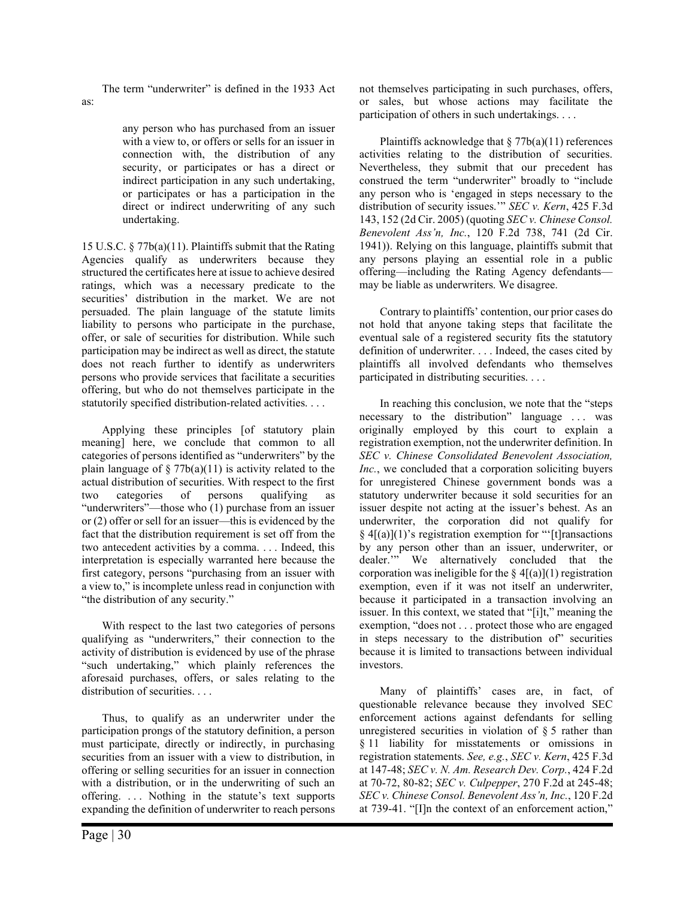The term "underwriter" is defined in the 1933 Act as:

> any person who has purchased from an issuer with a view to, or offers or sells for an issuer in connection with, the distribution of any security, or participates or has a direct or indirect participation in any such undertaking, or participates or has a participation in the direct or indirect underwriting of any such undertaking.

15 U.S.C. § 77b(a)(11). Plaintiffs submit that the Rating Agencies qualify as underwriters because they structured the certificates here at issue to achieve desired ratings, which was a necessary predicate to the securities' distribution in the market. We are not persuaded. The plain language of the statute limits liability to persons who participate in the purchase, offer, or sale of securities for distribution. While such participation may be indirect as well as direct, the statute does not reach further to identify as underwriters persons who provide services that facilitate a securities offering, but who do not themselves participate in the statutorily specified distribution-related activities. . . .

Applying these principles [of statutory plain meaning] here, we conclude that common to all categories of persons identified as "underwriters" by the plain language of § 77b(a)(11) is activity related to the actual distribution of securities. With respect to the first two categories of persons qualifying as "underwriters"—those who (1) purchase from an issuer or (2) offer or sell for an issuer—this is evidenced by the fact that the distribution requirement is set off from the two antecedent activities by a comma. . . . Indeed, this interpretation is especially warranted here because the first category, persons "purchasing from an issuer with a view to," is incomplete unless read in conjunction with "the distribution of any security."

With respect to the last two categories of persons qualifying as "underwriters," their connection to the activity of distribution is evidenced by use of the phrase "such undertaking," which plainly references the aforesaid purchases, offers, or sales relating to the distribution of securities. . . .

Thus, to qualify as an underwriter under the participation prongs of the statutory definition, a person must participate, directly or indirectly, in purchasing securities from an issuer with a view to distribution, in offering or selling securities for an issuer in connection with a distribution, or in the underwriting of such an offering. . . . Nothing in the statute's text supports expanding the definition of underwriter to reach persons not themselves participating in such purchases, offers, or sales, but whose actions may facilitate the participation of others in such undertakings. . . .

Plaintiffs acknowledge that § 77b(a)(11) references activities relating to the distribution of securities. Nevertheless, they submit that our precedent has construed the term "underwriter" broadly to "include any person who is 'engaged in steps necessary to the distribution of security issues.'" *SEC v. Kern*, 425 F.3d 143, 152 (2d Cir. 2005) (quoting *SEC v. Chinese Consol. Benevolent Ass'n, Inc.*, 120 F.2d 738, 741 (2d Cir. 1941)). Relying on this language, plaintiffs submit that any persons playing an essential role in a public offering—including the Rating Agency defendants—may be liable as underwriters. We disagree.

Contrary to plaintiffs' contention, our prior cases do not hold that anyone taking steps that facilitate the eventual sale of a registered security fits the statutory definition of underwriter. . . . Indeed, the cases cited by plaintiffs all involved defendants who themselves participated in distributing securities. . . .

In reaching this conclusion, we note that the "steps necessary to the distribution" language . . . was originally employed by this court to explain a registration exemption, not the underwriter definition. In *SEC v. Chinese Consolidated Benevolent Association, Inc.*, we concluded that a corporation soliciting buyers for unregistered Chinese government bonds was a statutory underwriter because it sold securities for an issuer despite not acting at the issuer's behest. As an underwriter, the corporation did not qualify for § 4[(a)](1)'s registration exemption for "'[t]ransactions by any person other than an issuer, underwriter, or dealer.'" We alternatively concluded that the corporation was ineligible for the § 4[(a)](1) registration exemption, even if it was not itself an underwriter, because it participated in a transaction involving an issuer. In this context, we stated that "[i]t," meaning the exemption, "does not . . . protect those who are engaged in steps necessary to the distribution of" securities because it is limited to transactions between individual investors.

Many of plaintiffs' cases are, in fact, of questionable relevance because they involved SEC enforcement actions against defendants for selling unregistered securities in violation of § 5 rather than § 11 liability for misstatements or omissions in registration statements. *See, e.g.*, *SEC v. Kern*, 425 F.3d at 147-48; *SEC v. N. Am. Research Dev. Corp.*, 424 F.2d at 70-72, 80-82; *SEC v. Culpepper*, 270 F.2d at 245-48; *SEC v. Chinese Consol. Benevolent Ass'n, Inc.*, 120 F.2d at 739-41. "[I]n the context of an enforcement action,"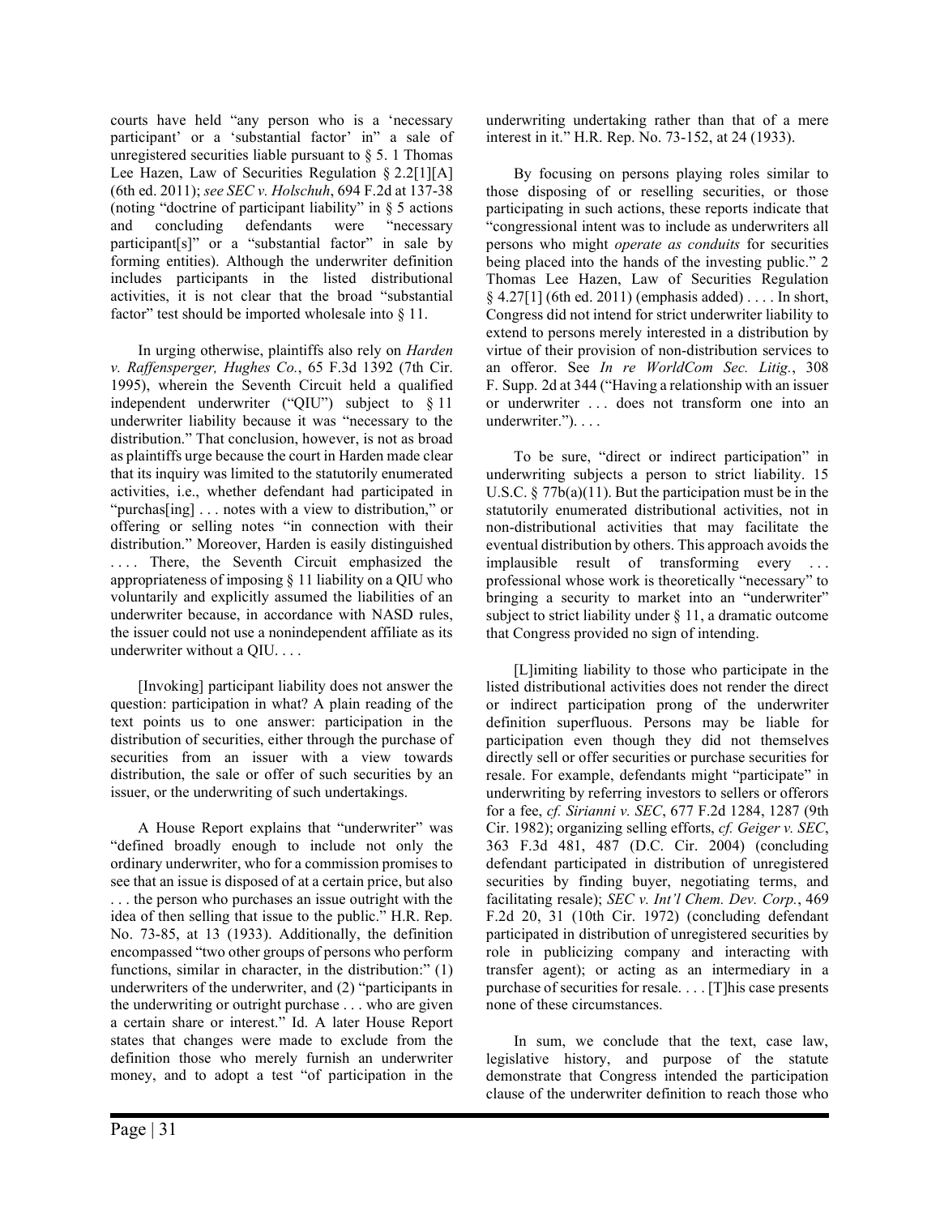courts have held "any person who is a 'necessary participant' or a 'substantial factor' in" a sale of unregistered securities liable pursuant to § 5. 1 Thomas Lee Hazen, Law of Securities Regulation § 2.2[1][A] (6th ed. 2011); *see SEC v. Holschuh*, 694 F.2d at 137-38 (noting "doctrine of participant liability" in § 5 actions and concluding defendants were "necessary participant[s]" or a "substantial factor" in sale by forming entities). Although the underwriter definition includes participants in the listed distributional activities, it is not clear that the broad "substantial factor" test should be imported wholesale into § 11.

In urging otherwise, plaintiffs also rely on *Harden v. Raffensperger, Hughes Co.*, 65 F.3d 1392 (7th Cir. 1995), wherein the Seventh Circuit held a qualified independent underwriter ("QIU") subject to § 11 underwriter liability because it was "necessary to the distribution." That conclusion, however, is not as broad as plaintiffs urge because the court in Harden made clear that its inquiry was limited to the statutorily enumerated activities, i.e., whether defendant had participated in "purchas[ing] . . . notes with a view to distribution," or offering or selling notes "in connection with their distribution." Moreover, Harden is easily distinguished . . . . There, the Seventh Circuit emphasized the appropriateness of imposing § 11 liability on a QIU who voluntarily and explicitly assumed the liabilities of an underwriter because, in accordance with NASD rules, the issuer could not use a nonindependent affiliate as its underwriter without a QIU. . . .

[Invoking] participant liability does not answer the question: participation in what? A plain reading of the text points us to one answer: participation in the distribution of securities, either through the purchase of securities from an issuer with a view towards distribution, the sale or offer of such securities by an issuer, or the underwriting of such undertakings.

A House Report explains that "underwriter" was "defined broadly enough to include not only the ordinary underwriter, who for a commission promises to see that an issue is disposed of at a certain price, but also . . . the person who purchases an issue outright with the idea of then selling that issue to the public." H.R. Rep. No. 73-85, at 13 (1933). Additionally, the definition encompassed "two other groups of persons who perform functions, similar in character, in the distribution:" (1) underwriters of the underwriter, and (2) "participants in the underwriting or outright purchase . . . who are given a certain share or interest." Id. A later House Report states that changes were made to exclude from the definition those who merely furnish an underwriter money, and to adopt a test "of participation in the underwriting undertaking rather than that of a mere interest in it." H.R. Rep. No. 73-152, at 24 (1933).

By focusing on persons playing roles similar to those disposing of or reselling securities, or those participating in such actions, these reports indicate that "congressional intent was to include as underwriters all persons who might *operate as conduits* for securities being placed into the hands of the investing public." 2 Thomas Lee Hazen, Law of Securities Regulation § 4.27[1] (6th ed. 2011) (emphasis added) . . . . In short, Congress did not intend for strict underwriter liability to extend to persons merely interested in a distribution by virtue of their provision of non-distribution services to an offeror. See *In re WorldCom Sec. Litig.*, 308 F. Supp. 2d at 344 ("Having a relationship with an issuer or underwriter . . . does not transform one into an underwriter."). . . .

To be sure, "direct or indirect participation" in underwriting subjects a person to strict liability. 15 U.S.C. § 77b(a)(11). But the participation must be in the statutorily enumerated distributional activities, not in non-distributional activities that may facilitate the eventual distribution by others. This approach avoids the implausible result of transforming every . . . professional whose work is theoretically "necessary" to bringing a security to market into an "underwriter" subject to strict liability under § 11, a dramatic outcome that Congress provided no sign of intending.

[L]imiting liability to those who participate in the listed distributional activities does not render the direct or indirect participation prong of the underwriter definition superfluous. Persons may be liable for participation even though they did not themselves directly sell or offer securities or purchase securities for resale. For example, defendants might "participate" in underwriting by referring investors to sellers or offerors for a fee, *cf. Sirianni v. SEC*, 677 F.2d 1284, 1287 (9th Cir. 1982); organizing selling efforts, *cf. Geiger v. SEC*, 363 F.3d 481, 487 (D.C. Cir. 2004) (concluding defendant participated in distribution of unregistered securities by finding buyer, negotiating terms, and facilitating resale); *SEC v. Int'l Chem. Dev. Corp.*, 469 F.2d 20, 31 (10th Cir. 1972) (concluding defendant participated in distribution of unregistered securities by role in publicizing company and interacting with transfer agent); or acting as an intermediary in a purchase of securities for resale. . . . [T]his case presents none of these circumstances.

In sum, we conclude that the text, case law, legislative history, and purpose of the statute demonstrate that Congress intended the participation clause of the underwriter definition to reach those who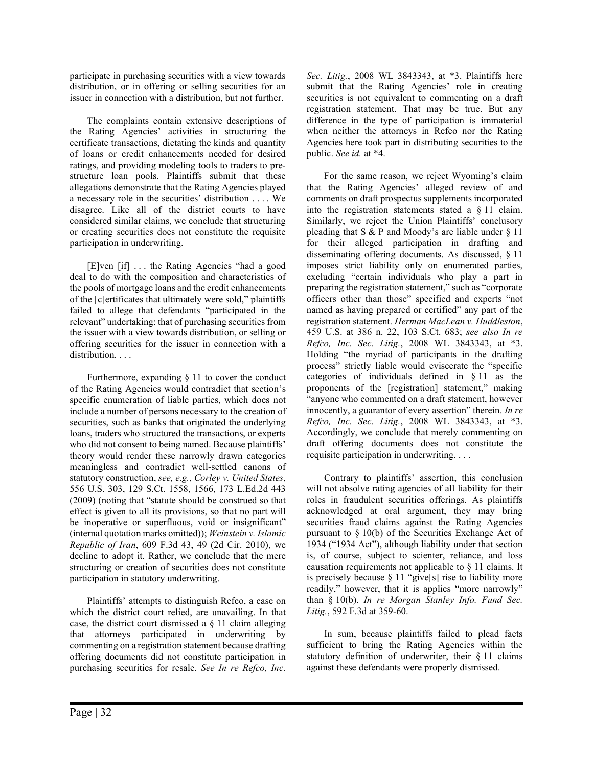participate in purchasing securities with a view towards distribution, or in offering or selling securities for an issuer in connection with a distribution, but not further.

The complaints contain extensive descriptions of the Rating Agencies' activities in structuring the certificate transactions, dictating the kinds and quantity of loans or credit enhancements needed for desired ratings, and providing modeling tools to traders to pre-structure loan pools. Plaintiffs submit that these allegations demonstrate that the Rating Agencies played a necessary role in the securities' distribution . . . . We disagree. Like all of the district courts to have considered similar claims, we conclude that structuring or creating securities does not constitute the requisite participation in underwriting.

[E]ven [if] . . . the Rating Agencies "had a good deal to do with the composition and characteristics of the pools of mortgage loans and the credit enhancements of the [c]ertificates that ultimately were sold," plaintiffs failed to allege that defendants "participated in the relevant" undertaking: that of purchasing securities from the issuer with a view towards distribution, or selling or offering securities for the issuer in connection with a distribution. . . .

Furthermore, expanding § 11 to cover the conduct of the Rating Agencies would contradict that section's specific enumeration of liable parties, which does not include a number of persons necessary to the creation of securities, such as banks that originated the underlying loans, traders who structured the transactions, or experts who did not consent to being named. Because plaintiffs' theory would render these narrowly drawn categories meaningless and contradict well-settled canons of statutory construction, *see, e.g.*, *Corley v. United States*, 556 U.S. 303, 129 S.Ct. 1558, 1566, 173 L.Ed.2d 443 (2009) (noting that "statute should be construed so that effect is given to all its provisions, so that no part will be inoperative or superfluous, void or insignificant" (internal quotation marks omitted)); *Weinstein v. Islamic Republic of Iran*, 609 F.3d 43, 49 (2d Cir. 2010), we decline to adopt it. Rather, we conclude that the mere structuring or creation of securities does not constitute participation in statutory underwriting.

Plaintiffs' attempts to distinguish Refco, a case on which the district court relied, are unavailing. In that case, the district court dismissed a § 11 claim alleging that attorneys participated in underwriting by commenting on a registration statement because drafting offering documents did not constitute participation in purchasing securities for resale. *See In re Refco, Inc. Sec. Litig.*, 2008 WL 3843343, at *3. Plaintiffs here submit that the Rating Agencies' role in creating securities is not equivalent to commenting on a draft registration statement. That may be true. But any difference in the type of participation is immaterial when neither the attorneys in Refco nor the Rating Agencies here took part in distributing securities to the public. *See id.* at *4.

For the same reason, we reject Wyoming's claim that the Rating Agencies' alleged review of and comments on draft prospectus supplements incorporated into the registration statements stated a § 11 claim. Similarly, we reject the Union Plaintiffs' conclusory pleading that S & P and Moody's are liable under § 11 for their alleged participation in drafting and disseminating offering documents. As discussed, § 11 imposes strict liability only on enumerated parties, excluding "certain individuals who play a part in preparing the registration statement," such as "corporate officers other than those" specified and experts "not named as having prepared or certified" any part of the registration statement. *Herman MacLean v. Huddleston*, 459 U.S. at 386 n. 22, 103 S.Ct. 683; *see also In re Refco, Inc. Sec. Litig.*, 2008 WL 3843343, at *3. Holding "the myriad of participants in the drafting process" strictly liable would eviscerate the "specific categories of individuals defined in § 11 as the proponents of the [registration] statement," making "anyone who commented on a draft statement, however innocently, a guarantor of every assertion" therein. *In re Refco, Inc. Sec. Litig.*, 2008 WL 3843343, at *3. Accordingly, we conclude that merely commenting on draft offering documents does not constitute the requisite participation in underwriting. . . .

Contrary to plaintiffs' assertion, this conclusion will not absolve rating agencies of all liability for their roles in fraudulent securities offerings. As plaintiffs acknowledged at oral argument, they may bring securities fraud claims against the Rating Agencies pursuant to § 10(b) of the Securities Exchange Act of 1934 ("1934 Act"), although liability under that section is, of course, subject to scienter, reliance, and loss causation requirements not applicable to § 11 claims. It is precisely because § 11 "give[s] rise to liability more readily," however, that it is applies "more narrowly" than § 10(b). *In re Morgan Stanley Info. Fund Sec. Litig.*, 592 F.3d at 359-60.

In sum, because plaintiffs failed to plead facts sufficient to bring the Rating Agencies within the statutory definition of underwriter, their § 11 claims against these defendants were properly dismissed.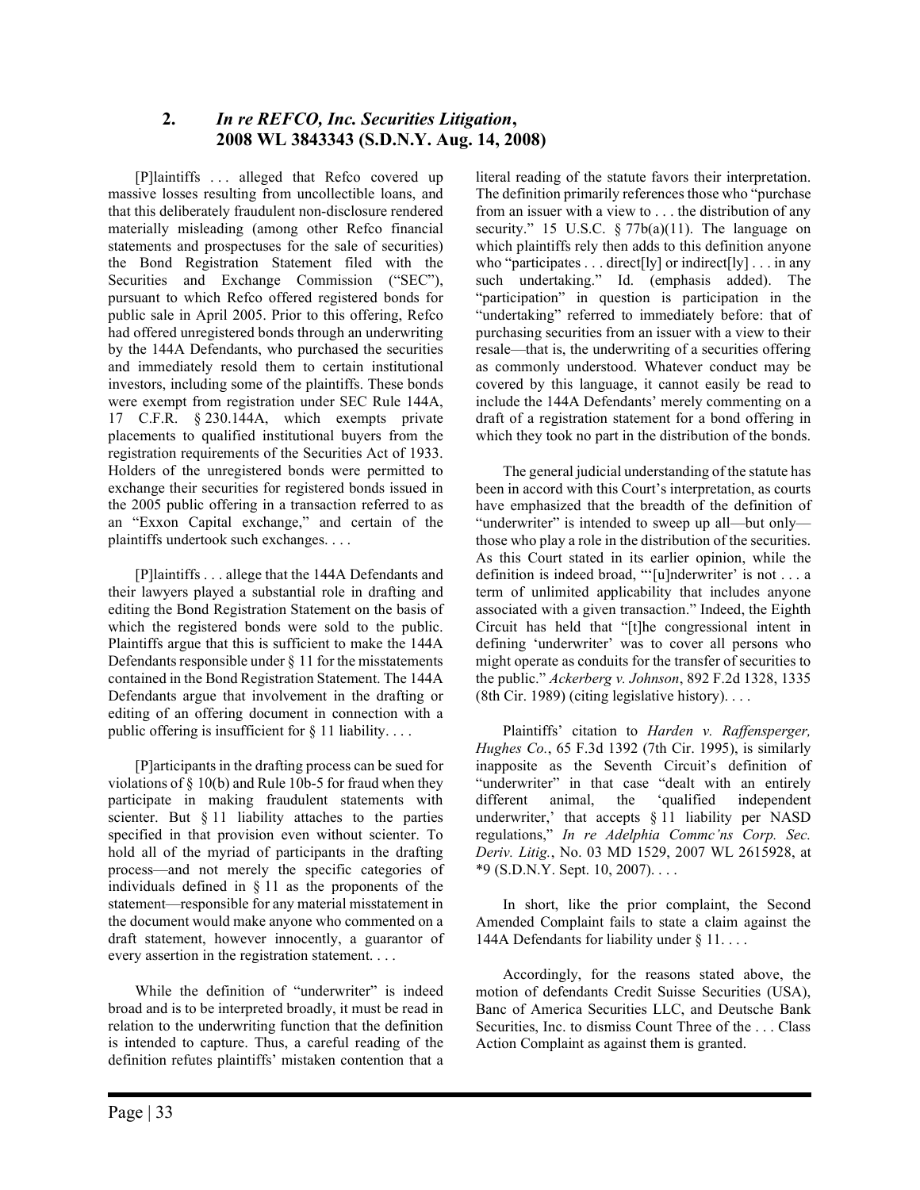## 2. *In re REFCO, Inc. Securities Litigation*, 2008 WL 3843343 (S.D.N.Y. Aug. 14, 2008)

[P]laintiffs . . . alleged that Refco covered up massive losses resulting from uncollectible loans, and that this deliberately fraudulent non-disclosure rendered materially misleading (among other Refco financial statements and prospectuses for the sale of securities) the Bond Registration Statement filed with the Securities and Exchange Commission ("SEC"), pursuant to which Refco offered registered bonds for public sale in April 2005. Prior to this offering, Refco had offered unregistered bonds through an underwriting by the 144A Defendants, who purchased the securities and immediately resold them to certain institutional investors, including some of the plaintiffs. These bonds were exempt from registration under SEC Rule 144A, 17 C.F.R. § 230.144A, which exempts private placements to qualified institutional buyers from the registration requirements of the Securities Act of 1933. Holders of the unregistered bonds were permitted to exchange their securities for registered bonds issued in the 2005 public offering in a transaction referred to as an "Exxon Capital exchange," and certain of the plaintiffs undertook such exchanges. . . .

[P]laintiffs . . . allege that the 144A Defendants and their lawyers played a substantial role in drafting and editing the Bond Registration Statement on the basis of which the registered bonds were sold to the public. Plaintiffs argue that this is sufficient to make the 144A Defendants responsible under § 11 for the misstatements contained in the Bond Registration Statement. The 144A Defendants argue that involvement in the drafting or editing of an offering document in connection with a public offering is insufficient for § 11 liability. . . .

[P]articipants in the drafting process can be sued for violations of § 10(b) and Rule 10b-5 for fraud when they participate in making fraudulent statements with scienter. But § 11 liability attaches to the parties specified in that provision even without scienter. To hold all of the myriad of participants in the drafting process—and not merely the specific categories of individuals defined in § 11 as the proponents of the statement—responsible for any material misstatement in the document would make anyone who commented on a draft statement, however innocently, a guarantor of every assertion in the registration statement. . . .

While the definition of "underwriter" is indeed broad and is to be interpreted broadly, it must be read in relation to the underwriting function that the definition is intended to capture. Thus, a careful reading of the definition refutes plaintiffs' mistaken contention that a literal reading of the statute favors their interpretation. The definition primarily references those who "purchase from an issuer with a view to . . . the distribution of any security." 15 U.S.C. § 77b(a)(11). The language on which plaintiffs rely then adds to this definition anyone who "participates . . . direct[ly] or indirect[ly] . . . in any such undertaking." Id. (emphasis added). The "participation" in question is participation in the "undertaking" referred to immediately before: that of purchasing securities from an issuer with a view to their resale—that is, the underwriting of a securities offering as commonly understood. Whatever conduct may be covered by this language, it cannot easily be read to include the 144A Defendants' merely commenting on a draft of a registration statement for a bond offering in which they took no part in the distribution of the bonds.

The general judicial understanding of the statute has been in accord with this Court's interpretation, as courts have emphasized that the breadth of the definition of "underwriter" is intended to sweep up all—but only—those who play a role in the distribution of the securities. As this Court stated in its earlier opinion, while the definition is indeed broad, "'[u]nderwriter' is not . . . a term of unlimited applicability that includes anyone associated with a given transaction." Indeed, the Eighth Circuit has held that "[t]he congressional intent in defining 'underwriter' was to cover all persons who might operate as conduits for the transfer of securities to the public." *Ackerberg v. Johnson*, 892 F.2d 1328, 1335 (8th Cir. 1989) (citing legislative history). . . .

Plaintiffs' citation to *Harden v. Raffensperger, Hughes Co.*, 65 F.3d 1392 (7th Cir. 1995), is similarly inapposite as the Seventh Circuit's definition of "underwriter" in that case "dealt with an entirely different animal, the 'qualified independent underwriter,' that accepts § 11 liability per NASD regulations," *In re Adelphia Commc'ns Corp. Sec. Deriv. Litig.*, No. 03 MD 1529, 2007 WL 2615928, at \*9 (S.D.N.Y. Sept. 10, 2007). . . .

In short, like the prior complaint, the Second Amended Complaint fails to state a claim against the 144A Defendants for liability under § 11. . . .

Accordingly, for the reasons stated above, the motion of defendants Credit Suisse Securities (USA), Banc of America Securities LLC, and Deutsche Bank Securities, Inc. to dismiss Count Three of the . . . Class Action Complaint as against them is granted.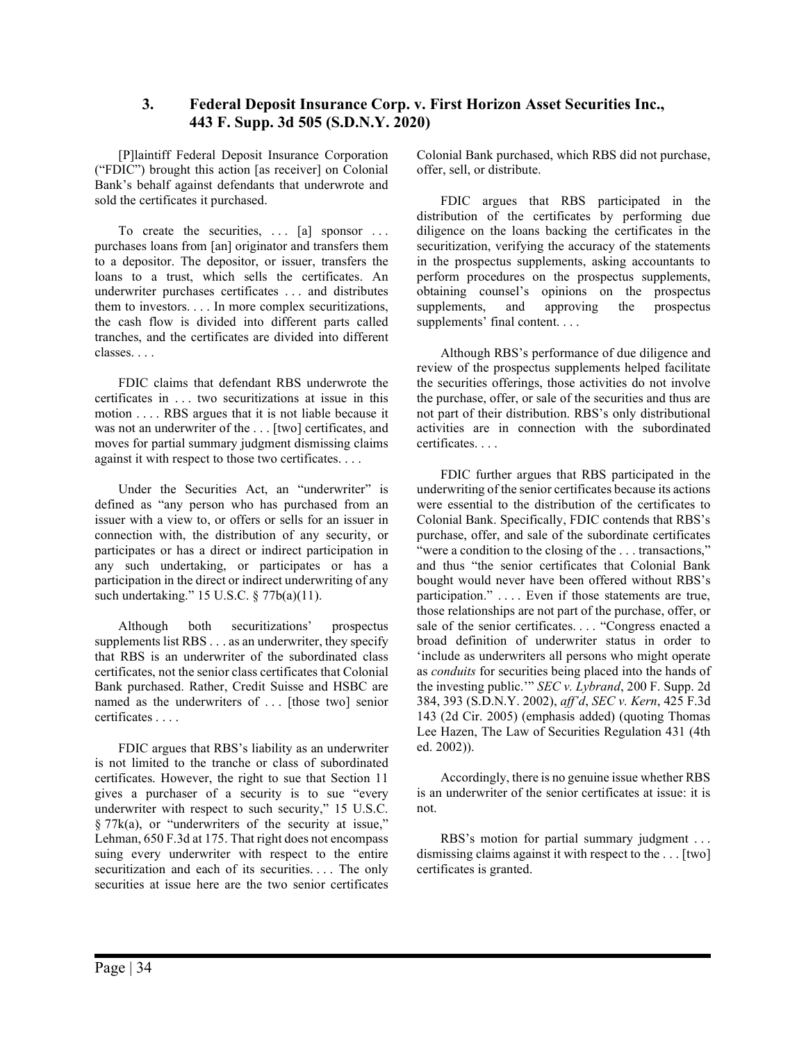### 3. Federal Deposit Insurance Corp. v. First Horizon Asset Securities Inc., 443 F. Supp. 3d 505 (S.D.N.Y. 2020)

[P]laintiff Federal Deposit Insurance Corporation ("FDIC") brought this action [as receiver] on Colonial Bank's behalf against defendants that underwrote and sold the certificates it purchased.

To create the securities, . . . [a] sponsor . . . purchases loans from [an] originator and transfers them to a depositor. The depositor, or issuer, transfers the loans to a trust, which sells the certificates. An underwriter purchases certificates . . . and distributes them to investors. . . . In more complex securitizations, the cash flow is divided into different parts called tranches, and the certificates are divided into different classes. . . .

FDIC claims that defendant RBS underwrote the certificates in . . . two securitizations at issue in this motion . . . . RBS argues that it is not liable because it was not an underwriter of the . . . [two] certificates, and moves for partial summary judgment dismissing claims against it with respect to those two certificates. . . .

Under the Securities Act, an "underwriter" is defined as "any person who has purchased from an issuer with a view to, or offers or sells for an issuer in connection with, the distribution of any security, or participates or has a direct or indirect participation in any such undertaking, or participates or has a participation in the direct or indirect underwriting of any such undertaking." 15 U.S.C. § 77b(a)(11).

Although both securitizations' prospectus supplements list RBS . . . as an underwriter, they specify that RBS is an underwriter of the subordinated class certificates, not the senior class certificates that Colonial Bank purchased. Rather, Credit Suisse and HSBC are named as the underwriters of . . . [those two] senior certificates . . . .

FDIC argues that RBS's liability as an underwriter is not limited to the tranche or class of subordinated certificates. However, the right to sue that Section 11 gives a purchaser of a security is to sue "every underwriter with respect to such security," 15 U.S.C. § 77k(a), or "underwriters of the security at issue," Lehman, 650 F.3d at 175. That right does not encompass suing every underwriter with respect to the entire securitization and each of its securities. . . . The only securities at issue here are the two senior certificates Colonial Bank purchased, which RBS did not purchase, offer, sell, or distribute.

FDIC argues that RBS participated in the distribution of the certificates by performing due diligence on the loans backing the certificates in the securitization, verifying the accuracy of the statements in the prospectus supplements, asking accountants to perform procedures on the prospectus supplements, obtaining counsel's opinions on the prospectus supplements, and approving the prospectus supplements' final content. . . .

Although RBS's performance of due diligence and review of the prospectus supplements helped facilitate the securities offerings, those activities do not involve the purchase, offer, or sale of the securities and thus are not part of their distribution. RBS's only distributional activities are in connection with the subordinated certificates. . . .

FDIC further argues that RBS participated in the underwriting of the senior certificates because its actions were essential to the distribution of the certificates to Colonial Bank. Specifically, FDIC contends that RBS's purchase, offer, and sale of the subordinate certificates "were a condition to the closing of the . . . transactions," and thus "the senior certificates that Colonial Bank bought would never have been offered without RBS's participation." . . . . Even if those statements are true, those relationships are not part of the purchase, offer, or sale of the senior certificates. . . . "Congress enacted a broad definition of underwriter status in order to 'include as underwriters all persons who might operate as *conduits* for securities being placed into the hands of the investing public.'" *SEC v. Lybrand*, 200 F. Supp. 2d 384, 393 (S.D.N.Y. 2002), *aff'd*, *SEC v. Kern*, 425 F.3d 143 (2d Cir. 2005) (emphasis added) (quoting Thomas Lee Hazen, The Law of Securities Regulation 431 (4th ed. 2002)).

Accordingly, there is no genuine issue whether RBS is an underwriter of the senior certificates at issue: it is not.

RBS's motion for partial summary judgment . . . dismissing claims against it with respect to the . . . [two] certificates is granted.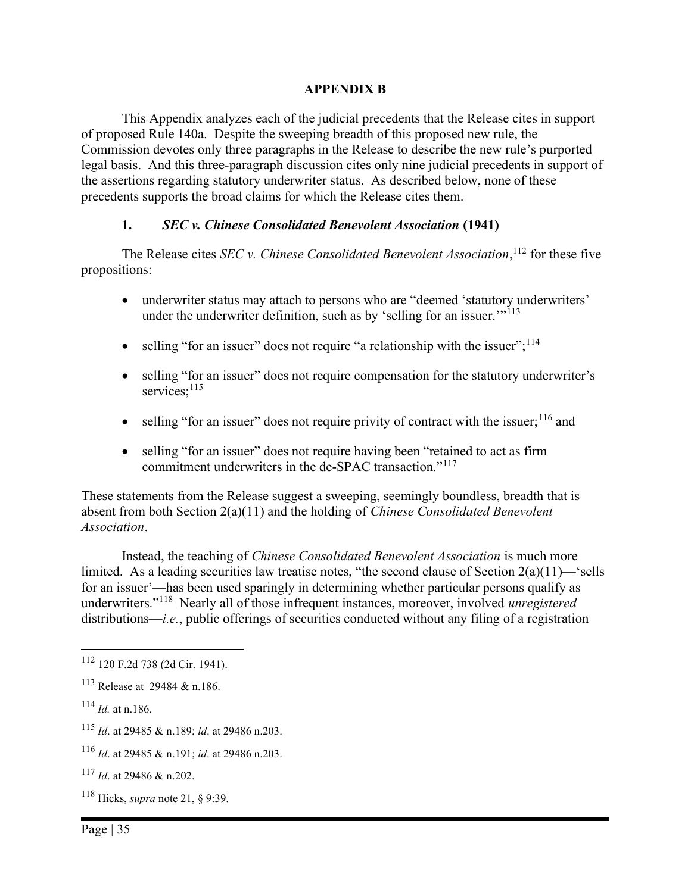## APPENDIX B

This Appendix analyzes each of the judicial precedents that the Release cites in support of proposed Rule 140a. Despite the sweeping breadth of this proposed new rule, the Commission devotes only three paragraphs in the Release to describe the new rule's purported legal basis. And this three-paragraph discussion cites only nine judicial precedents in support of the assertions regarding statutory underwriter status. As described below, none of these precedents supports the broad claims for which the Release cites them.

### 1. *SEC v. Chinese Consolidated Benevolent Association* (1941)

The Release cites *SEC v. Chinese Consolidated Benevolent Association*,[112] for these five propositions:

- underwriter status may attach to persons who are "deemed 'statutory underwriters' under the underwriter definition, such as by 'selling for an issuer.'"[113]
- selling "for an issuer" does not require "a relationship with the issuer";[114]
- selling "for an issuer" does not require compensation for the statutory underwriter's services;[115]
- selling "for an issuer" does not require privity of contract with the issuer;[116] and
- selling "for an issuer" does not require having been "retained to act as firm commitment underwriters in the de-SPAC transaction."[117]

These statements from the Release suggest a sweeping, seemingly boundless, breadth that is absent from both Section 2(a)(11) and the holding of *Chinese Consolidated Benevolent Association*.

Instead, the teaching of *Chinese Consolidated Benevolent Association* is much more limited. As a leading securities law treatise notes, "the second clause of Section 2(a)(11)—'sells for an issuer'—has been used sparingly in determining whether particular persons qualify as underwriters."[118] Nearly all of those infrequent instances, moreover, involved *unregistered* distributions—*i.e.*, public offerings of securities conducted without any filing of a registration

---

[112] 120 F.2d 738 (2d Cir. 1941).

[113] Release at 29484 & n.186.

[114] *Id.* at n.186.

[115] *Id*. at 29485 & n.189; *id*. at 29486 n.203.

[116] *Id*. at 29485 & n.191; *id*. at 29486 n.203.

[117] *Id*. at 29486 & n.202.

[118] Hicks, *supra* note 21, § 9:39.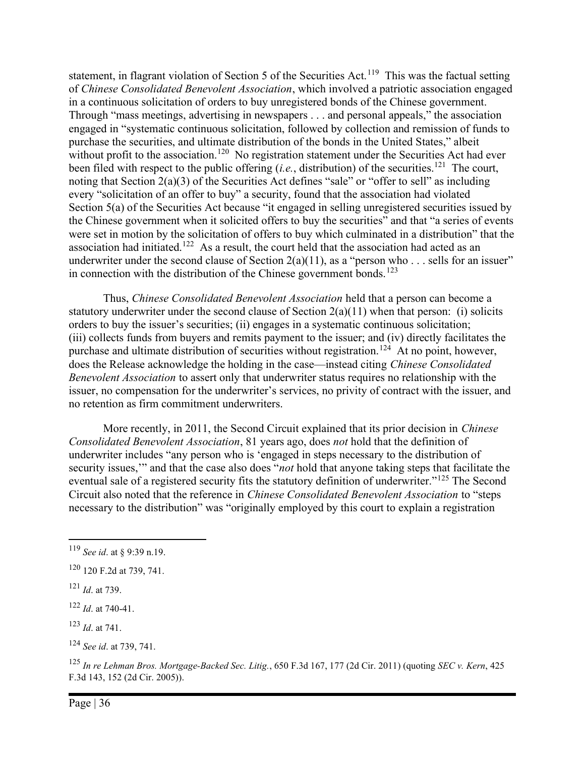statement, in flagrant violation of Section 5 of the Securities Act.[119] This was the factual setting of *Chinese Consolidated Benevolent Association*, which involved a patriotic association engaged in a continuous solicitation of orders to buy unregistered bonds of the Chinese government. Through "mass meetings, advertising in newspapers . . . and personal appeals," the association engaged in "systematic continuous solicitation, followed by collection and remission of funds to purchase the securities, and ultimate distribution of the bonds in the United States," albeit without profit to the association.[120] No registration statement under the Securities Act had ever been filed with respect to the public offering (*i.e.*, distribution) of the securities.[121] The court, noting that Section 2(a)(3) of the Securities Act defines "sale" or "offer to sell" as including every "solicitation of an offer to buy" a security, found that the association had violated Section 5(a) of the Securities Act because "it engaged in selling unregistered securities issued by the Chinese government when it solicited offers to buy the securities" and that "a series of events were set in motion by the solicitation of offers to buy which culminated in a distribution" that the association had initiated.[122] As a result, the court held that the association had acted as an underwriter under the second clause of Section 2(a)(11), as a "person who . . . sells for an issuer" in connection with the distribution of the Chinese government bonds.[123]

Thus, *Chinese Consolidated Benevolent Association* held that a person can become a statutory underwriter under the second clause of Section 2(a)(11) when that person: (i) solicits orders to buy the issuer's securities; (ii) engages in a systematic continuous solicitation; (iii) collects funds from buyers and remits payment to the issuer; and (iv) directly facilitates the purchase and ultimate distribution of securities without registration.[124] At no point, however, does the Release acknowledge the holding in the case—instead citing *Chinese Consolidated Benevolent Association* to assert only that underwriter status requires no relationship with the issuer, no compensation for the underwriter's services, no privity of contract with the issuer, and no retention as firm commitment underwriters.

More recently, in 2011, the Second Circuit explained that its prior decision in *Chinese Consolidated Benevolent Association*, 81 years ago, does *not* hold that the definition of underwriter includes "any person who is 'engaged in steps necessary to the distribution of security issues,'" and that the case also does "*not* hold that anyone taking steps that facilitate the eventual sale of a registered security fits the statutory definition of underwriter."[125] The Second Circuit also noted that the reference in *Chinese Consolidated Benevolent Association* to "steps necessary to the distribution" was "originally employed by this court to explain a registration

---

[119] *See id*. at § 9:39 n.19.

[120] 120 F.2d at 739, 741.

[121] *Id*. at 739.

[122] *Id*. at 740-41.

[123] *Id*. at 741.

[124] *See id*. at 739, 741.

[125] *In re Lehman Bros. Mortgage-Backed Sec. Litig.*, 650 F.3d 167, 177 (2d Cir. 2011) (quoting *SEC v. Kern*, 425 F.3d 143, 152 (2d Cir. 2005)).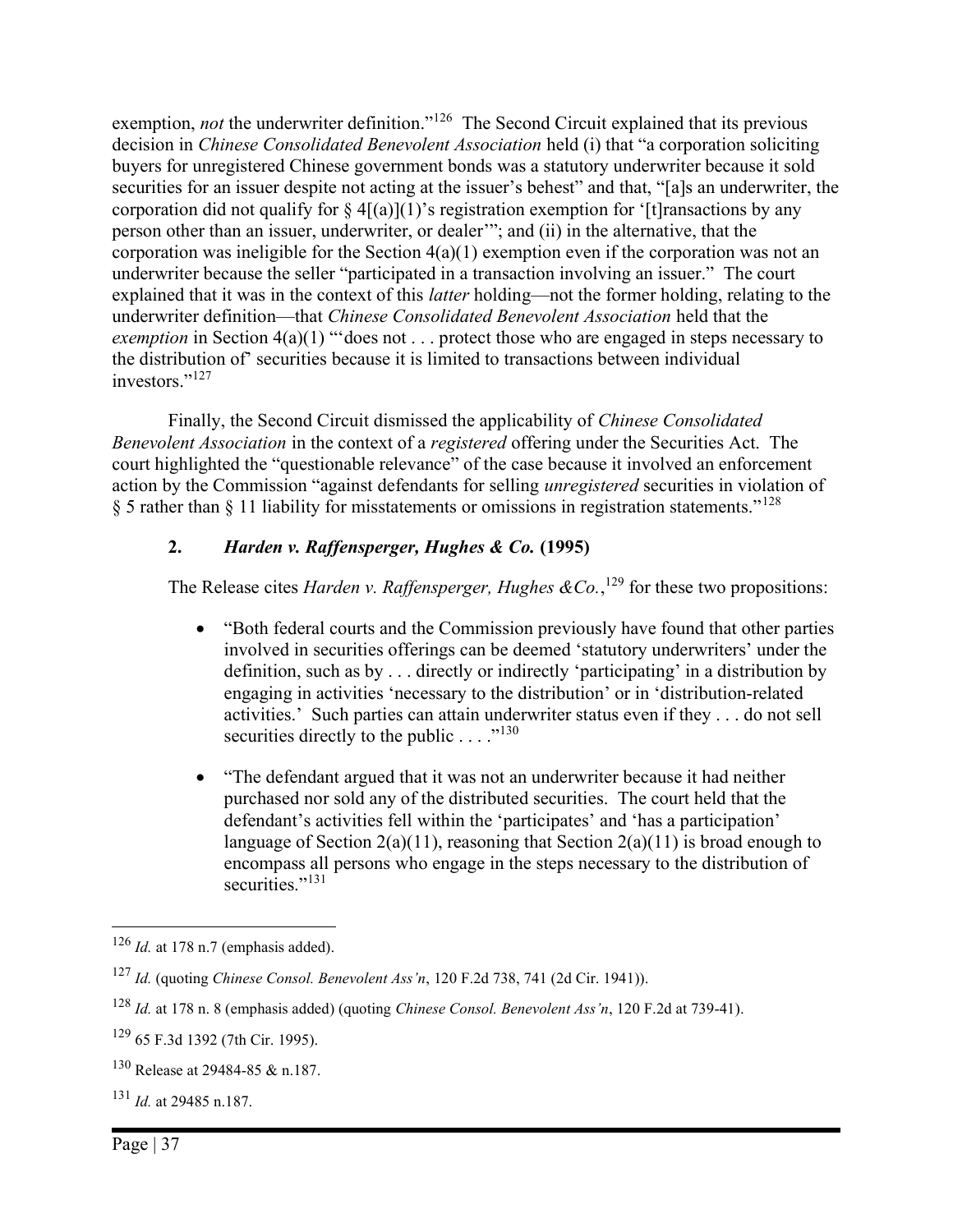exemption, *not* the underwriter definition."[126] The Second Circuit explained that its previous decision in *Chinese Consolidated Benevolent Association* held (i) that "a corporation soliciting buyers for unregistered Chinese government bonds was a statutory underwriter because it sold securities for an issuer despite not acting at the issuer's behest" and that, "[a]s an underwriter, the corporation did not qualify for § 4[(a)](1)'s registration exemption for '[t]ransactions by any person other than an issuer, underwriter, or dealer'"; and (ii) in the alternative, that the corporation was ineligible for the Section 4(a)(1) exemption even if the corporation was not an underwriter because the seller "participated in a transaction involving an issuer." The court explained that it was in the context of this *latter* holding—not the former holding, relating to the underwriter definition—that *Chinese Consolidated Benevolent Association* held that the *exemption* in Section 4(a)(1) "'does not . . . protect those who are engaged in steps necessary to the distribution of' securities because it is limited to transactions between individual investors."[127]

Finally, the Second Circuit dismissed the applicability of *Chinese Consolidated Benevolent Association* in the context of a *registered* offering under the Securities Act. The court highlighted the "questionable relevance" of the case because it involved an enforcement action by the Commission "against defendants for selling *unregistered* securities in violation of § 5 rather than § 11 liability for misstatements or omissions in registration statements."[128]

### 2. *Harden v. Raffensperger, Hughes & Co.* (1995)

The Release cites *Harden v. Raffensperger, Hughes &Co.*,[129] for these two propositions:

- "Both federal courts and the Commission previously have found that other parties involved in securities offerings can be deemed 'statutory underwriters' under the definition, such as by . . . directly or indirectly 'participating' in a distribution by engaging in activities 'necessary to the distribution' or in 'distribution-related activities.' Such parties can attain underwriter status even if they . . . do not sell securities directly to the public . . . ."[130]
- "The defendant argued that it was not an underwriter because it had neither purchased nor sold any of the distributed securities. The court held that the defendant's activities fell within the 'participates' and 'has a participation' language of Section 2(a)(11), reasoning that Section 2(a)(11) is broad enough to encompass all persons who engage in the steps necessary to the distribution of securities."[131]

---

[126] *Id.* at 178 n.7 (emphasis added).

[127] *Id.* (quoting *Chinese Consol. Benevolent Ass'n*, 120 F.2d 738, 741 (2d Cir. 1941)).

[128] *Id.* at 178 n. 8 (emphasis added) (quoting *Chinese Consol. Benevolent Ass'n*, 120 F.2d at 739-41).

[129] 65 F.3d 1392 (7th Cir. 1995).

[130] Release at 29484-85 & n.187.

[131] *Id.* at 29485 n.187.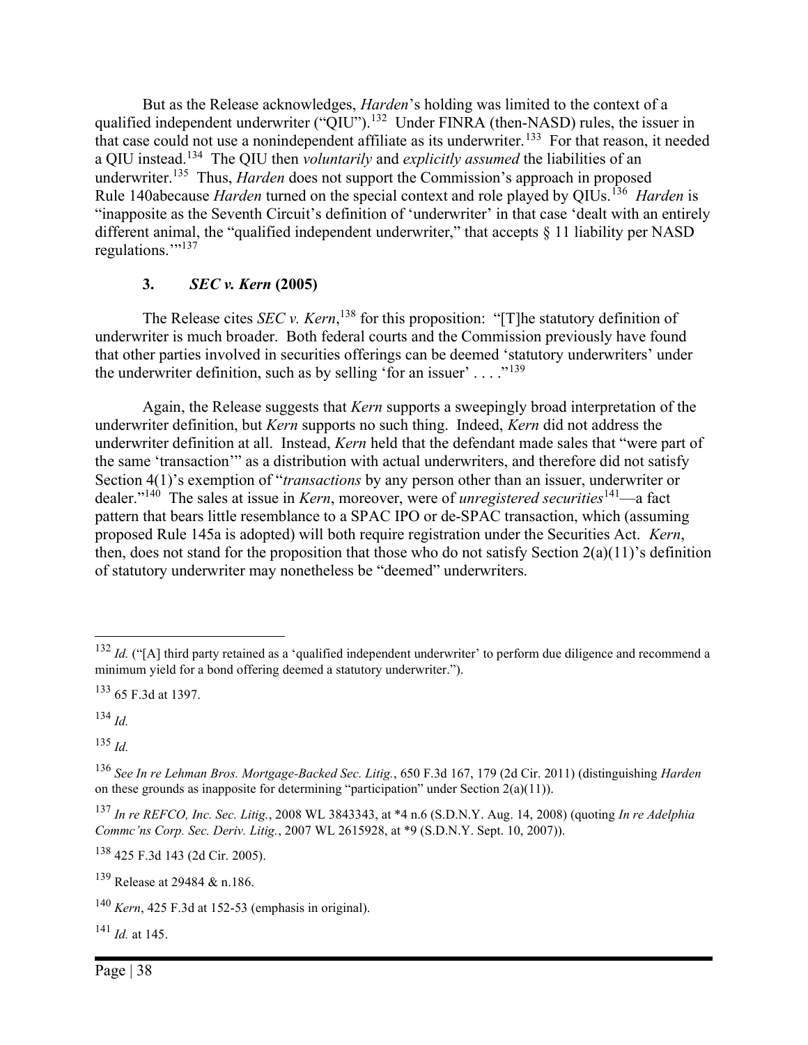But as the Release acknowledges, *Harden*'s holding was limited to the context of a qualified independent underwriter ("QIU").[132] Under FINRA (then-NASD) rules, the issuer in that case could not use a nonindependent affiliate as its underwriter.[133] For that reason, it needed a QIU instead.[134] The QIU then *voluntarily* and *explicitly assumed* the liabilities of an underwriter.[135] Thus, *Harden* does not support the Commission's approach in proposed Rule 140abecause *Harden* turned on the special context and role played by QIUs.[136] *Harden* is "inapposite as the Seventh Circuit's definition of 'underwriter' in that case 'dealt with an entirely different animal, the "qualified independent underwriter," that accepts § 11 liability per NASD regulations.'"[137]

### 3. *SEC v. Kern* (2005)

The Release cites *SEC v. Kern*,[138] for this proposition: "[T]he statutory definition of underwriter is much broader. Both federal courts and the Commission previously have found that other parties involved in securities offerings can be deemed 'statutory underwriters' under the underwriter definition, such as by selling 'for an issuer' . . . ."[139]

Again, the Release suggests that *Kern* supports a sweepingly broad interpretation of the underwriter definition, but *Kern* supports no such thing. Indeed, *Kern* did not address the underwriter definition at all. Instead, *Kern* held that the defendant made sales that "were part of the same 'transaction'" as a distribution with actual underwriters, and therefore did not satisfy Section 4(1)'s exemption of "*transactions* by any person other than an issuer, underwriter or dealer."[140] The sales at issue in *Kern*, moreover, were of *unregistered securities*[141]—a fact pattern that bears little resemblance to a SPAC IPO or de-SPAC transaction, which (assuming proposed Rule 145a is adopted) will both require registration under the Securities Act. *Kern*, then, does not stand for the proposition that those who do not satisfy Section 2(a)(11)'s definition of statutory underwriter may nonetheless be "deemed" underwriters.

---

[132] *Id.* ("[A] third party retained as a 'qualified independent underwriter' to perform due diligence and recommend a minimum yield for a bond offering deemed a statutory underwriter.").

[133] 65 F.3d at 1397.

[134] *Id.*

[135] *Id.*

[136] *See In re Lehman Bros. Mortgage-Backed Sec. Litig.*, 650 F.3d 167, 179 (2d Cir. 2011) (distinguishing *Harden* on these grounds as inapposite for determining "participation" under Section 2(a)(11)).

[137] *In re REFCO, Inc. Sec. Litig.*, 2008 WL 3843343, at *4 n.6 (S.D.N.Y. Aug. 14, 2008) (quoting *In re Adelphia Commc'ns Corp. Sec. Deriv. Litig.*, 2007 WL 2615928, at *9 (S.D.N.Y. Sept. 10, 2007)).

[138] 425 F.3d 143 (2d Cir. 2005).

[139] Release at 29484 & n.186.

[140] *Kern*, 425 F.3d at 152-53 (emphasis in original).

[141] *Id.* at 145.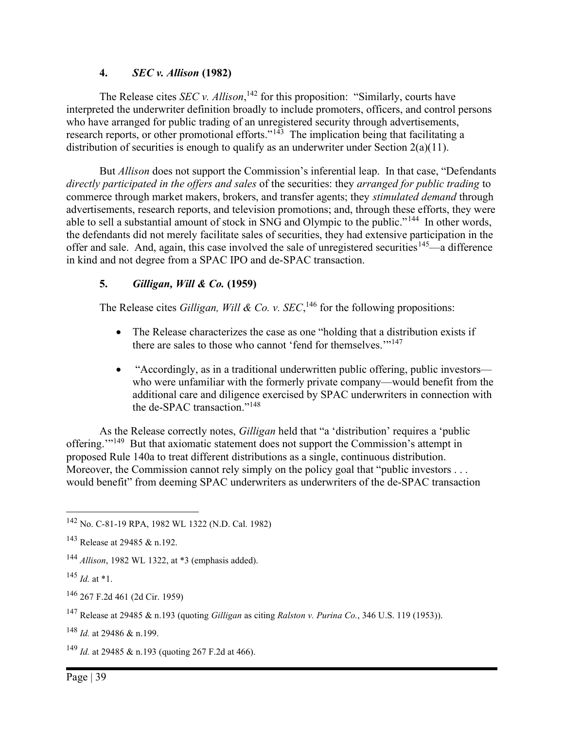### 4. *SEC v. Allison* (1982)

The Release cites *SEC v. Allison*,[142] for this proposition: "Similarly, courts have interpreted the underwriter definition broadly to include promoters, officers, and control persons who have arranged for public trading of an unregistered security through advertisements, research reports, or other promotional efforts."[143] The implication being that facilitating a distribution of securities is enough to qualify as an underwriter under Section 2(a)(11).

But *Allison* does not support the Commission's inferential leap. In that case, "Defendants *directly participated in the offers and sales* of the securities: they *arranged for public trading* to commerce through market makers, brokers, and transfer agents; they *stimulated demand* through advertisements, research reports, and television promotions; and, through these efforts, they were able to sell a substantial amount of stock in SNG and Olympic to the public."[144] In other words, the defendants did not merely facilitate sales of securities, they had extensive participation in the offer and sale. And, again, this case involved the sale of unregistered securities[145]—a difference in kind and not degree from a SPAC IPO and de-SPAC transaction.

### 5. *Gilligan, Will & Co.* (1959)

The Release cites *Gilligan, Will & Co. v. SEC*,[146] for the following propositions:

- The Release characterizes the case as one "holding that a distribution exists if there are sales to those who cannot 'fend for themselves.'"[147]
- "Accordingly, as in a traditional underwritten public offering, public investors—who were unfamiliar with the formerly private company—would benefit from the additional care and diligence exercised by SPAC underwriters in connection with the de-SPAC transaction."[148]

As the Release correctly notes, *Gilligan* held that "a 'distribution' requires a 'public offering.'"[149] But that axiomatic statement does not support the Commission's attempt in proposed Rule 140a to treat different distributions as a single, continuous distribution. Moreover, the Commission cannot rely simply on the policy goal that "public investors . . . would benefit" from deeming SPAC underwriters as underwriters of the de-SPAC transaction

---

[142] No. C-81-19 RPA, 1982 WL 1322 (N.D. Cal. 1982)

[143] Release at 29485 & n.192.

[144] *Allison*, 1982 WL 1322, at *3 (emphasis added).

[145] *Id.* at *1.

[146] 267 F.2d 461 (2d Cir. 1959)

[147] Release at 29485 & n.193 (quoting *Gilligan* as citing *Ralston v. Purina Co.*, 346 U.S. 119 (1953)).

[148] *Id.* at 29486 & n.199.

[149] *Id.* at 29485 & n.193 (quoting 267 F.2d at 466).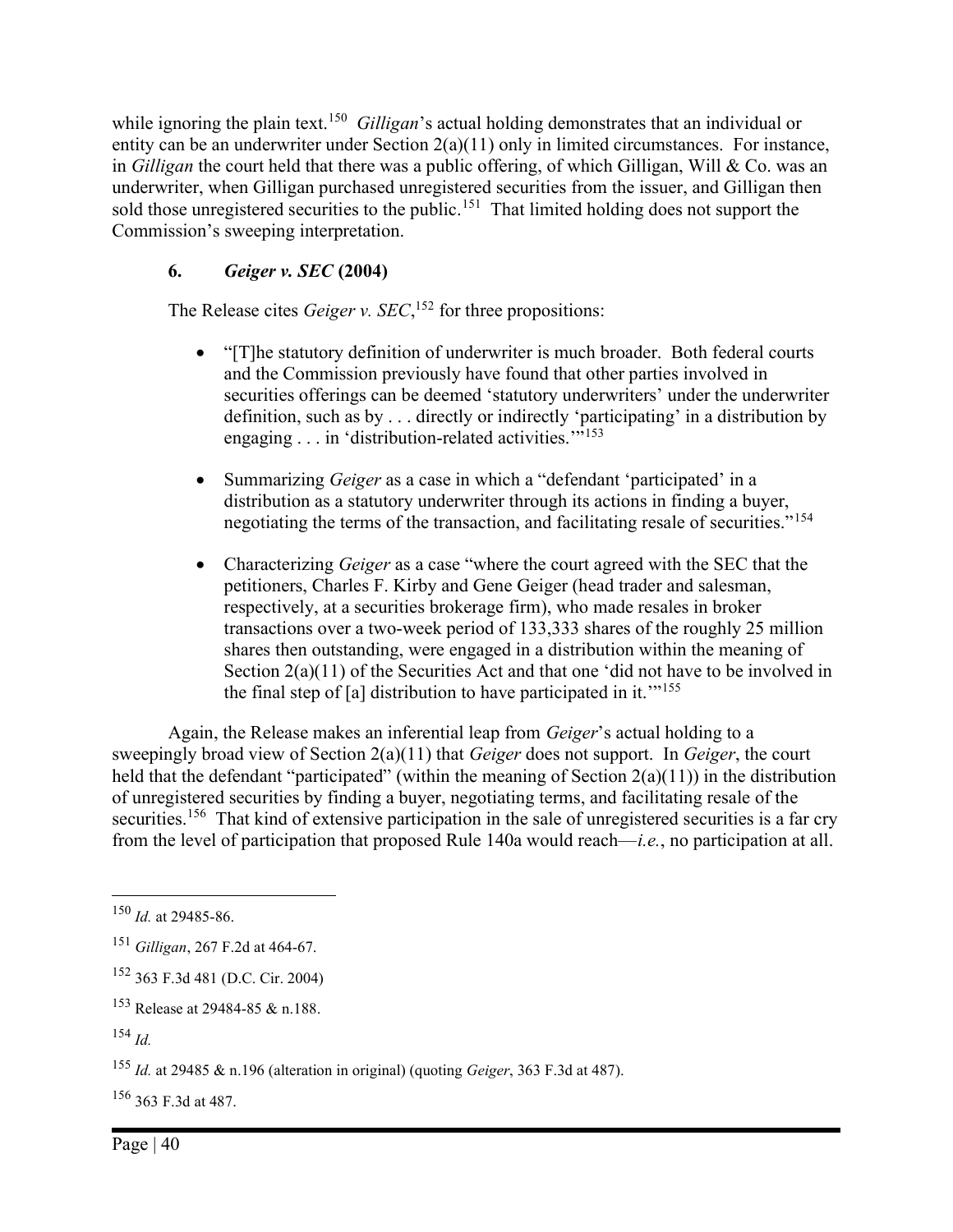while ignoring the plain text.[150] *Gilligan*'s actual holding demonstrates that an individual or entity can be an underwriter under Section 2(a)(11) only in limited circumstances. For instance, in *Gilligan* the court held that there was a public offering, of which Gilligan, Will & Co. was an underwriter, when Gilligan purchased unregistered securities from the issuer, and Gilligan then sold those unregistered securities to the public.[151] That limited holding does not support the Commission's sweeping interpretation.

### 6. *Geiger v. SEC* (2004)

The Release cites *Geiger v. SEC*,[152] for three propositions:

- "[T]he statutory definition of underwriter is much broader. Both federal courts and the Commission previously have found that other parties involved in securities offerings can be deemed 'statutory underwriters' under the underwriter definition, such as by . . . directly or indirectly 'participating' in a distribution by engaging . . . in 'distribution-related activities.'"[153]
- Summarizing *Geiger* as a case in which a "defendant 'participated' in a distribution as a statutory underwriter through its actions in finding a buyer, negotiating the terms of the transaction, and facilitating resale of securities."[154]
- Characterizing *Geiger* as a case "where the court agreed with the SEC that the petitioners, Charles F. Kirby and Gene Geiger (head trader and salesman, respectively, at a securities brokerage firm), who made resales in broker transactions over a two-week period of 133,333 shares of the roughly 25 million shares then outstanding, were engaged in a distribution within the meaning of Section 2(a)(11) of the Securities Act and that one 'did not have to be involved in the final step of [a] distribution to have participated in it.'"[155]

Again, the Release makes an inferential leap from *Geiger*'s actual holding to a sweepingly broad view of Section 2(a)(11) that *Geiger* does not support. In *Geiger*, the court held that the defendant "participated" (within the meaning of Section 2(a)(11)) in the distribution of unregistered securities by finding a buyer, negotiating terms, and facilitating resale of the securities.[156] That kind of extensive participation in the sale of unregistered securities is a far cry from the level of participation that proposed Rule 140a would reach—*i.e.*, no participation at all.

---

[150] *Id.* at 29485-86.

[151] *Gilligan*, 267 F.2d at 464-67.

[152] 363 F.3d 481 (D.C. Cir. 2004)

[153] Release at 29484-85 & n.188.

[154] *Id.*

[155] *Id.* at 29485 & n.196 (alteration in original) (quoting *Geiger*, 363 F.3d at 487).

[156] 363 F.3d at 487.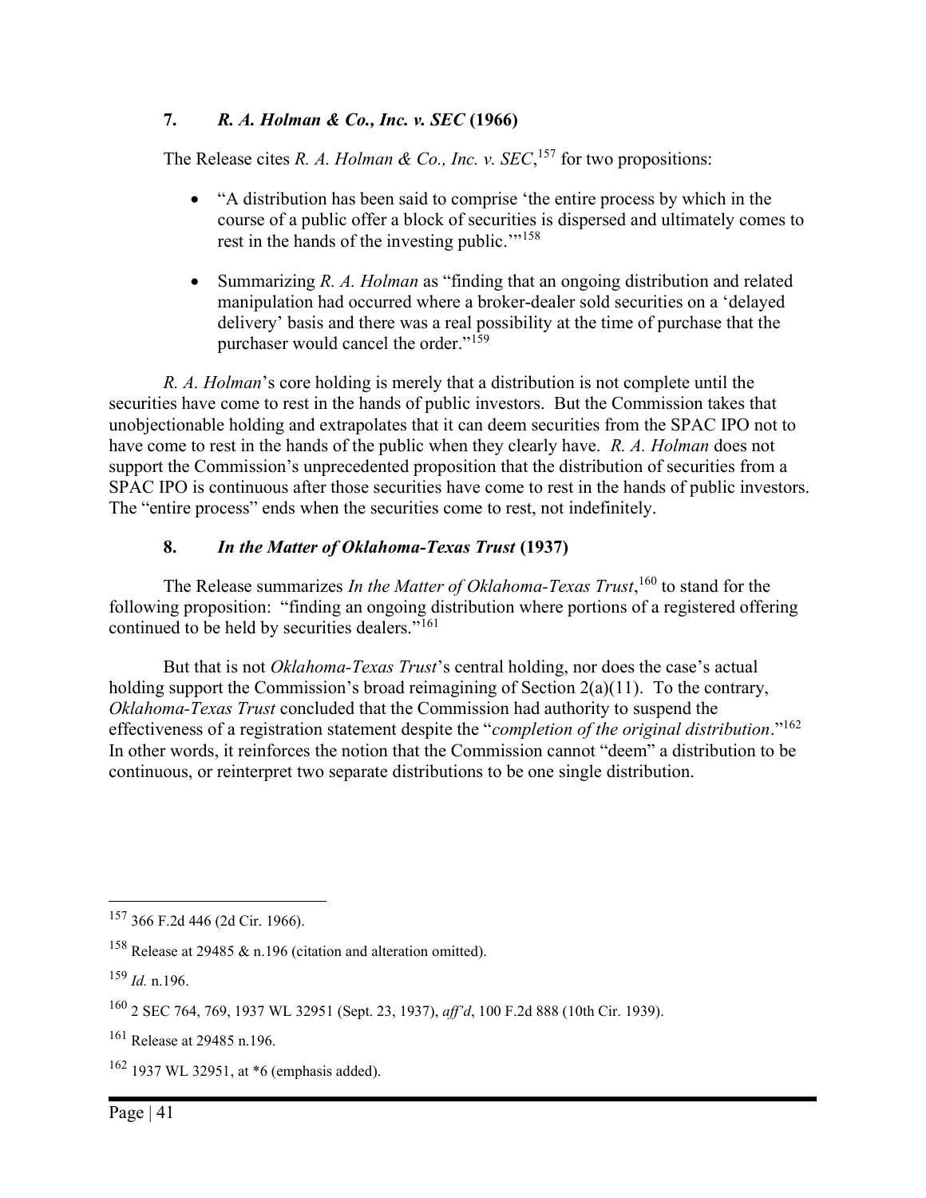### 7. *R. A. Holman & Co., Inc. v. SEC* (1966)

The Release cites *R. A. Holman & Co., Inc. v. SEC*,[157] for two propositions:

- "A distribution has been said to comprise 'the entire process by which in the course of a public offer a block of securities is dispersed and ultimately comes to rest in the hands of the investing public.'"[158]
- Summarizing *R. A. Holman* as "finding that an ongoing distribution and related manipulation had occurred where a broker-dealer sold securities on a 'delayed delivery' basis and there was a real possibility at the time of purchase that the purchaser would cancel the order."[159]

*R. A. Holman*'s core holding is merely that a distribution is not complete until the securities have come to rest in the hands of public investors. But the Commission takes that unobjectionable holding and extrapolates that it can deem securities from the SPAC IPO not to have come to rest in the hands of the public when they clearly have. *R. A. Holman* does not support the Commission's unprecedented proposition that the distribution of securities from a SPAC IPO is continuous after those securities have come to rest in the hands of public investors. The "entire process" ends when the securities come to rest, not indefinitely.

### 8. *In the Matter of Oklahoma-Texas Trust* (1937)

The Release summarizes *In the Matter of Oklahoma-Texas Trust*,[160] to stand for the following proposition: "finding an ongoing distribution where portions of a registered offering continued to be held by securities dealers."[161]

But that is not *Oklahoma-Texas Trust*'s central holding, nor does the case's actual holding support the Commission's broad reimagining of Section 2(a)(11). To the contrary, *Oklahoma-Texas Trust* concluded that the Commission had authority to suspend the effectiveness of a registration statement despite the "*completion of the original distribution*."[162] In other words, it reinforces the notion that the Commission cannot "deem" a distribution to be continuous, or reinterpret two separate distributions to be one single distribution.

---

[157] 366 F.2d 446 (2d Cir. 1966).

[158] Release at 29485 & n.196 (citation and alteration omitted).

[159] *Id.* n.196.

[160] 2 SEC 764, 769, 1937 WL 32951 (Sept. 23, 1937), *aff'd*, 100 F.2d 888 (10th Cir. 1939).

[161] Release at 29485 n.196.

[162] 1937 WL 32951, at *6 (emphasis added).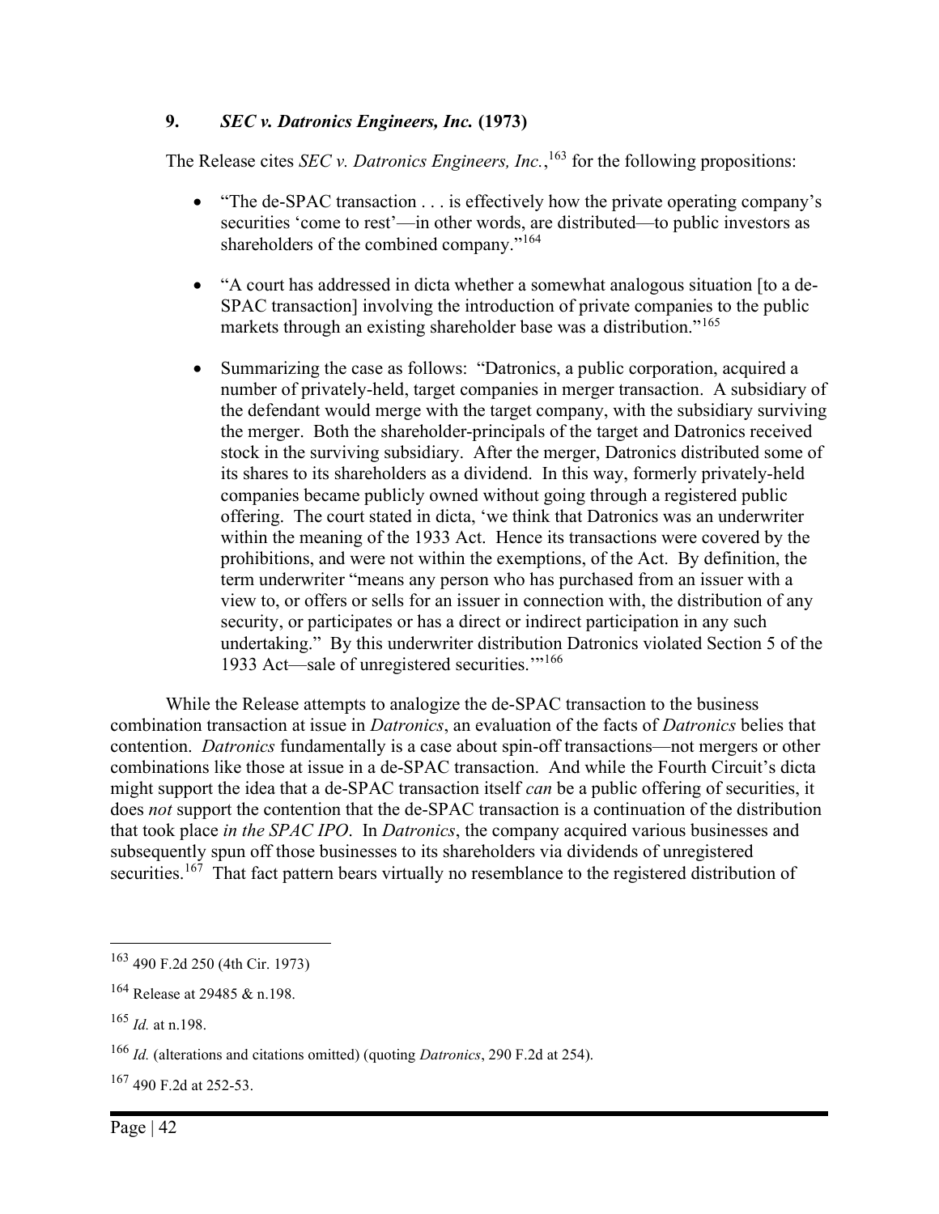### 9. *SEC v. Datronics Engineers, Inc.* (1973)

The Release cites *SEC v. Datronics Engineers, Inc.*,[163] for the following propositions:

- "The de-SPAC transaction . . . is effectively how the private operating company's securities 'come to rest'—in other words, are distributed—to public investors as shareholders of the combined company."[164]
- "A court has addressed in dicta whether a somewhat analogous situation [to a de-SPAC transaction] involving the introduction of private companies to the public markets through an existing shareholder base was a distribution."[165]
- Summarizing the case as follows: "Datronics, a public corporation, acquired a number of privately-held, target companies in merger transaction. A subsidiary of the defendant would merge with the target company, with the subsidiary surviving the merger. Both the shareholder-principals of the target and Datronics received stock in the surviving subsidiary. After the merger, Datronics distributed some of its shares to its shareholders as a dividend. In this way, formerly privately-held companies became publicly owned without going through a registered public offering. The court stated in dicta, 'we think that Datronics was an underwriter within the meaning of the 1933 Act. Hence its transactions were covered by the prohibitions, and were not within the exemptions, of the Act. By definition, the term underwriter "means any person who has purchased from an issuer with a view to, or offers or sells for an issuer in connection with, the distribution of any security, or participates or has a direct or indirect participation in any such undertaking." By this underwriter distribution Datronics violated Section 5 of the 1933 Act—sale of unregistered securities.'"[166]

While the Release attempts to analogize the de-SPAC transaction to the business combination transaction at issue in *Datronics*, an evaluation of the facts of *Datronics* belies that contention. *Datronics* fundamentally is a case about spin-off transactions—not mergers or other combinations like those at issue in a de-SPAC transaction. And while the Fourth Circuit's dicta might support the idea that a de-SPAC transaction itself *can* be a public offering of securities, it does *not* support the contention that the de-SPAC transaction is a continuation of the distribution that took place *in the SPAC IPO*. In *Datronics*, the company acquired various businesses and subsequently spun off those businesses to its shareholders via dividends of unregistered securities.[167] That fact pattern bears virtually no resemblance to the registered distribution of

---

[163] 490 F.2d 250 (4th Cir. 1973)

[164] Release at 29485 & n.198.

[165] *Id.* at n.198.

[166] *Id.* (alterations and citations omitted) (quoting *Datronics*, 290 F.2d at 254).

[167] 490 F.2d at 252-53.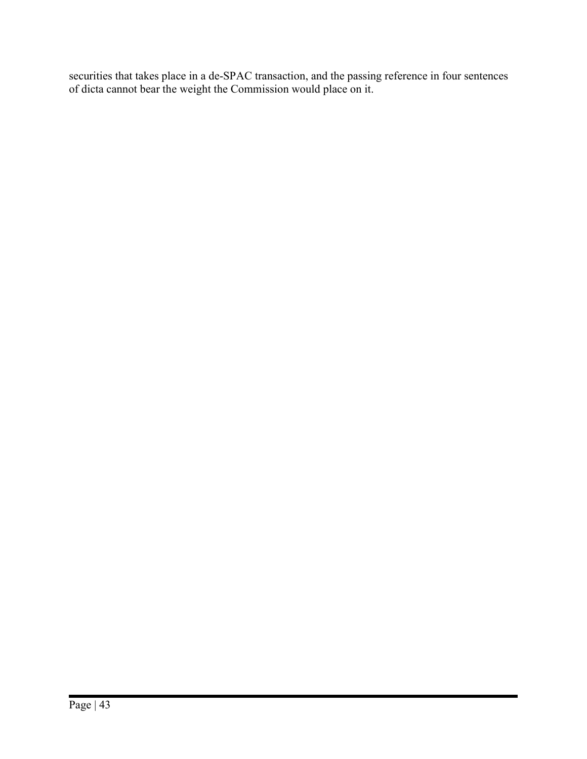securities that takes place in a de-SPAC transaction, and the passing reference in four sentences of dicta cannot bear the weight the Commission would place on it.